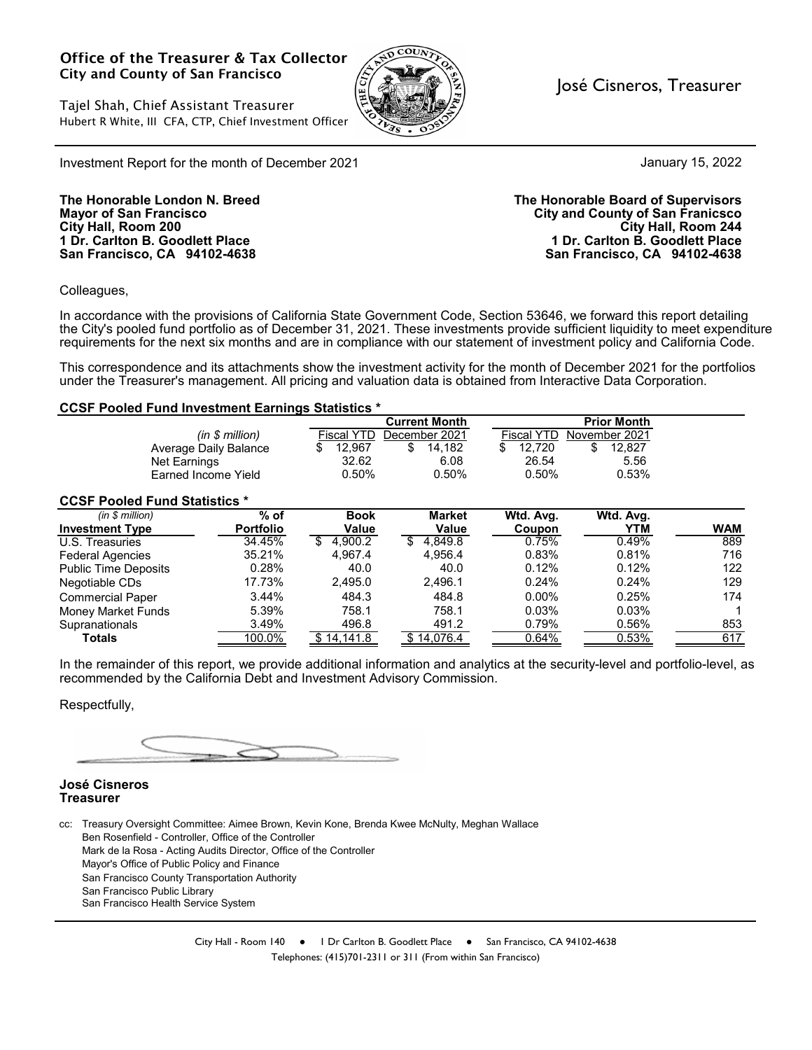**Office of the Treasurer & Tax Collector**
**City and County of San Francisco**

Tajel Shah, Chief Assistant Treasurer
Hubert R White, III CFA, CTP, Chief Investment Officer

José Cisneros, Treasurer

Investment Report for the month of December 2021

January 15, 2022

**The Honorable London N. Breed**
**Mayor of San Francisco**
**City Hall, Room 200**
**1 Dr. Carlton B. Goodlett Place**
**San Francisco, CA 94102-4638**

**The Honorable Board of Supervisors**
**City and County of San Franicsco**
**City Hall, Room 244**
**1 Dr. Carlton B. Goodlett Place**
**San Francisco, CA 94102-4638**

Colleagues,

In accordance with the provisions of California State Government Code, Section 53646, we forward this report detailing the City's pooled fund portfolio as of December 31, 2021. These investments provide sufficient liquidity to meet expenditure requirements for the next six months and are in compliance with our statement of investment policy and California Code.

This correspondence and its attachments show the investment activity for the month of December 2021 for the portfolios under the Treasurer's management. All pricing and valuation data is obtained from Interactive Data Corporation.

### CCSF Pooled Fund Investment Earnings Statistics *

| *(in $ million)* | Current Month | | Prior Month | |
|---|---|---|---|---|
| | Fiscal YTD | December 2021 | Fiscal YTD | November 2021 |
| Average Daily Balance | $ 12,967 | $ 14,182 | $ 12,720 | $ 12,827 |
| Net Earnings | 32.62 | 6.08 | 26.54 | 5.56 |
| Earned Income Yield | 0.50% | 0.50% | 0.50% | 0.53% |

### CCSF Pooled Fund Statistics *

| *(in $ million)* Investment Type | % of Portfolio | Book Value | Market Value | Wtd. Avg. Coupon | Wtd. Avg. YTM | WAM |
|---|---|---|---|---|---|---|
| U.S. Treasuries | 34.45% | $ 4,900.2 | $ 4,849.8 | 0.75% | 0.49% | 889 |
| Federal Agencies | 35.21% | 4,967.4 | 4,956.4 | 0.83% | 0.81% | 716 |
| Public Time Deposits | 0.28% | 40.0 | 40.0 | 0.12% | 0.12% | 122 |
| Negotiable CDs | 17.73% | 2,495.0 | 2,496.1 | 0.24% | 0.24% | 129 |
| Commercial Paper | 3.44% | 484.3 | 484.8 | 0.00% | 0.25% | 174 |
| Money Market Funds | 5.39% | 758.1 | 758.1 | 0.03% | 0.03% | 1 |
| Supranationals | 3.49% | 496.8 | 491.2 | 0.79% | 0.56% | 853 |
| **Totals** | 100.0% | $ 14,141.8 | $ 14,076.4 | 0.64% | 0.53% | 617 |

In the remainder of this report, we provide additional information and analytics at the security-level and portfolio-level, as recommended by the California Debt and Investment Advisory Commission.

Respectfully,

**José Cisneros**
**Treasurer**

cc: Treasury Oversight Committee: Aimee Brown, Kevin Kone, Brenda Kwee McNulty, Meghan Wallace
Ben Rosenfield - Controller, Office of the Controller
Mark de la Rosa - Acting Audits Director, Office of the Controller
Mayor's Office of Public Policy and Finance
San Francisco County Transportation Authority
San Francisco Public Library
San Francisco Health Service System

City Hall - Room 140 ● 1 Dr Carlton B. Goodlett Place ● San Francisco, CA 94102-4638
Telephones: (415)701-2311 or 311 (From within San Francisco)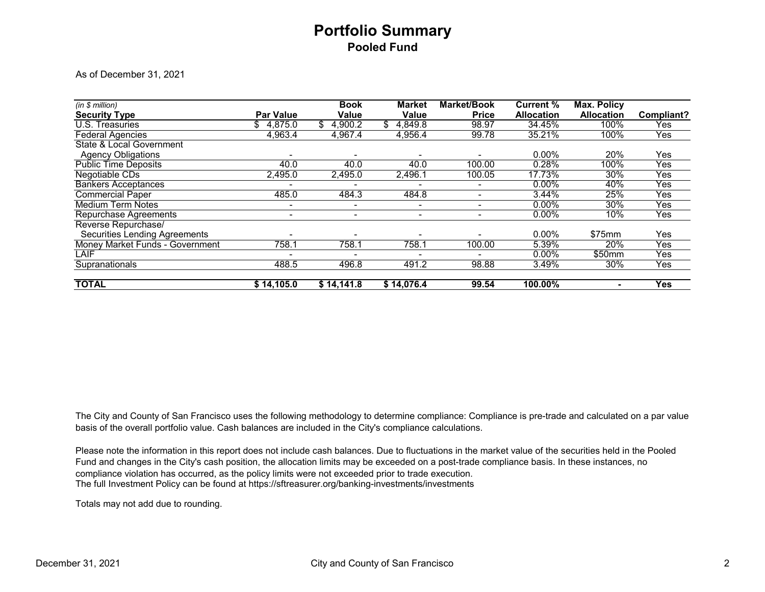# Portfolio Summary

## Pooled Fund

As of December 31, 2021

| *(in $ million)* Security Type | Par Value | Book Value | Market Value | Market/Book Price | Current % Allocation | Max. Policy Allocation | Compliant? |
|---|---|---|---|---|---|---|---|
| U.S. Treasuries | $ 4,875.0 | $ 4,900.2 | $ 4,849.8 | 98.97 | 34.45% | 100% | Yes |
| Federal Agencies | 4,963.4 | 4,967.4 | 4,956.4 | 99.78 | 35.21% | 100% | Yes |
| State & Local Government Agency Obligations | - | - | - | - | 0.00% | 20% | Yes |
| Public Time Deposits | 40.0 | 40.0 | 40.0 | 100.00 | 0.28% | 100% | Yes |
| Negotiable CDs | 2,495.0 | 2,495.0 | 2,496.1 | 100.05 | 17.73% | 30% | Yes |
| Bankers Acceptances | - | - | - | - | 0.00% | 40% | Yes |
| Commercial Paper | 485.0 | 484.3 | 484.8 | - | 3.44% | 25% | Yes |
| Medium Term Notes | - | - | - | - | 0.00% | 30% | Yes |
| Repurchase Agreements | - | - | - | - | 0.00% | 10% | Yes |
| Reverse Repurchase/ Securities Lending Agreements | - | - | - | - | 0.00% | $75mm | Yes |
| Money Market Funds - Government | 758.1 | 758.1 | 758.1 | 100.00 | 5.39% | 20% | Yes |
| LAIF | - | - | - | - | 0.00% | $50mm | Yes |
| Supranationals | 488.5 | 496.8 | 491.2 | 98.88 | 3.49% | 30% | Yes |
| **TOTAL** | **$ 14,105.0** | **$ 14,141.8** | **$ 14,076.4** | **99.54** | **100.00%** | **-** | **Yes** |

The City and County of San Francisco uses the following methodology to determine compliance: Compliance is pre-trade and calculated on a par value basis of the overall portfolio value. Cash balances are included in the City's compliance calculations.

Please note the information in this report does not include cash balances. Due to fluctuations in the market value of the securities held in the Pooled Fund and changes in the City's cash position, the allocation limits may be exceeded on a post-trade compliance basis. In these instances, no compliance violation has occurred, as the policy limits were not exceeded prior to trade execution.
The full Investment Policy can be found at https://sftreasurer.org/banking-investments/investments

Totals may not add due to rounding.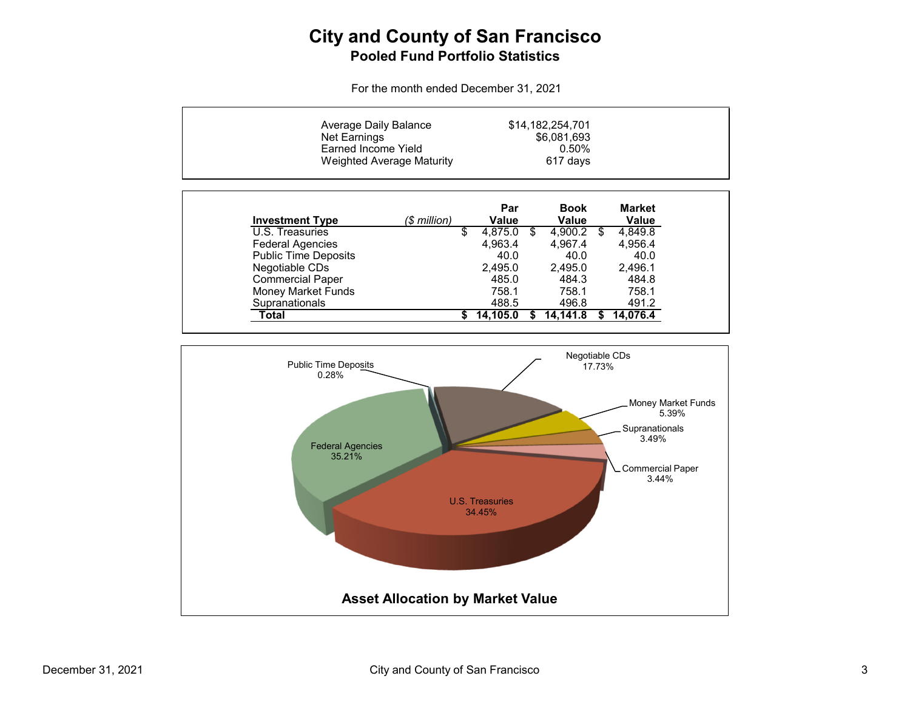# City and County of San Francisco

## Pooled Fund Portfolio Statistics

For the month ended December 31, 2021

| | |
|---|---|
| Average Daily Balance | $14,182,254,701 |
| Net Earnings | $6,081,693 |
| Earned Income Yield | 0.50% |
| Weighted Average Maturity | 617 days |

| Investment Type | ($ million) | Par Value | Book Value | Market Value |
|---|---|---|---|---|
| U.S. Treasuries | | $ 4,875.0 | $ 4,900.2 | $ 4,849.8 |
| Federal Agencies | | 4,963.4 | 4,967.4 | 4,956.4 |
| Public Time Deposits | | 40.0 | 40.0 | 40.0 |
| Negotiable CDs | | 2,495.0 | 2,495.0 | 2,496.1 |
| Commercial Paper | | 485.0 | 484.3 | 484.8 |
| Money Market Funds | | 758.1 | 758.1 | 758.1 |
| Supranationals | | 488.5 | 496.8 | 491.2 |
| **Total** | | **$ 14,105.0** | **$ 14,141.8** | **$ 14,076.4** |

| Asset Type | Allocation |
|---|---|
| Public Time Deposits | 0.28% |
| Negotiable CDs | 17.73% |
| Money Market Funds | 5.39% |
| Supranationals | 3.49% |
| Commercial Paper | 3.44% |
| U.S. Treasuries | 34.45% |
| Federal Agencies | 35.21% |

**Asset Allocation by Market Value**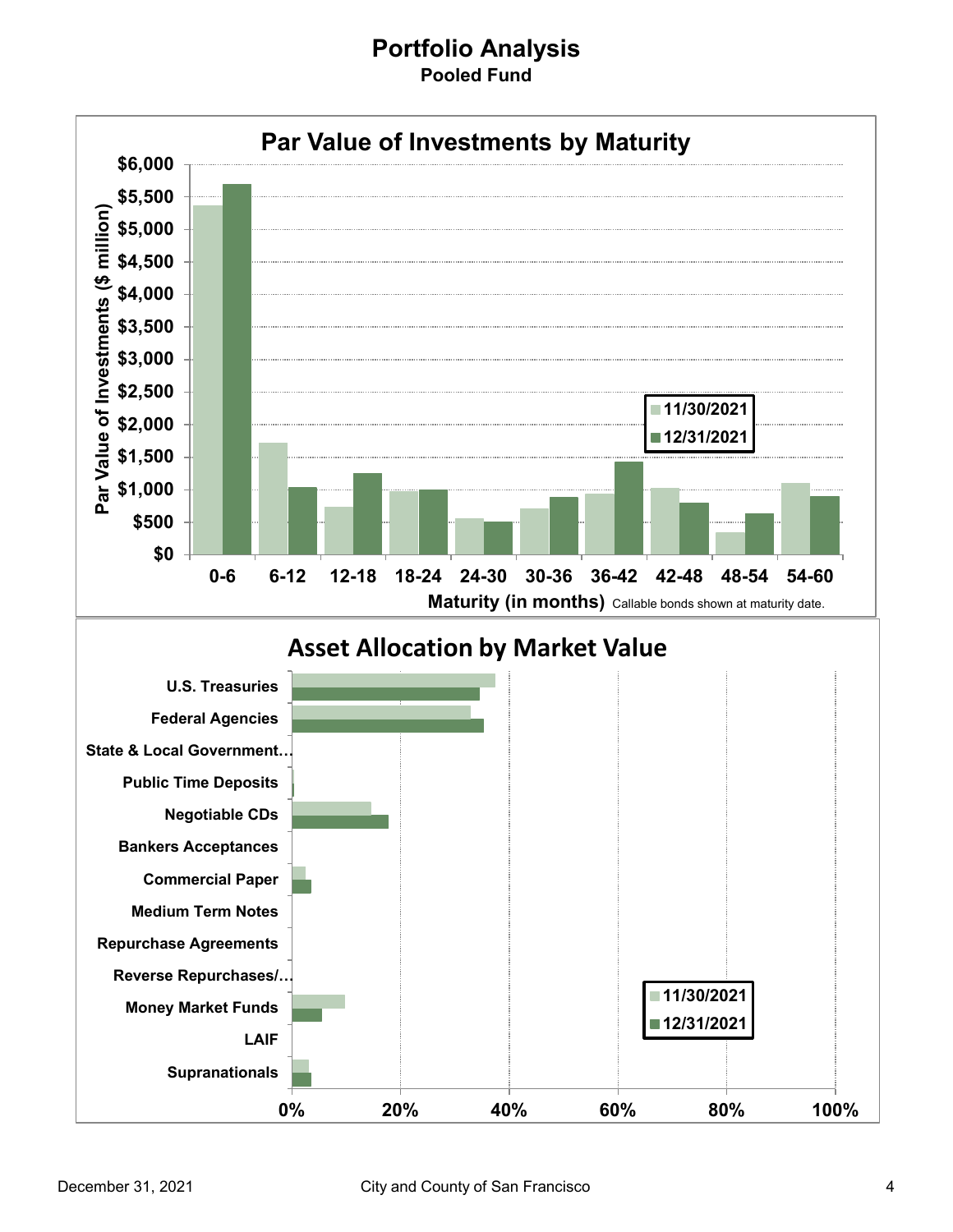# Portfolio Analysis

## Pooled Fund

### Par Value of Investments by Maturity

Par Value of Investments ($ million): $0, $500, $1,000, $1,500, $2,000, $2,500, $3,000, $3,500, $4,000, $4,500, $5,000, $5,500, $6,000

Legend: 11/30/2021, 12/31/2021

0-6, 6-12, 12-18, 18-24, 24-30, 30-36, 36-42, 42-48, 48-54, 54-60

Maturity (in months) Callable bonds shown at maturity date.

### Asset Allocation by Market Value

U.S. Treasuries
Federal Agencies
State & Local Government…
Public Time Deposits
Negotiable CDs
Bankers Acceptances
Commercial Paper
Medium Term Notes
Repurchase Agreements
Reverse Repurchases/…
Money Market Funds
LAIF
Supranationals

Legend: 11/30/2021, 12/31/2021

0%, 20%, 40%, 60%, 80%, 100%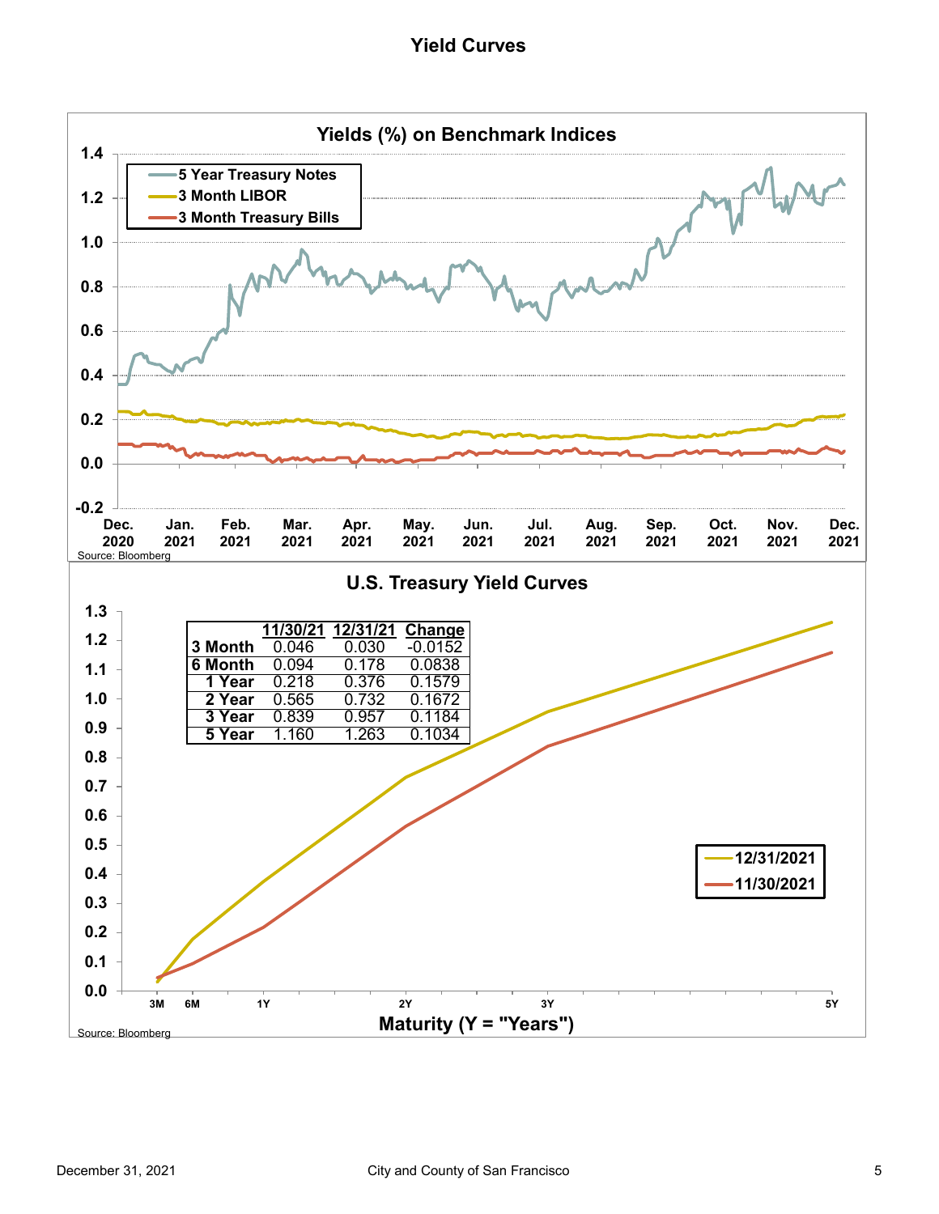# Yield Curves

## Yields (%) on Benchmark Indices

- 5 Year Treasury Notes
- 3 Month LIBOR
- 3 Month Treasury Bills

Source: Bloomberg

## U.S. Treasury Yield Curves

| | 11/30/21 | 12/31/21 | Change |
|---|---|---|---|
| 3 Month | 0.046 | 0.030 | -0.0152 |
| 6 Month | 0.094 | 0.178 | 0.0838 |
| 1 Year | 0.218 | 0.376 | 0.1579 |
| 2 Year | 0.565 | 0.732 | 0.1672 |
| 3 Year | 0.839 | 0.957 | 0.1184 |
| 5 Year | 1.160 | 1.263 | 0.1034 |

- 12/31/2021
- 11/30/2021

Maturity (Y = "Years")

Source: Bloomberg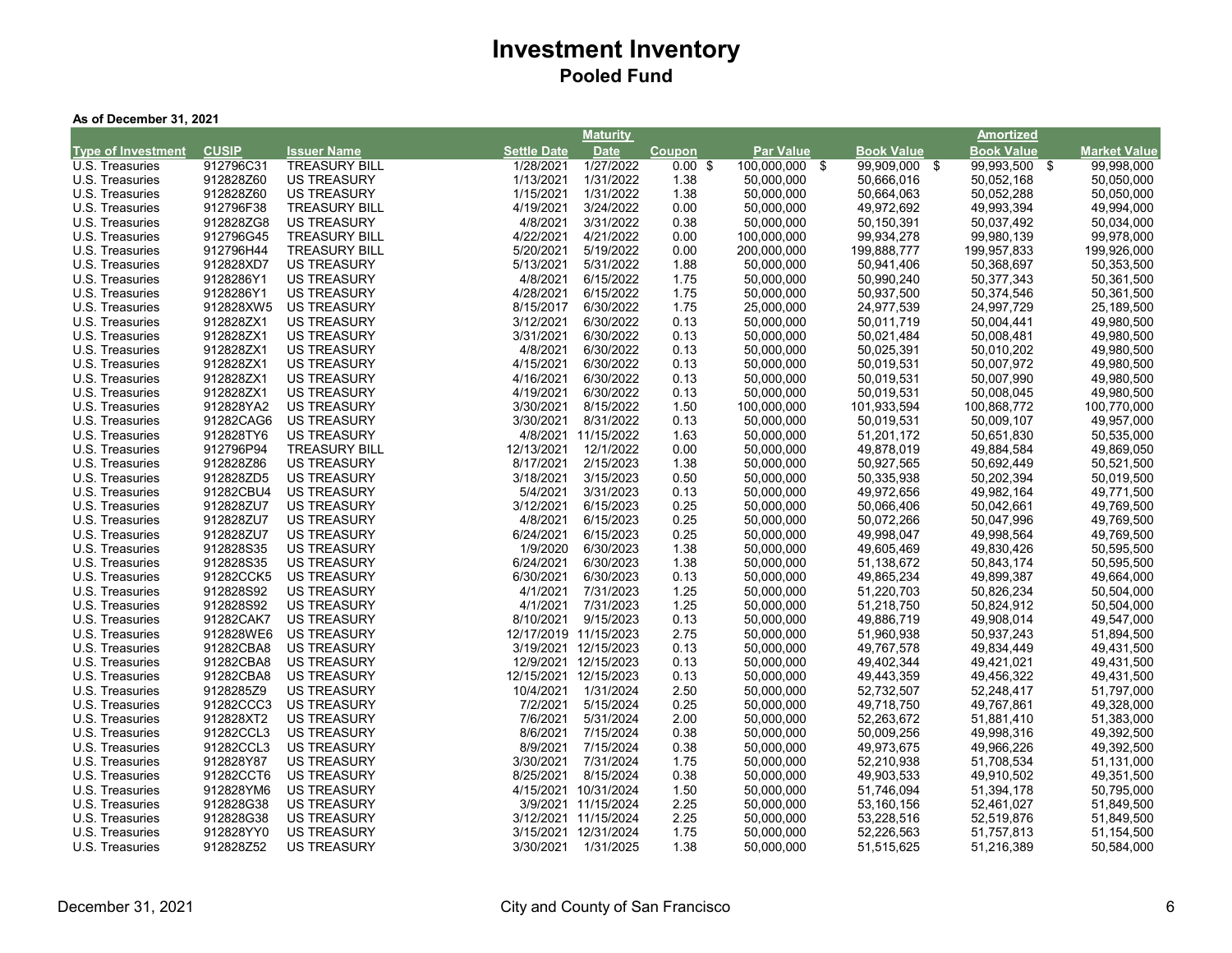# Investment Inventory

## Pooled Fund

**As of December 31, 2021**

| Type of Investment | CUSIP | Issuer Name | Settle Date | Maturity Date | Coupon | Par Value | Book Value | Amortized Book Value | Market Value |
|---|---|---|---|---|---|---|---|---|---|
| U.S. Treasuries | 912796C31 | TREASURY BILL | 1/28/2021 | 1/27/2022 | 0.00 | $ 100,000,000 | $ 99,909,000 | $ 99,993,500 | $ 99,998,000 |
| U.S. Treasuries | 912828Z60 | US TREASURY | 1/13/2021 | 1/31/2022 | 1.38 | 50,000,000 | 50,666,016 | 50,052,168 | 50,050,000 |
| U.S. Treasuries | 912828Z60 | US TREASURY | 1/15/2021 | 1/31/2022 | 1.38 | 50,000,000 | 50,664,063 | 50,052,288 | 50,050,000 |
| U.S. Treasuries | 912796F38 | TREASURY BILL | 4/19/2021 | 3/24/2022 | 0.00 | 50,000,000 | 49,972,692 | 49,993,394 | 49,994,000 |
| U.S. Treasuries | 912828ZG8 | US TREASURY | 4/8/2021 | 3/31/2022 | 0.38 | 50,000,000 | 50,150,391 | 50,037,492 | 50,034,000 |
| U.S. Treasuries | 912796G45 | TREASURY BILL | 4/22/2021 | 4/21/2022 | 0.00 | 100,000,000 | 99,934,278 | 99,980,139 | 99,978,000 |
| U.S. Treasuries | 912796H44 | TREASURY BILL | 5/20/2021 | 5/19/2022 | 0.00 | 200,000,000 | 199,888,777 | 199,957,833 | 199,926,000 |
| U.S. Treasuries | 912828XD7 | US TREASURY | 5/13/2021 | 5/31/2022 | 1.88 | 50,000,000 | 50,941,406 | 50,368,697 | 50,353,500 |
| U.S. Treasuries | 9128286Y1 | US TREASURY | 4/8/2021 | 6/15/2022 | 1.75 | 50,000,000 | 50,990,240 | 50,377,343 | 50,361,500 |
| U.S. Treasuries | 9128286Y1 | US TREASURY | 4/28/2021 | 6/15/2022 | 1.75 | 50,000,000 | 50,937,500 | 50,374,546 | 50,361,500 |
| U.S. Treasuries | 912828XW5 | US TREASURY | 8/15/2017 | 6/30/2022 | 1.75 | 25,000,000 | 24,977,539 | 24,997,729 | 25,189,500 |
| U.S. Treasuries | 912828ZX1 | US TREASURY | 3/12/2021 | 6/30/2022 | 0.13 | 50,000,000 | 50,011,719 | 50,004,441 | 49,980,500 |
| U.S. Treasuries | 912828ZX1 | US TREASURY | 3/31/2021 | 6/30/2022 | 0.13 | 50,000,000 | 50,021,484 | 50,008,481 | 49,980,500 |
| U.S. Treasuries | 912828ZX1 | US TREASURY | 4/8/2021 | 6/30/2022 | 0.13 | 50,000,000 | 50,025,391 | 50,010,202 | 49,980,500 |
| U.S. Treasuries | 912828ZX1 | US TREASURY | 4/15/2021 | 6/30/2022 | 0.13 | 50,000,000 | 50,019,531 | 50,007,972 | 49,980,500 |
| U.S. Treasuries | 912828ZX1 | US TREASURY | 4/16/2021 | 6/30/2022 | 0.13 | 50,000,000 | 50,019,531 | 50,007,990 | 49,980,500 |
| U.S. Treasuries | 912828ZX1 | US TREASURY | 4/19/2021 | 6/30/2022 | 0.13 | 50,000,000 | 50,019,531 | 50,008,045 | 49,980,500 |
| U.S. Treasuries | 912828YA2 | US TREASURY | 3/30/2021 | 8/15/2022 | 1.50 | 100,000,000 | 101,933,594 | 100,868,772 | 100,770,000 |
| U.S. Treasuries | 91282CAG6 | US TREASURY | 3/30/2021 | 8/31/2022 | 0.13 | 50,000,000 | 50,019,531 | 50,009,107 | 49,957,000 |
| U.S. Treasuries | 912828TY6 | US TREASURY | 4/8/2021 | 11/15/2022 | 1.63 | 50,000,000 | 51,201,172 | 50,651,830 | 50,535,000 |
| U.S. Treasuries | 912796P94 | TREASURY BILL | 12/13/2021 | 12/1/2022 | 0.00 | 50,000,000 | 49,878,019 | 49,884,584 | 49,869,050 |
| U.S. Treasuries | 912828Z86 | US TREASURY | 8/17/2021 | 2/15/2023 | 1.38 | 50,000,000 | 50,927,565 | 50,692,449 | 50,521,500 |
| U.S. Treasuries | 912828ZD5 | US TREASURY | 3/18/2021 | 3/15/2023 | 0.50 | 50,000,000 | 50,335,938 | 50,202,394 | 50,019,500 |
| U.S. Treasuries | 91282CBU4 | US TREASURY | 5/4/2021 | 3/31/2023 | 0.13 | 50,000,000 | 49,972,656 | 49,982,164 | 49,771,500 |
| U.S. Treasuries | 912828ZU7 | US TREASURY | 3/12/2021 | 6/15/2023 | 0.25 | 50,000,000 | 50,066,406 | 50,042,661 | 49,769,500 |
| U.S. Treasuries | 912828ZU7 | US TREASURY | 4/8/2021 | 6/15/2023 | 0.25 | 50,000,000 | 50,072,266 | 50,047,996 | 49,769,500 |
| U.S. Treasuries | 912828ZU7 | US TREASURY | 6/24/2021 | 6/15/2023 | 0.25 | 50,000,000 | 49,998,047 | 49,998,564 | 49,769,500 |
| U.S. Treasuries | 912828S35 | US TREASURY | 1/9/2020 | 6/30/2023 | 1.38 | 50,000,000 | 49,605,469 | 49,830,426 | 50,595,500 |
| U.S. Treasuries | 912828S35 | US TREASURY | 6/24/2021 | 6/30/2023 | 1.38 | 50,000,000 | 51,138,672 | 50,843,174 | 50,595,500 |
| U.S. Treasuries | 91282CCK5 | US TREASURY | 6/30/2021 | 6/30/2023 | 0.13 | 50,000,000 | 49,865,234 | 49,899,387 | 49,664,000 |
| U.S. Treasuries | 912828S92 | US TREASURY | 4/1/2021 | 7/31/2023 | 1.25 | 50,000,000 | 51,220,703 | 50,826,234 | 50,504,000 |
| U.S. Treasuries | 912828S92 | US TREASURY | 4/1/2021 | 7/31/2023 | 1.25 | 50,000,000 | 51,218,750 | 50,824,912 | 50,504,000 |
| U.S. Treasuries | 91282CAK7 | US TREASURY | 8/10/2021 | 9/15/2023 | 0.13 | 50,000,000 | 49,886,719 | 49,908,014 | 49,547,000 |
| U.S. Treasuries | 912828WE6 | US TREASURY | 12/17/2019 | 11/15/2023 | 2.75 | 50,000,000 | 51,960,938 | 50,937,243 | 51,894,500 |
| U.S. Treasuries | 91282CBA8 | US TREASURY | 3/19/2021 | 12/15/2023 | 0.13 | 50,000,000 | 49,767,578 | 49,834,449 | 49,431,500 |
| U.S. Treasuries | 91282CBA8 | US TREASURY | 12/9/2021 | 12/15/2023 | 0.13 | 50,000,000 | 49,402,344 | 49,421,021 | 49,431,500 |
| U.S. Treasuries | 91282CBA8 | US TREASURY | 12/15/2021 | 12/15/2023 | 0.13 | 50,000,000 | 49,443,359 | 49,456,322 | 49,431,500 |
| U.S. Treasuries | 9128285Z9 | US TREASURY | 10/4/2021 | 1/31/2024 | 2.50 | 50,000,000 | 52,732,507 | 52,248,417 | 51,797,000 |
| U.S. Treasuries | 91282CCC3 | US TREASURY | 7/2/2021 | 5/15/2024 | 0.25 | 50,000,000 | 49,718,750 | 49,767,861 | 49,328,000 |
| U.S. Treasuries | 912828XT2 | US TREASURY | 7/6/2021 | 5/31/2024 | 2.00 | 50,000,000 | 52,263,672 | 51,881,410 | 51,383,000 |
| U.S. Treasuries | 91282CCL3 | US TREASURY | 8/6/2021 | 7/15/2024 | 0.38 | 50,000,000 | 50,009,256 | 49,998,316 | 49,392,500 |
| U.S. Treasuries | 91282CCL3 | US TREASURY | 8/9/2021 | 7/15/2024 | 0.38 | 50,000,000 | 49,973,675 | 49,966,226 | 49,392,500 |
| U.S. Treasuries | 912828Y87 | US TREASURY | 3/30/2021 | 7/31/2024 | 1.75 | 50,000,000 | 52,210,938 | 51,708,534 | 51,131,000 |
| U.S. Treasuries | 91282CCT6 | US TREASURY | 8/25/2021 | 8/15/2024 | 0.38 | 50,000,000 | 49,903,533 | 49,910,502 | 49,351,500 |
| U.S. Treasuries | 912828YM6 | US TREASURY | 4/15/2021 | 10/31/2024 | 1.50 | 50,000,000 | 51,746,094 | 51,394,178 | 50,795,000 |
| U.S. Treasuries | 912828G38 | US TREASURY | 3/9/2021 | 11/15/2024 | 2.25 | 50,000,000 | 53,160,156 | 52,461,027 | 51,849,500 |
| U.S. Treasuries | 912828G38 | US TREASURY | 3/12/2021 | 11/15/2024 | 2.25 | 50,000,000 | 53,228,516 | 52,519,876 | 51,849,500 |
| U.S. Treasuries | 912828YY0 | US TREASURY | 3/15/2021 | 12/31/2024 | 1.75 | 50,000,000 | 52,226,563 | 51,757,813 | 51,154,500 |
| U.S. Treasuries | 912828Z52 | US TREASURY | 3/30/2021 | 1/31/2025 | 1.38 | 50,000,000 | 51,515,625 | 51,216,389 | 50,584,000 |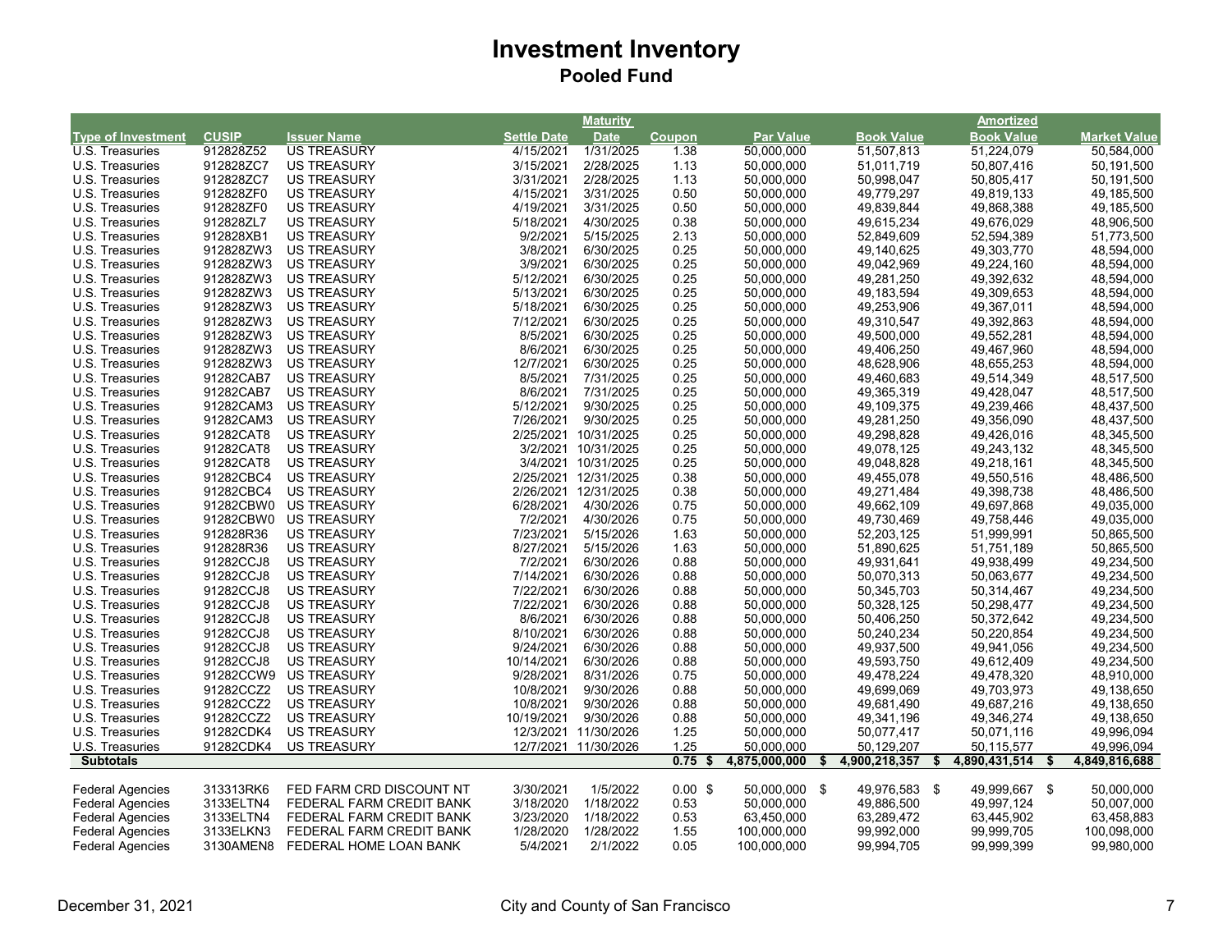# Investment Inventory

## Pooled Fund

| Type of Investment | CUSIP | Issuer Name | Settle Date | Maturity Date | Coupon | Par Value | Book Value | Amortized Book Value | Market Value |
|---|---|---|---|---|---|---|---|---|---|
| U.S. Treasuries | 912828Z52 | US TREASURY | 4/15/2021 | 1/31/2025 | 1.38 | 50,000,000 | 51,507,813 | 51,224,079 | 50,584,000 |
| U.S. Treasuries | 912828ZC7 | US TREASURY | 3/15/2021 | 2/28/2025 | 1.13 | 50,000,000 | 51,011,719 | 50,807,416 | 50,191,500 |
| U.S. Treasuries | 912828ZC7 | US TREASURY | 3/31/2021 | 2/28/2025 | 1.13 | 50,000,000 | 50,998,047 | 50,805,417 | 50,191,500 |
| U.S. Treasuries | 912828ZF0 | US TREASURY | 4/15/2021 | 3/31/2025 | 0.50 | 50,000,000 | 49,779,297 | 49,819,133 | 49,185,500 |
| U.S. Treasuries | 912828ZF0 | US TREASURY | 4/19/2021 | 3/31/2025 | 0.50 | 50,000,000 | 49,839,844 | 49,868,388 | 49,185,500 |
| U.S. Treasuries | 912828ZL7 | US TREASURY | 5/18/2021 | 4/30/2025 | 0.38 | 50,000,000 | 49,615,234 | 49,676,029 | 48,906,500 |
| U.S. Treasuries | 912828XB1 | US TREASURY | 9/2/2021 | 5/15/2025 | 2.13 | 50,000,000 | 52,849,609 | 52,594,389 | 51,773,500 |
| U.S. Treasuries | 912828ZW3 | US TREASURY | 3/8/2021 | 6/30/2025 | 0.25 | 50,000,000 | 49,140,625 | 49,303,770 | 48,594,000 |
| U.S. Treasuries | 912828ZW3 | US TREASURY | 3/9/2021 | 6/30/2025 | 0.25 | 50,000,000 | 49,042,969 | 49,224,160 | 48,594,000 |
| U.S. Treasuries | 912828ZW3 | US TREASURY | 5/12/2021 | 6/30/2025 | 0.25 | 50,000,000 | 49,281,250 | 49,392,632 | 48,594,000 |
| U.S. Treasuries | 912828ZW3 | US TREASURY | 5/13/2021 | 6/30/2025 | 0.25 | 50,000,000 | 49,183,594 | 49,309,653 | 48,594,000 |
| U.S. Treasuries | 912828ZW3 | US TREASURY | 5/18/2021 | 6/30/2025 | 0.25 | 50,000,000 | 49,253,906 | 49,367,011 | 48,594,000 |
| U.S. Treasuries | 912828ZW3 | US TREASURY | 7/12/2021 | 6/30/2025 | 0.25 | 50,000,000 | 49,310,547 | 49,392,863 | 48,594,000 |
| U.S. Treasuries | 912828ZW3 | US TREASURY | 8/5/2021 | 6/30/2025 | 0.25 | 50,000,000 | 49,500,000 | 49,552,281 | 48,594,000 |
| U.S. Treasuries | 912828ZW3 | US TREASURY | 8/6/2021 | 6/30/2025 | 0.25 | 50,000,000 | 49,406,250 | 49,467,960 | 48,594,000 |
| U.S. Treasuries | 912828ZW3 | US TREASURY | 12/7/2021 | 6/30/2025 | 0.25 | 50,000,000 | 48,628,906 | 48,655,253 | 48,594,000 |
| U.S. Treasuries | 91282CAB7 | US TREASURY | 8/5/2021 | 7/31/2025 | 0.25 | 50,000,000 | 49,460,683 | 49,514,349 | 48,517,500 |
| U.S. Treasuries | 91282CAB7 | US TREASURY | 8/6/2021 | 7/31/2025 | 0.25 | 50,000,000 | 49,365,319 | 49,428,047 | 48,517,500 |
| U.S. Treasuries | 91282CAM3 | US TREASURY | 5/12/2021 | 9/30/2025 | 0.25 | 50,000,000 | 49,109,375 | 49,239,466 | 48,437,500 |
| U.S. Treasuries | 91282CAM3 | US TREASURY | 7/26/2021 | 9/30/2025 | 0.25 | 50,000,000 | 49,281,250 | 49,356,090 | 48,437,500 |
| U.S. Treasuries | 91282CAT8 | US TREASURY | 2/25/2021 | 10/31/2025 | 0.25 | 50,000,000 | 49,298,828 | 49,426,016 | 48,345,500 |
| U.S. Treasuries | 91282CAT8 | US TREASURY | 3/2/2021 | 10/31/2025 | 0.25 | 50,000,000 | 49,078,125 | 49,243,132 | 48,345,500 |
| U.S. Treasuries | 91282CAT8 | US TREASURY | 3/4/2021 | 10/31/2025 | 0.25 | 50,000,000 | 49,048,828 | 49,218,161 | 48,345,500 |
| U.S. Treasuries | 91282CBC4 | US TREASURY | 2/25/2021 | 12/31/2025 | 0.38 | 50,000,000 | 49,455,078 | 49,550,516 | 48,486,500 |
| U.S. Treasuries | 91282CBC4 | US TREASURY | 2/26/2021 | 12/31/2025 | 0.38 | 50,000,000 | 49,271,484 | 49,398,738 | 48,486,500 |
| U.S. Treasuries | 91282CBW0 | US TREASURY | 6/28/2021 | 4/30/2026 | 0.75 | 50,000,000 | 49,662,109 | 49,697,868 | 49,035,000 |
| U.S. Treasuries | 91282CBW0 | US TREASURY | 7/2/2021 | 4/30/2026 | 0.75 | 50,000,000 | 49,730,469 | 49,758,446 | 49,035,000 |
| U.S. Treasuries | 912828R36 | US TREASURY | 7/23/2021 | 5/15/2026 | 1.63 | 50,000,000 | 52,203,125 | 51,999,991 | 50,865,500 |
| U.S. Treasuries | 912828R36 | US TREASURY | 8/27/2021 | 5/15/2026 | 1.63 | 50,000,000 | 51,890,625 | 51,751,189 | 50,865,500 |
| U.S. Treasuries | 91282CCJ8 | US TREASURY | 7/2/2021 | 6/30/2026 | 0.88 | 50,000,000 | 49,931,641 | 49,938,499 | 49,234,500 |
| U.S. Treasuries | 91282CCJ8 | US TREASURY | 7/14/2021 | 6/30/2026 | 0.88 | 50,000,000 | 50,070,313 | 50,063,677 | 49,234,500 |
| U.S. Treasuries | 91282CCJ8 | US TREASURY | 7/22/2021 | 6/30/2026 | 0.88 | 50,000,000 | 50,345,703 | 50,314,467 | 49,234,500 |
| U.S. Treasuries | 91282CCJ8 | US TREASURY | 7/22/2021 | 6/30/2026 | 0.88 | 50,000,000 | 50,328,125 | 50,298,477 | 49,234,500 |
| U.S. Treasuries | 91282CCJ8 | US TREASURY | 8/6/2021 | 6/30/2026 | 0.88 | 50,000,000 | 50,406,250 | 50,372,642 | 49,234,500 |
| U.S. Treasuries | 91282CCJ8 | US TREASURY | 8/10/2021 | 6/30/2026 | 0.88 | 50,000,000 | 50,240,234 | 50,220,854 | 49,234,500 |
| U.S. Treasuries | 91282CCJ8 | US TREASURY | 9/24/2021 | 6/30/2026 | 0.88 | 50,000,000 | 49,937,500 | 49,941,056 | 49,234,500 |
| U.S. Treasuries | 91282CCJ8 | US TREASURY | 10/14/2021 | 6/30/2026 | 0.88 | 50,000,000 | 49,593,750 | 49,612,409 | 49,234,500 |
| U.S. Treasuries | 91282CCW9 | US TREASURY | 9/28/2021 | 8/31/2026 | 0.75 | 50,000,000 | 49,478,224 | 49,478,320 | 48,910,000 |
| U.S. Treasuries | 91282CCZ2 | US TREASURY | 10/8/2021 | 9/30/2026 | 0.88 | 50,000,000 | 49,699,069 | 49,703,973 | 49,138,650 |
| U.S. Treasuries | 91282CCZ2 | US TREASURY | 10/8/2021 | 9/30/2026 | 0.88 | 50,000,000 | 49,681,490 | 49,687,216 | 49,138,650 |
| U.S. Treasuries | 91282CCZ2 | US TREASURY | 10/19/2021 | 9/30/2026 | 0.88 | 50,000,000 | 49,341,196 | 49,346,274 | 49,138,650 |
| U.S. Treasuries | 91282CDK4 | US TREASURY | 12/3/2021 | 11/30/2026 | 1.25 | 50,000,000 | 50,077,417 | 50,071,116 | 49,996,094 |
| U.S. Treasuries | 91282CDK4 | US TREASURY | 12/7/2021 | 11/30/2026 | 1.25 | 50,000,000 | 50,129,207 | 50,115,577 | 49,996,094 |
| **Subtotals** | | | | | **0.75** | **$ 4,875,000,000** | **$ 4,900,218,357** | **$ 4,890,431,514** | **$ 4,849,816,688** |
| | | | | | | | | | |
| Federal Agencies | 313313RK6 | FED FARM CRD DISCOUNT NT | 3/30/2021 | 1/5/2022 | 0.00 | $ 50,000,000 | $ 49,976,583 | $ 49,999,667 | $ 50,000,000 |
| Federal Agencies | 3133ELTN4 | FEDERAL FARM CREDIT BANK | 3/18/2020 | 1/18/2022 | 0.53 | 50,000,000 | 49,886,500 | 49,997,124 | 50,007,000 |
| Federal Agencies | 3133ELTN4 | FEDERAL FARM CREDIT BANK | 3/23/2020 | 1/18/2022 | 0.53 | 63,450,000 | 63,289,472 | 63,445,902 | 63,458,883 |
| Federal Agencies | 3133ELKN3 | FEDERAL FARM CREDIT BANK | 1/28/2020 | 1/28/2022 | 1.55 | 100,000,000 | 99,992,000 | 99,999,705 | 100,098,000 |
| Federal Agencies | 3130AMEN8 | FEDERAL HOME LOAN BANK | 5/4/2021 | 2/1/2022 | 0.05 | 100,000,000 | 99,994,705 | 99,999,399 | 99,980,000 |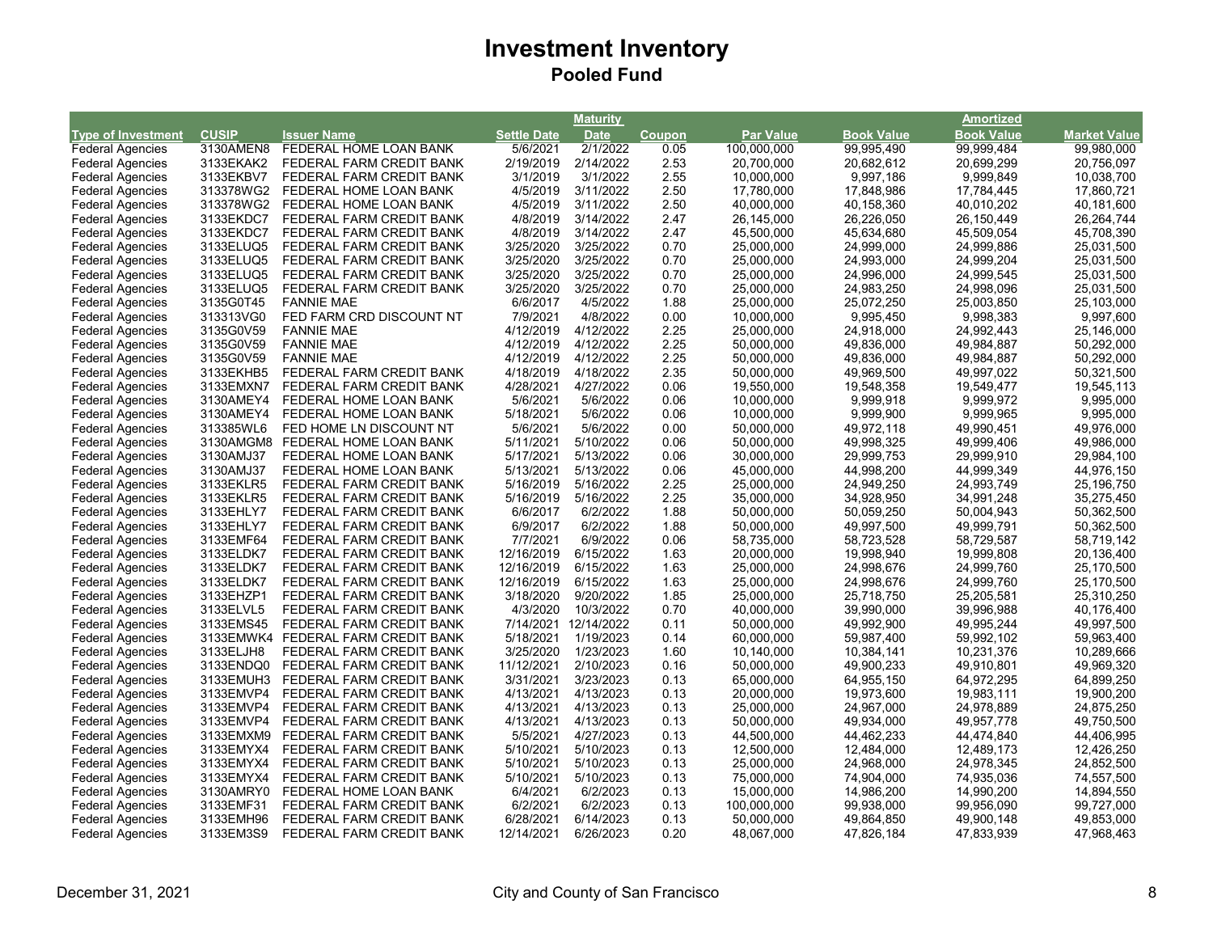# Investment Inventory

## Pooled Fund

| Type of Investment | CUSIP | Issuer Name | Settle Date | Maturity Date | Coupon | Par Value | Book Value | Amortized Book Value | Market Value |
|---|---|---|---|---|---|---|---|---|---|
| Federal Agencies | 3130AMEN8 | FEDERAL HOME LOAN BANK | 5/6/2021 | 2/1/2022 | 0.05 | 100,000,000 | 99,995,490 | 99,999,484 | 99,980,000 |
| Federal Agencies | 3133EKAK2 | FEDERAL FARM CREDIT BANK | 2/19/2019 | 2/14/2022 | 2.53 | 20,700,000 | 20,682,612 | 20,699,299 | 20,756,097 |
| Federal Agencies | 3133EKBV7 | FEDERAL FARM CREDIT BANK | 3/1/2019 | 3/1/2022 | 2.55 | 10,000,000 | 9,997,186 | 9,999,849 | 10,038,700 |
| Federal Agencies | 313378WG2 | FEDERAL HOME LOAN BANK | 4/5/2019 | 3/11/2022 | 2.50 | 17,780,000 | 17,848,986 | 17,784,445 | 17,860,721 |
| Federal Agencies | 313378WG2 | FEDERAL HOME LOAN BANK | 4/5/2019 | 3/11/2022 | 2.50 | 40,000,000 | 40,158,360 | 40,010,202 | 40,181,600 |
| Federal Agencies | 3133EKDC7 | FEDERAL FARM CREDIT BANK | 4/8/2019 | 3/14/2022 | 2.47 | 26,145,000 | 26,226,050 | 26,150,449 | 26,264,744 |
| Federal Agencies | 3133EKDC7 | FEDERAL FARM CREDIT BANK | 4/8/2019 | 3/14/2022 | 2.47 | 45,500,000 | 45,634,680 | 45,509,054 | 45,708,390 |
| Federal Agencies | 3133ELUQ5 | FEDERAL FARM CREDIT BANK | 3/25/2020 | 3/25/2022 | 0.70 | 25,000,000 | 24,999,000 | 24,999,886 | 25,031,500 |
| Federal Agencies | 3133ELUQ5 | FEDERAL FARM CREDIT BANK | 3/25/2020 | 3/25/2022 | 0.70 | 25,000,000 | 24,993,000 | 24,999,204 | 25,031,500 |
| Federal Agencies | 3133ELUQ5 | FEDERAL FARM CREDIT BANK | 3/25/2020 | 3/25/2022 | 0.70 | 25,000,000 | 24,996,000 | 24,999,545 | 25,031,500 |
| Federal Agencies | 3133ELUQ5 | FEDERAL FARM CREDIT BANK | 3/25/2020 | 3/25/2022 | 0.70 | 25,000,000 | 24,983,250 | 24,998,096 | 25,031,500 |
| Federal Agencies | 3135G0T45 | FANNIE MAE | 6/6/2017 | 4/5/2022 | 1.88 | 25,000,000 | 25,072,250 | 25,003,850 | 25,103,000 |
| Federal Agencies | 313313VG0 | FED FARM CRD DISCOUNT NT | 7/9/2021 | 4/8/2022 | 0.00 | 10,000,000 | 9,995,450 | 9,998,383 | 9,997,600 |
| Federal Agencies | 3135G0V59 | FANNIE MAE | 4/12/2019 | 4/12/2022 | 2.25 | 25,000,000 | 24,918,000 | 24,992,443 | 25,146,000 |
| Federal Agencies | 3135G0V59 | FANNIE MAE | 4/12/2019 | 4/12/2022 | 2.25 | 50,000,000 | 49,836,000 | 49,984,887 | 50,292,000 |
| Federal Agencies | 3135G0V59 | FANNIE MAE | 4/12/2019 | 4/12/2022 | 2.25 | 50,000,000 | 49,836,000 | 49,984,887 | 50,292,000 |
| Federal Agencies | 3133EKHB5 | FEDERAL FARM CREDIT BANK | 4/18/2019 | 4/18/2022 | 2.35 | 50,000,000 | 49,969,500 | 49,997,022 | 50,321,500 |
| Federal Agencies | 3133EMXN7 | FEDERAL FARM CREDIT BANK | 4/28/2021 | 4/27/2022 | 0.06 | 19,550,000 | 19,548,358 | 19,549,477 | 19,545,113 |
| Federal Agencies | 3130AMEY4 | FEDERAL HOME LOAN BANK | 5/6/2021 | 5/6/2022 | 0.06 | 10,000,000 | 9,999,918 | 9,999,972 | 9,995,000 |
| Federal Agencies | 3130AMEY4 | FEDERAL HOME LOAN BANK | 5/18/2021 | 5/6/2022 | 0.06 | 10,000,000 | 9,999,900 | 9,999,965 | 9,995,000 |
| Federal Agencies | 313385WL6 | FED HOME LN DISCOUNT NT | 5/6/2021 | 5/6/2022 | 0.00 | 50,000,000 | 49,972,118 | 49,990,451 | 49,976,000 |
| Federal Agencies | 3130AMGM8 | FEDERAL HOME LOAN BANK | 5/11/2021 | 5/10/2022 | 0.06 | 50,000,000 | 49,998,325 | 49,999,406 | 49,986,000 |
| Federal Agencies | 3130AMJ37 | FEDERAL HOME LOAN BANK | 5/17/2021 | 5/13/2022 | 0.06 | 30,000,000 | 29,999,753 | 29,999,910 | 29,984,100 |
| Federal Agencies | 3130AMJ37 | FEDERAL HOME LOAN BANK | 5/13/2021 | 5/13/2022 | 0.06 | 45,000,000 | 44,998,200 | 44,999,349 | 44,976,150 |
| Federal Agencies | 3133EKLR5 | FEDERAL FARM CREDIT BANK | 5/16/2019 | 5/16/2022 | 2.25 | 25,000,000 | 24,949,250 | 24,993,749 | 25,196,750 |
| Federal Agencies | 3133EKLR5 | FEDERAL FARM CREDIT BANK | 5/16/2019 | 5/16/2022 | 2.25 | 35,000,000 | 34,928,950 | 34,991,248 | 35,275,450 |
| Federal Agencies | 3133EHLY7 | FEDERAL FARM CREDIT BANK | 6/6/2017 | 6/2/2022 | 1.88 | 50,000,000 | 50,059,250 | 50,004,943 | 50,362,500 |
| Federal Agencies | 3133EHLY7 | FEDERAL FARM CREDIT BANK | 6/9/2017 | 6/2/2022 | 1.88 | 50,000,000 | 49,997,500 | 49,999,791 | 50,362,500 |
| Federal Agencies | 3133EMF64 | FEDERAL FARM CREDIT BANK | 7/7/2021 | 6/9/2022 | 0.06 | 58,735,000 | 58,723,528 | 58,729,587 | 58,719,142 |
| Federal Agencies | 3133ELDK7 | FEDERAL FARM CREDIT BANK | 12/16/2019 | 6/15/2022 | 1.63 | 20,000,000 | 19,998,940 | 19,999,808 | 20,136,400 |
| Federal Agencies | 3133ELDK7 | FEDERAL FARM CREDIT BANK | 12/16/2019 | 6/15/2022 | 1.63 | 25,000,000 | 24,998,676 | 24,999,760 | 25,170,500 |
| Federal Agencies | 3133ELDK7 | FEDERAL FARM CREDIT BANK | 12/16/2019 | 6/15/2022 | 1.63 | 25,000,000 | 24,998,676 | 24,999,760 | 25,170,500 |
| Federal Agencies | 3133EHZP1 | FEDERAL FARM CREDIT BANK | 3/18/2020 | 9/20/2022 | 1.85 | 25,000,000 | 25,718,750 | 25,205,581 | 25,310,250 |
| Federal Agencies | 3133ELVL5 | FEDERAL FARM CREDIT BANK | 4/3/2020 | 10/3/2022 | 0.70 | 40,000,000 | 39,990,000 | 39,996,988 | 40,176,400 |
| Federal Agencies | 3133EMS45 | FEDERAL FARM CREDIT BANK | 7/14/2021 | 12/14/2022 | 0.11 | 50,000,000 | 49,992,900 | 49,995,244 | 49,997,500 |
| Federal Agencies | 3133EMWK4 | FEDERAL FARM CREDIT BANK | 5/18/2021 | 1/19/2023 | 0.14 | 60,000,000 | 59,987,400 | 59,992,102 | 59,963,400 |
| Federal Agencies | 3133ELJH8 | FEDERAL FARM CREDIT BANK | 3/25/2020 | 1/23/2023 | 1.60 | 10,140,000 | 10,384,141 | 10,231,376 | 10,289,666 |
| Federal Agencies | 3133ENDQ0 | FEDERAL FARM CREDIT BANK | 11/12/2021 | 2/10/2023 | 0.16 | 50,000,000 | 49,900,233 | 49,910,801 | 49,969,320 |
| Federal Agencies | 3133EMUH3 | FEDERAL FARM CREDIT BANK | 3/31/2021 | 3/23/2023 | 0.13 | 65,000,000 | 64,955,150 | 64,972,295 | 64,899,250 |
| Federal Agencies | 3133EMVP4 | FEDERAL FARM CREDIT BANK | 4/13/2021 | 4/13/2023 | 0.13 | 20,000,000 | 19,973,600 | 19,983,111 | 19,900,200 |
| Federal Agencies | 3133EMVP4 | FEDERAL FARM CREDIT BANK | 4/13/2021 | 4/13/2023 | 0.13 | 25,000,000 | 24,967,000 | 24,978,889 | 24,875,250 |
| Federal Agencies | 3133EMVP4 | FEDERAL FARM CREDIT BANK | 4/13/2021 | 4/13/2023 | 0.13 | 50,000,000 | 49,934,000 | 49,957,778 | 49,750,500 |
| Federal Agencies | 3133EMXM9 | FEDERAL FARM CREDIT BANK | 5/5/2021 | 4/27/2023 | 0.13 | 44,500,000 | 44,462,233 | 44,474,840 | 44,406,995 |
| Federal Agencies | 3133EMYX4 | FEDERAL FARM CREDIT BANK | 5/10/2021 | 5/10/2023 | 0.13 | 12,500,000 | 12,484,000 | 12,489,173 | 12,426,250 |
| Federal Agencies | 3133EMYX4 | FEDERAL FARM CREDIT BANK | 5/10/2021 | 5/10/2023 | 0.13 | 25,000,000 | 24,968,000 | 24,978,345 | 24,852,500 |
| Federal Agencies | 3133EMYX4 | FEDERAL FARM CREDIT BANK | 5/10/2021 | 5/10/2023 | 0.13 | 75,000,000 | 74,904,000 | 74,935,036 | 74,557,500 |
| Federal Agencies | 3130AMRY0 | FEDERAL HOME LOAN BANK | 6/4/2021 | 6/2/2023 | 0.13 | 15,000,000 | 14,986,200 | 14,990,200 | 14,894,550 |
| Federal Agencies | 3133EMF31 | FEDERAL FARM CREDIT BANK | 6/2/2021 | 6/2/2023 | 0.13 | 100,000,000 | 99,938,000 | 99,956,090 | 99,727,000 |
| Federal Agencies | 3133EMH96 | FEDERAL FARM CREDIT BANK | 6/28/2021 | 6/14/2023 | 0.13 | 50,000,000 | 49,864,850 | 49,900,148 | 49,853,000 |
| Federal Agencies | 3133EM3S9 | FEDERAL FARM CREDIT BANK | 12/14/2021 | 6/26/2023 | 0.20 | 48,067,000 | 47,826,184 | 47,833,939 | 47,968,463 |

December 31, 2021 — City and County of San Francisco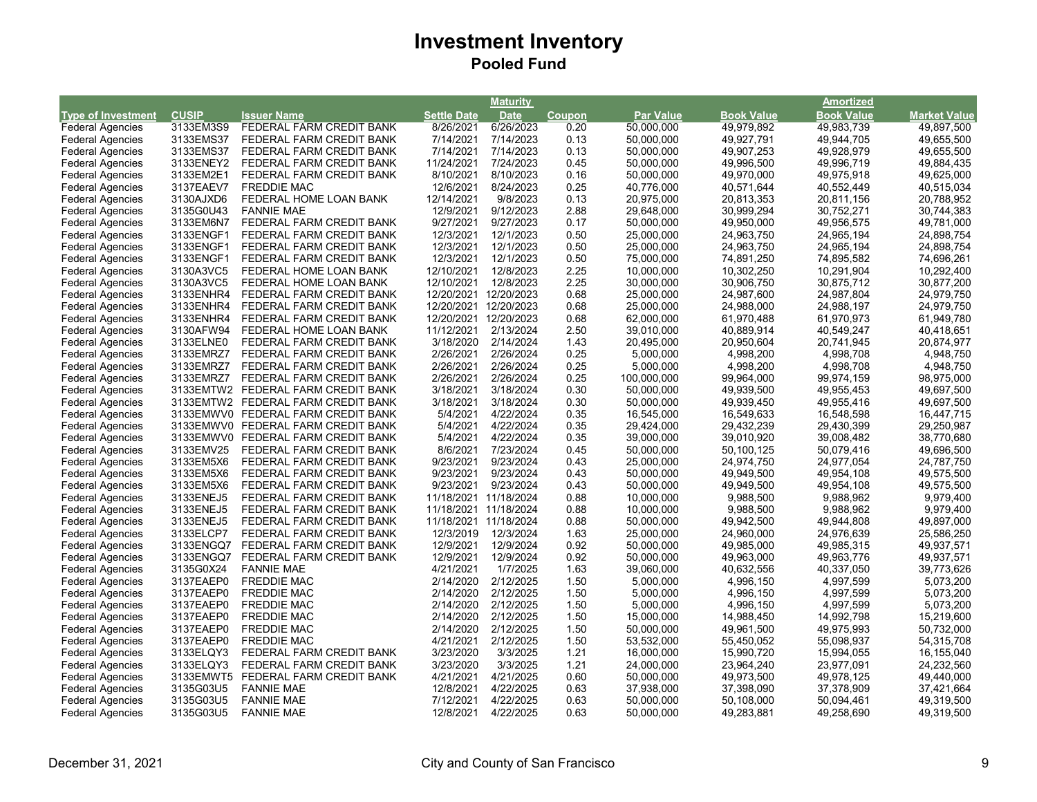# Investment Inventory
## Pooled Fund

| Type of Investment | CUSIP | Issuer Name | Settle Date | Maturity Date | Coupon | Par Value | Book Value | Amortized Book Value | Market Value |
|---|---|---|---|---|---|---|---|---|---|
| Federal Agencies | 3133EM3S9 | FEDERAL FARM CREDIT BANK | 8/26/2021 | 6/26/2023 | 0.20 | 50,000,000 | 49,979,892 | 49,983,739 | 49,897,500 |
| Federal Agencies | 3133EMS37 | FEDERAL FARM CREDIT BANK | 7/14/2021 | 7/14/2023 | 0.13 | 50,000,000 | 49,927,791 | 49,944,705 | 49,655,500 |
| Federal Agencies | 3133EMS37 | FEDERAL FARM CREDIT BANK | 7/14/2021 | 7/14/2023 | 0.13 | 50,000,000 | 49,907,253 | 49,928,979 | 49,655,500 |
| Federal Agencies | 3133ENEY2 | FEDERAL FARM CREDIT BANK | 11/24/2021 | 7/24/2023 | 0.45 | 50,000,000 | 49,996,500 | 49,996,719 | 49,884,435 |
| Federal Agencies | 3133EM2E1 | FEDERAL FARM CREDIT BANK | 8/10/2021 | 8/10/2023 | 0.16 | 50,000,000 | 49,970,000 | 49,975,918 | 49,625,000 |
| Federal Agencies | 3137EAEV7 | FREDDIE MAC | 12/6/2021 | 8/24/2023 | 0.25 | 40,776,000 | 40,571,644 | 40,552,449 | 40,515,034 |
| Federal Agencies | 3130AJXD6 | FEDERAL HOME LOAN BANK | 12/14/2021 | 9/8/2023 | 0.13 | 20,975,000 | 20,813,353 | 20,811,156 | 20,788,952 |
| Federal Agencies | 3135G0U43 | FANNIE MAE | 12/9/2021 | 9/12/2023 | 2.88 | 29,648,000 | 30,999,294 | 30,752,271 | 30,744,383 |
| Federal Agencies | 3133EM6N7 | FEDERAL FARM CREDIT BANK | 9/27/2021 | 9/27/2023 | 0.17 | 50,000,000 | 49,950,000 | 49,956,575 | 49,781,000 |
| Federal Agencies | 3133ENGF1 | FEDERAL FARM CREDIT BANK | 12/3/2021 | 12/1/2023 | 0.50 | 25,000,000 | 24,963,750 | 24,965,194 | 24,898,754 |
| Federal Agencies | 3133ENGF1 | FEDERAL FARM CREDIT BANK | 12/3/2021 | 12/1/2023 | 0.50 | 25,000,000 | 24,963,750 | 24,965,194 | 24,898,754 |
| Federal Agencies | 3133ENGF1 | FEDERAL FARM CREDIT BANK | 12/3/2021 | 12/1/2023 | 0.50 | 75,000,000 | 74,891,250 | 74,895,582 | 74,696,261 |
| Federal Agencies | 3130A3VC5 | FEDERAL HOME LOAN BANK | 12/10/2021 | 12/8/2023 | 2.25 | 10,000,000 | 10,302,250 | 10,291,904 | 10,292,400 |
| Federal Agencies | 3130A3VC5 | FEDERAL HOME LOAN BANK | 12/10/2021 | 12/8/2023 | 2.25 | 30,000,000 | 30,906,750 | 30,875,712 | 30,877,200 |
| Federal Agencies | 3133ENHR4 | FEDERAL FARM CREDIT BANK | 12/20/2021 | 12/20/2023 | 0.68 | 25,000,000 | 24,987,600 | 24,987,804 | 24,979,750 |
| Federal Agencies | 3133ENHR4 | FEDERAL FARM CREDIT BANK | 12/20/2021 | 12/20/2023 | 0.68 | 25,000,000 | 24,988,000 | 24,988,197 | 24,979,750 |
| Federal Agencies | 3133ENHR4 | FEDERAL FARM CREDIT BANK | 12/20/2021 | 12/20/2023 | 0.68 | 62,000,000 | 61,970,488 | 61,970,973 | 61,949,780 |
| Federal Agencies | 3130AFW94 | FEDERAL HOME LOAN BANK | 11/12/2021 | 2/13/2024 | 2.50 | 39,010,000 | 40,889,914 | 40,549,247 | 40,418,651 |
| Federal Agencies | 3133ELNE0 | FEDERAL FARM CREDIT BANK | 3/18/2020 | 2/14/2024 | 1.43 | 20,495,000 | 20,950,604 | 20,741,945 | 20,874,977 |
| Federal Agencies | 3133EMRZ7 | FEDERAL FARM CREDIT BANK | 2/26/2021 | 2/26/2024 | 0.25 | 5,000,000 | 4,998,200 | 4,998,708 | 4,948,750 |
| Federal Agencies | 3133EMRZ7 | FEDERAL FARM CREDIT BANK | 2/26/2021 | 2/26/2024 | 0.25 | 5,000,000 | 4,998,200 | 4,998,708 | 4,948,750 |
| Federal Agencies | 3133EMRZ7 | FEDERAL FARM CREDIT BANK | 2/26/2021 | 2/26/2024 | 0.25 | 100,000,000 | 99,964,000 | 99,974,159 | 98,975,000 |
| Federal Agencies | 3133EMTW2 | FEDERAL FARM CREDIT BANK | 3/18/2021 | 3/18/2024 | 0.30 | 50,000,000 | 49,939,500 | 49,955,453 | 49,697,500 |
| Federal Agencies | 3133EMTW2 | FEDERAL FARM CREDIT BANK | 3/18/2021 | 3/18/2024 | 0.30 | 50,000,000 | 49,939,450 | 49,955,416 | 49,697,500 |
| Federal Agencies | 3133EMWV0 | FEDERAL FARM CREDIT BANK | 5/4/2021 | 4/22/2024 | 0.35 | 16,545,000 | 16,549,633 | 16,548,598 | 16,447,715 |
| Federal Agencies | 3133EMWV0 | FEDERAL FARM CREDIT BANK | 5/4/2021 | 4/22/2024 | 0.35 | 29,424,000 | 29,432,239 | 29,430,399 | 29,250,987 |
| Federal Agencies | 3133EMWV0 | FEDERAL FARM CREDIT BANK | 5/4/2021 | 4/22/2024 | 0.35 | 39,000,000 | 39,010,920 | 39,008,482 | 38,770,680 |
| Federal Agencies | 3133EMV25 | FEDERAL FARM CREDIT BANK | 8/6/2021 | 7/23/2024 | 0.45 | 50,000,000 | 50,100,125 | 50,079,416 | 49,696,500 |
| Federal Agencies | 3133EM5X6 | FEDERAL FARM CREDIT BANK | 9/23/2021 | 9/23/2024 | 0.43 | 25,000,000 | 24,974,750 | 24,977,054 | 24,787,750 |
| Federal Agencies | 3133EM5X6 | FEDERAL FARM CREDIT BANK | 9/23/2021 | 9/23/2024 | 0.43 | 50,000,000 | 49,949,500 | 49,954,108 | 49,575,500 |
| Federal Agencies | 3133EM5X6 | FEDERAL FARM CREDIT BANK | 9/23/2021 | 9/23/2024 | 0.43 | 50,000,000 | 49,949,500 | 49,954,108 | 49,575,500 |
| Federal Agencies | 3133ENEJ5 | FEDERAL FARM CREDIT BANK | 11/18/2021 | 11/18/2024 | 0.88 | 10,000,000 | 9,988,500 | 9,988,962 | 9,979,400 |
| Federal Agencies | 3133ENEJ5 | FEDERAL FARM CREDIT BANK | 11/18/2021 | 11/18/2024 | 0.88 | 10,000,000 | 9,988,500 | 9,988,962 | 9,979,400 |
| Federal Agencies | 3133ENEJ5 | FEDERAL FARM CREDIT BANK | 11/18/2021 | 11/18/2024 | 0.88 | 50,000,000 | 49,942,500 | 49,944,808 | 49,897,000 |
| Federal Agencies | 3133ELCP7 | FEDERAL FARM CREDIT BANK | 12/3/2019 | 12/3/2024 | 1.63 | 25,000,000 | 24,960,000 | 24,976,639 | 25,586,250 |
| Federal Agencies | 3133ENGQ7 | FEDERAL FARM CREDIT BANK | 12/9/2021 | 12/9/2024 | 0.92 | 50,000,000 | 49,985,000 | 49,985,315 | 49,937,571 |
| Federal Agencies | 3133ENGQ7 | FEDERAL FARM CREDIT BANK | 12/9/2021 | 12/9/2024 | 0.92 | 50,000,000 | 49,963,000 | 49,963,776 | 49,937,571 |
| Federal Agencies | 3135G0X24 | FANNIE MAE | 4/21/2021 | 1/7/2025 | 1.63 | 39,060,000 | 40,632,556 | 40,337,050 | 39,773,626 |
| Federal Agencies | 3137EAEP0 | FREDDIE MAC | 2/14/2020 | 2/12/2025 | 1.50 | 5,000,000 | 4,996,150 | 4,997,599 | 5,073,200 |
| Federal Agencies | 3137EAEP0 | FREDDIE MAC | 2/14/2020 | 2/12/2025 | 1.50 | 5,000,000 | 4,996,150 | 4,997,599 | 5,073,200 |
| Federal Agencies | 3137EAEP0 | FREDDIE MAC | 2/14/2020 | 2/12/2025 | 1.50 | 5,000,000 | 4,996,150 | 4,997,599 | 5,073,200 |
| Federal Agencies | 3137EAEP0 | FREDDIE MAC | 2/14/2020 | 2/12/2025 | 1.50 | 15,000,000 | 14,988,450 | 14,992,798 | 15,219,600 |
| Federal Agencies | 3137EAEP0 | FREDDIE MAC | 2/14/2020 | 2/12/2025 | 1.50 | 50,000,000 | 49,961,500 | 49,975,993 | 50,732,000 |
| Federal Agencies | 3137EAEP0 | FREDDIE MAC | 4/21/2021 | 2/12/2025 | 1.50 | 53,532,000 | 55,450,052 | 55,098,937 | 54,315,708 |
| Federal Agencies | 3133ELQY3 | FEDERAL FARM CREDIT BANK | 3/23/2020 | 3/3/2025 | 1.21 | 16,000,000 | 15,990,720 | 15,994,055 | 16,155,040 |
| Federal Agencies | 3133ELQY3 | FEDERAL FARM CREDIT BANK | 3/23/2020 | 3/3/2025 | 1.21 | 24,000,000 | 23,964,240 | 23,977,091 | 24,232,560 |
| Federal Agencies | 3133EMWT5 | FEDERAL FARM CREDIT BANK | 4/21/2021 | 4/21/2025 | 0.60 | 50,000,000 | 49,973,500 | 49,978,125 | 49,440,000 |
| Federal Agencies | 3135G03U5 | FANNIE MAE | 12/8/2021 | 4/22/2025 | 0.63 | 37,938,000 | 37,398,090 | 37,378,909 | 37,421,664 |
| Federal Agencies | 3135G03U5 | FANNIE MAE | 7/12/2021 | 4/22/2025 | 0.63 | 50,000,000 | 50,108,000 | 50,094,461 | 49,319,500 |
| Federal Agencies | 3135G03U5 | FANNIE MAE | 12/8/2021 | 4/22/2025 | 0.63 | 50,000,000 | 49,283,881 | 49,258,690 | 49,319,500 |

December 31, 2021 — City and County of San Francisco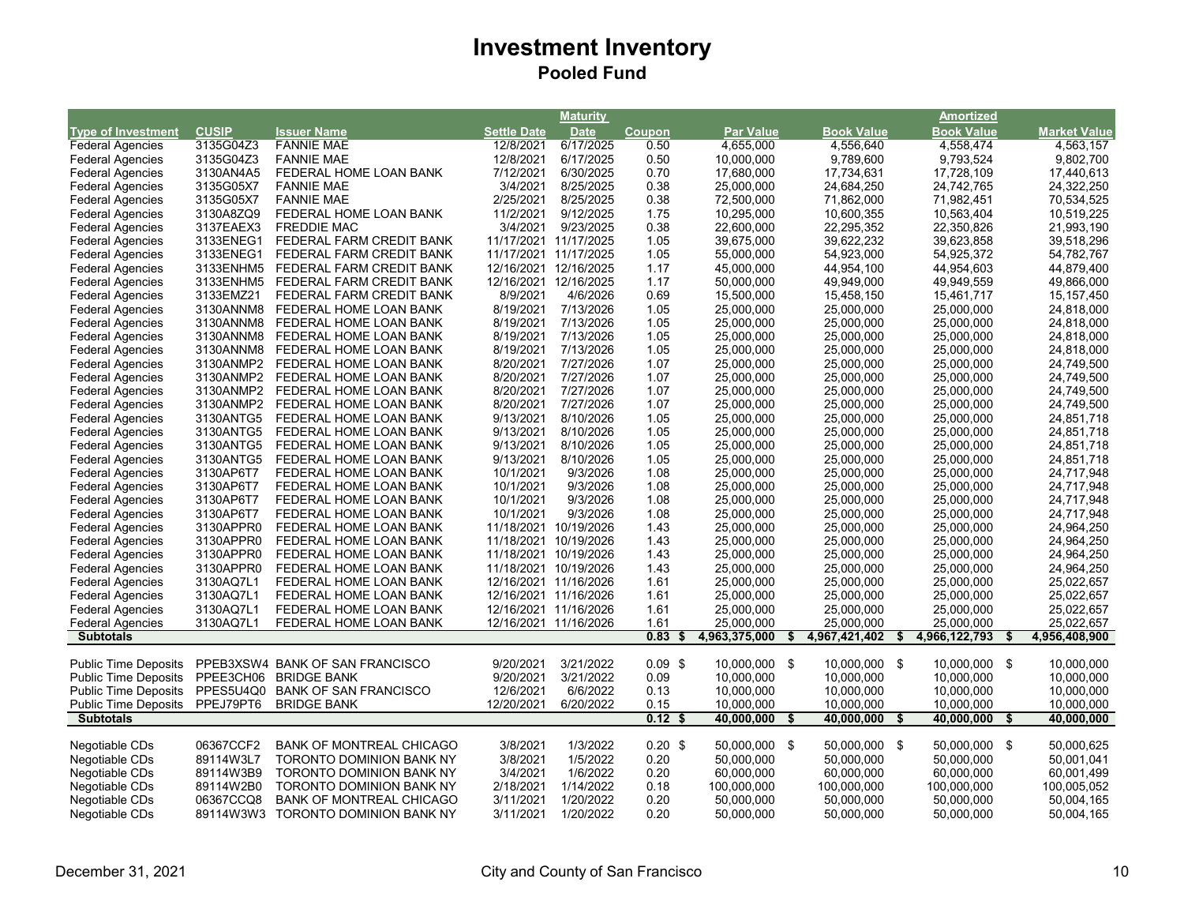# Investment Inventory

## Pooled Fund

| Type of Investment | CUSIP | Issuer Name | Settle Date | Maturity Date | Coupon | Par Value | Book Value | Amortized Book Value | Market Value |
|---|---|---|---|---|---|---|---|---|---|
| Federal Agencies | 3135G04Z3 | FANNIE MAE | 12/8/2021 | 6/17/2025 | 0.50 | 4,655,000 | 4,556,640 | 4,558,474 | 4,563,157 |
| Federal Agencies | 3135G04Z3 | FANNIE MAE | 12/8/2021 | 6/17/2025 | 0.50 | 10,000,000 | 9,789,600 | 9,793,524 | 9,802,700 |
| Federal Agencies | 3130AN4A5 | FEDERAL HOME LOAN BANK | 7/12/2021 | 6/30/2025 | 0.70 | 17,680,000 | 17,734,631 | 17,728,109 | 17,440,613 |
| Federal Agencies | 3135G05X7 | FANNIE MAE | 3/4/2021 | 8/25/2025 | 0.38 | 25,000,000 | 24,684,250 | 24,742,765 | 24,322,250 |
| Federal Agencies | 3135G05X7 | FANNIE MAE | 2/25/2021 | 8/25/2025 | 0.38 | 72,500,000 | 71,862,000 | 71,982,451 | 70,534,525 |
| Federal Agencies | 3130A8ZQ9 | FEDERAL HOME LOAN BANK | 11/2/2021 | 9/12/2025 | 1.75 | 10,295,000 | 10,600,355 | 10,563,404 | 10,519,225 |
| Federal Agencies | 3137EAEX3 | FREDDIE MAC | 3/4/2021 | 9/23/2025 | 0.38 | 22,600,000 | 22,295,352 | 22,350,826 | 21,993,190 |
| Federal Agencies | 3133ENEG1 | FEDERAL FARM CREDIT BANK | 11/17/2021 | 11/17/2025 | 1.05 | 39,675,000 | 39,622,232 | 39,623,858 | 39,518,296 |
| Federal Agencies | 3133ENEG1 | FEDERAL FARM CREDIT BANK | 11/17/2021 | 11/17/2025 | 1.05 | 55,000,000 | 54,923,000 | 54,925,372 | 54,782,767 |
| Federal Agencies | 3133ENHM5 | FEDERAL FARM CREDIT BANK | 12/16/2021 | 12/16/2025 | 1.17 | 45,000,000 | 44,954,100 | 44,954,603 | 44,879,400 |
| Federal Agencies | 3133ENHM5 | FEDERAL FARM CREDIT BANK | 12/16/2021 | 12/16/2025 | 1.17 | 50,000,000 | 49,949,000 | 49,949,559 | 49,866,000 |
| Federal Agencies | 3133EMZ21 | FEDERAL FARM CREDIT BANK | 8/9/2021 | 4/6/2026 | 0.69 | 15,500,000 | 15,458,150 | 15,461,717 | 15,157,450 |
| Federal Agencies | 3130ANNM8 | FEDERAL HOME LOAN BANK | 8/19/2021 | 7/13/2026 | 1.05 | 25,000,000 | 25,000,000 | 25,000,000 | 24,818,000 |
| Federal Agencies | 3130ANNM8 | FEDERAL HOME LOAN BANK | 8/19/2021 | 7/13/2026 | 1.05 | 25,000,000 | 25,000,000 | 25,000,000 | 24,818,000 |
| Federal Agencies | 3130ANNM8 | FEDERAL HOME LOAN BANK | 8/19/2021 | 7/13/2026 | 1.05 | 25,000,000 | 25,000,000 | 25,000,000 | 24,818,000 |
| Federal Agencies | 3130ANNM8 | FEDERAL HOME LOAN BANK | 8/19/2021 | 7/13/2026 | 1.05 | 25,000,000 | 25,000,000 | 25,000,000 | 24,818,000 |
| Federal Agencies | 3130ANMP2 | FEDERAL HOME LOAN BANK | 8/20/2021 | 7/27/2026 | 1.07 | 25,000,000 | 25,000,000 | 25,000,000 | 24,749,500 |
| Federal Agencies | 3130ANMP2 | FEDERAL HOME LOAN BANK | 8/20/2021 | 7/27/2026 | 1.07 | 25,000,000 | 25,000,000 | 25,000,000 | 24,749,500 |
| Federal Agencies | 3130ANMP2 | FEDERAL HOME LOAN BANK | 8/20/2021 | 7/27/2026 | 1.07 | 25,000,000 | 25,000,000 | 25,000,000 | 24,749,500 |
| Federal Agencies | 3130ANMP2 | FEDERAL HOME LOAN BANK | 8/20/2021 | 7/27/2026 | 1.07 | 25,000,000 | 25,000,000 | 25,000,000 | 24,749,500 |
| Federal Agencies | 3130ANTG5 | FEDERAL HOME LOAN BANK | 9/13/2021 | 8/10/2026 | 1.05 | 25,000,000 | 25,000,000 | 25,000,000 | 24,851,718 |
| Federal Agencies | 3130ANTG5 | FEDERAL HOME LOAN BANK | 9/13/2021 | 8/10/2026 | 1.05 | 25,000,000 | 25,000,000 | 25,000,000 | 24,851,718 |
| Federal Agencies | 3130ANTG5 | FEDERAL HOME LOAN BANK | 9/13/2021 | 8/10/2026 | 1.05 | 25,000,000 | 25,000,000 | 25,000,000 | 24,851,718 |
| Federal Agencies | 3130ANTG5 | FEDERAL HOME LOAN BANK | 9/13/2021 | 8/10/2026 | 1.05 | 25,000,000 | 25,000,000 | 25,000,000 | 24,851,718 |
| Federal Agencies | 3130AP6T7 | FEDERAL HOME LOAN BANK | 10/1/2021 | 9/3/2026 | 1.08 | 25,000,000 | 25,000,000 | 25,000,000 | 24,717,948 |
| Federal Agencies | 3130AP6T7 | FEDERAL HOME LOAN BANK | 10/1/2021 | 9/3/2026 | 1.08 | 25,000,000 | 25,000,000 | 25,000,000 | 24,717,948 |
| Federal Agencies | 3130AP6T7 | FEDERAL HOME LOAN BANK | 10/1/2021 | 9/3/2026 | 1.08 | 25,000,000 | 25,000,000 | 25,000,000 | 24,717,948 |
| Federal Agencies | 3130AP6T7 | FEDERAL HOME LOAN BANK | 10/1/2021 | 9/3/2026 | 1.08 | 25,000,000 | 25,000,000 | 25,000,000 | 24,717,948 |
| Federal Agencies | 3130APPR0 | FEDERAL HOME LOAN BANK | 11/18/2021 | 10/19/2026 | 1.43 | 25,000,000 | 25,000,000 | 25,000,000 | 24,964,250 |
| Federal Agencies | 3130APPR0 | FEDERAL HOME LOAN BANK | 11/18/2021 | 10/19/2026 | 1.43 | 25,000,000 | 25,000,000 | 25,000,000 | 24,964,250 |
| Federal Agencies | 3130APPR0 | FEDERAL HOME LOAN BANK | 11/18/2021 | 10/19/2026 | 1.43 | 25,000,000 | 25,000,000 | 25,000,000 | 24,964,250 |
| Federal Agencies | 3130APPR0 | FEDERAL HOME LOAN BANK | 11/18/2021 | 10/19/2026 | 1.43 | 25,000,000 | 25,000,000 | 25,000,000 | 24,964,250 |
| Federal Agencies | 3130AQ7L1 | FEDERAL HOME LOAN BANK | 12/16/2021 | 11/16/2026 | 1.61 | 25,000,000 | 25,000,000 | 25,000,000 | 25,022,657 |
| Federal Agencies | 3130AQ7L1 | FEDERAL HOME LOAN BANK | 12/16/2021 | 11/16/2026 | 1.61 | 25,000,000 | 25,000,000 | 25,000,000 | 25,022,657 |
| Federal Agencies | 3130AQ7L1 | FEDERAL HOME LOAN BANK | 12/16/2021 | 11/16/2026 | 1.61 | 25,000,000 | 25,000,000 | 25,000,000 | 25,022,657 |
| Federal Agencies | 3130AQ7L1 | FEDERAL HOME LOAN BANK | 12/16/2021 | 11/16/2026 | 1.61 | 25,000,000 | 25,000,000 | 25,000,000 | 25,022,657 |
| **Subtotals** | | | | | **0.83** | **$ 4,963,375,000** | **$ 4,967,421,402** | **$ 4,966,122,793** | **$ 4,956,408,900** |
| | | | | | | | | | |
| Public Time Deposits | PPEB3XSW4 | BANK OF SAN FRANCISCO | 9/20/2021 | 3/21/2022 | 0.09 | $ 10,000,000 | $ 10,000,000 | $ 10,000,000 | $ 10,000,000 |
| Public Time Deposits | PPEE3CH06 | BRIDGE BANK | 9/20/2021 | 3/21/2022 | 0.09 | 10,000,000 | 10,000,000 | 10,000,000 | 10,000,000 |
| Public Time Deposits | PPES5U4Q0 | BANK OF SAN FRANCISCO | 12/6/2021 | 6/6/2022 | 0.13 | 10,000,000 | 10,000,000 | 10,000,000 | 10,000,000 |
| Public Time Deposits | PPEJ79PT6 | BRIDGE BANK | 12/20/2021 | 6/20/2022 | 0.15 | 10,000,000 | 10,000,000 | 10,000,000 | 10,000,000 |
| **Subtotals** | | | | | **0.12** | **$ 40,000,000** | **$ 40,000,000** | **$ 40,000,000** | **$ 40,000,000** |
| | | | | | | | | | |
| Negotiable CDs | 06367CCF2 | BANK OF MONTREAL CHICAGO | 3/8/2021 | 1/3/2022 | 0.20 | $ 50,000,000 | $ 50,000,000 | $ 50,000,000 | $ 50,000,625 |
| Negotiable CDs | 89114W3L7 | TORONTO DOMINION BANK NY | 3/8/2021 | 1/5/2022 | 0.20 | 50,000,000 | 50,000,000 | 50,000,000 | 50,001,041 |
| Negotiable CDs | 89114W3B9 | TORONTO DOMINION BANK NY | 3/4/2021 | 1/6/2022 | 0.20 | 60,000,000 | 60,000,000 | 60,000,000 | 60,001,499 |
| Negotiable CDs | 89114W2B0 | TORONTO DOMINION BANK NY | 2/18/2021 | 1/14/2022 | 0.18 | 100,000,000 | 100,000,000 | 100,000,000 | 100,005,052 |
| Negotiable CDs | 06367CCQ8 | BANK OF MONTREAL CHICAGO | 3/11/2021 | 1/20/2022 | 0.20 | 50,000,000 | 50,000,000 | 50,000,000 | 50,004,165 |
| Negotiable CDs | 89114W3W3 | TORONTO DOMINION BANK NY | 3/11/2021 | 1/20/2022 | 0.20 | 50,000,000 | 50,000,000 | 50,000,000 | 50,004,165 |

December 31, 2021 — City and County of San Francisco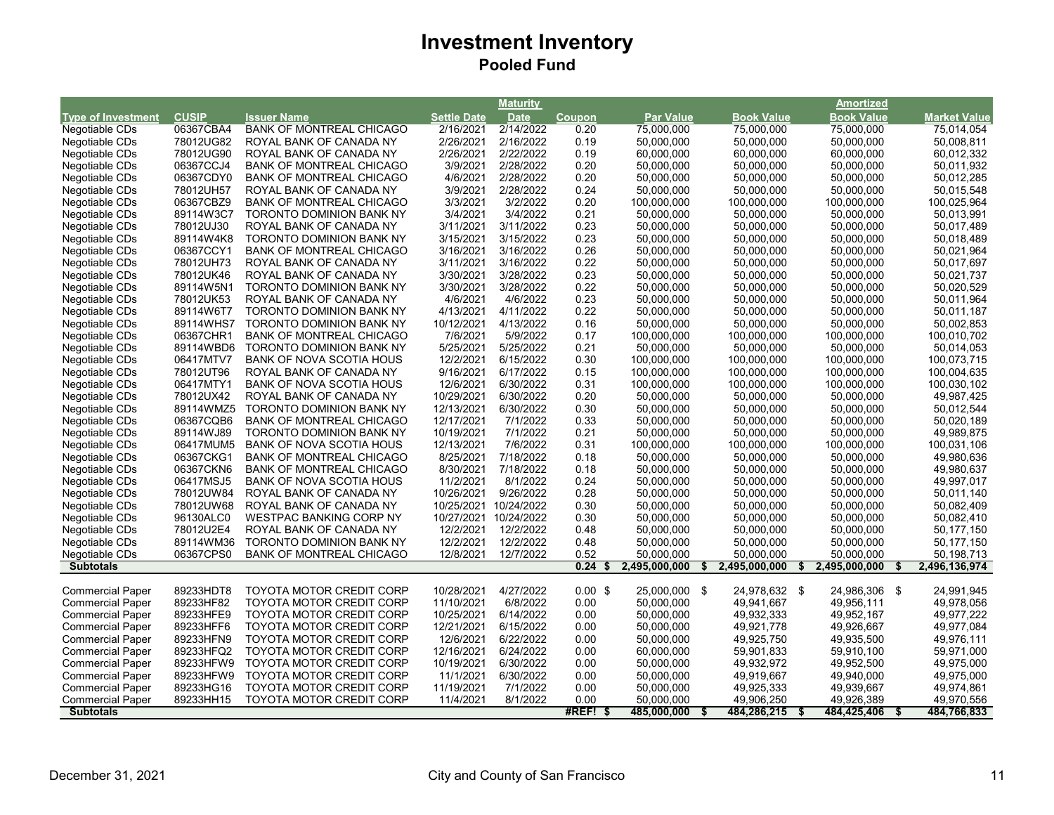# Investment Inventory
## Pooled Fund

| Type of Investment | CUSIP | Issuer Name | Settle Date | Maturity Date | Coupon | Par Value | Book Value | Amortized Book Value | Market Value |
|---|---|---|---|---|---|---|---|---|---|
| Negotiable CDs | 06367CBA4 | BANK OF MONTREAL CHICAGO | 2/16/2021 | 2/14/2022 | 0.20 | 75,000,000 | 75,000,000 | 75,000,000 | 75,014,054 |
| Negotiable CDs | 78012UG82 | ROYAL BANK OF CANADA NY | 2/26/2021 | 2/16/2022 | 0.19 | 50,000,000 | 50,000,000 | 50,000,000 | 50,008,811 |
| Negotiable CDs | 78012UG90 | ROYAL BANK OF CANADA NY | 2/26/2021 | 2/22/2022 | 0.19 | 60,000,000 | 60,000,000 | 60,000,000 | 60,012,332 |
| Negotiable CDs | 06367CCJ4 | BANK OF MONTREAL CHICAGO | 3/9/2021 | 2/28/2022 | 0.20 | 50,000,000 | 50,000,000 | 50,000,000 | 50,011,932 |
| Negotiable CDs | 06367CDY0 | BANK OF MONTREAL CHICAGO | 4/6/2021 | 2/28/2022 | 0.20 | 50,000,000 | 50,000,000 | 50,000,000 | 50,012,285 |
| Negotiable CDs | 78012UH57 | ROYAL BANK OF CANADA NY | 3/9/2021 | 2/28/2022 | 0.24 | 50,000,000 | 50,000,000 | 50,000,000 | 50,015,548 |
| Negotiable CDs | 06367CBZ9 | BANK OF MONTREAL CHICAGO | 3/3/2021 | 3/2/2022 | 0.20 | 100,000,000 | 100,000,000 | 100,000,000 | 100,025,964 |
| Negotiable CDs | 89114W3C7 | TORONTO DOMINION BANK NY | 3/4/2021 | 3/4/2022 | 0.21 | 50,000,000 | 50,000,000 | 50,000,000 | 50,013,991 |
| Negotiable CDs | 78012UJ30 | ROYAL BANK OF CANADA NY | 3/11/2021 | 3/11/2022 | 0.23 | 50,000,000 | 50,000,000 | 50,000,000 | 50,017,489 |
| Negotiable CDs | 89114W4K8 | TORONTO DOMINION BANK NY | 3/15/2021 | 3/15/2022 | 0.23 | 50,000,000 | 50,000,000 | 50,000,000 | 50,018,489 |
| Negotiable CDs | 06367CCY1 | BANK OF MONTREAL CHICAGO | 3/16/2021 | 3/16/2022 | 0.26 | 50,000,000 | 50,000,000 | 50,000,000 | 50,021,964 |
| Negotiable CDs | 78012UH73 | ROYAL BANK OF CANADA NY | 3/11/2021 | 3/16/2022 | 0.22 | 50,000,000 | 50,000,000 | 50,000,000 | 50,017,697 |
| Negotiable CDs | 78012UK46 | ROYAL BANK OF CANADA NY | 3/30/2021 | 3/28/2022 | 0.23 | 50,000,000 | 50,000,000 | 50,000,000 | 50,021,737 |
| Negotiable CDs | 89114W5N1 | TORONTO DOMINION BANK NY | 3/30/2021 | 3/28/2022 | 0.22 | 50,000,000 | 50,000,000 | 50,000,000 | 50,020,529 |
| Negotiable CDs | 78012UK53 | ROYAL BANK OF CANADA NY | 4/6/2021 | 4/6/2022 | 0.23 | 50,000,000 | 50,000,000 | 50,000,000 | 50,011,964 |
| Negotiable CDs | 89114W6T7 | TORONTO DOMINION BANK NY | 4/13/2021 | 4/11/2022 | 0.22 | 50,000,000 | 50,000,000 | 50,000,000 | 50,011,187 |
| Negotiable CDs | 89114WHS7 | TORONTO DOMINION BANK NY | 10/12/2021 | 4/13/2022 | 0.16 | 50,000,000 | 50,000,000 | 50,000,000 | 50,002,853 |
| Negotiable CDs | 06367CHR1 | BANK OF MONTREAL CHICAGO | 7/6/2021 | 5/9/2022 | 0.17 | 100,000,000 | 100,000,000 | 100,000,000 | 100,010,702 |
| Negotiable CDs | 89114WBD6 | TORONTO DOMINION BANK NY | 5/25/2021 | 5/25/2022 | 0.21 | 50,000,000 | 50,000,000 | 50,000,000 | 50,014,053 |
| Negotiable CDs | 06417MTV7 | BANK OF NOVA SCOTIA HOUS | 12/2/2021 | 6/15/2022 | 0.30 | 100,000,000 | 100,000,000 | 100,000,000 | 100,073,715 |
| Negotiable CDs | 78012UT96 | ROYAL BANK OF CANADA NY | 9/16/2021 | 6/17/2022 | 0.15 | 100,000,000 | 100,000,000 | 100,000,000 | 100,004,635 |
| Negotiable CDs | 06417MTY1 | BANK OF NOVA SCOTIA HOUS | 12/6/2021 | 6/30/2022 | 0.31 | 100,000,000 | 100,000,000 | 100,000,000 | 100,030,102 |
| Negotiable CDs | 78012UX42 | ROYAL BANK OF CANADA NY | 10/29/2021 | 6/30/2022 | 0.20 | 50,000,000 | 50,000,000 | 50,000,000 | 49,987,425 |
| Negotiable CDs | 89114WMZ5 | TORONTO DOMINION BANK NY | 12/13/2021 | 6/30/2022 | 0.30 | 50,000,000 | 50,000,000 | 50,000,000 | 50,012,544 |
| Negotiable CDs | 06367CQB6 | BANK OF MONTREAL CHICAGO | 12/17/2021 | 7/1/2022 | 0.33 | 50,000,000 | 50,000,000 | 50,000,000 | 50,020,189 |
| Negotiable CDs | 89114WJ89 | TORONTO DOMINION BANK NY | 10/19/2021 | 7/1/2022 | 0.21 | 50,000,000 | 50,000,000 | 50,000,000 | 49,989,875 |
| Negotiable CDs | 06417MUM5 | BANK OF NOVA SCOTIA HOUS | 12/13/2021 | 7/6/2022 | 0.31 | 100,000,000 | 100,000,000 | 100,000,000 | 100,031,106 |
| Negotiable CDs | 06367CKG1 | BANK OF MONTREAL CHICAGO | 8/25/2021 | 7/18/2022 | 0.18 | 50,000,000 | 50,000,000 | 50,000,000 | 49,980,636 |
| Negotiable CDs | 06367CKN6 | BANK OF MONTREAL CHICAGO | 8/30/2021 | 7/18/2022 | 0.18 | 50,000,000 | 50,000,000 | 50,000,000 | 49,980,637 |
| Negotiable CDs | 06417MSJ5 | BANK OF NOVA SCOTIA HOUS | 11/2/2021 | 8/1/2022 | 0.24 | 50,000,000 | 50,000,000 | 50,000,000 | 49,997,017 |
| Negotiable CDs | 78012UW84 | ROYAL BANK OF CANADA NY | 10/26/2021 | 9/26/2022 | 0.28 | 50,000,000 | 50,000,000 | 50,000,000 | 50,011,140 |
| Negotiable CDs | 78012UW68 | ROYAL BANK OF CANADA NY | 10/25/2021 | 10/24/2022 | 0.30 | 50,000,000 | 50,000,000 | 50,000,000 | 50,082,409 |
| Negotiable CDs | 96130ALC0 | WESTPAC BANKING CORP NY | 10/27/2021 | 10/24/2022 | 0.30 | 50,000,000 | 50,000,000 | 50,000,000 | 50,082,410 |
| Negotiable CDs | 78012U2E4 | ROYAL BANK OF CANADA NY | 12/2/2021 | 12/2/2022 | 0.48 | 50,000,000 | 50,000,000 | 50,000,000 | 50,177,150 |
| Negotiable CDs | 89114WM36 | TORONTO DOMINION BANK NY | 12/2/2021 | 12/2/2022 | 0.48 | 50,000,000 | 50,000,000 | 50,000,000 | 50,177,150 |
| Negotiable CDs | 06367CPS0 | BANK OF MONTREAL CHICAGO | 12/8/2021 | 12/7/2022 | 0.52 | 50,000,000 | 50,000,000 | 50,000,000 | 50,198,713 |
| **Subtotals** | | | | | **0.24** | **$ 2,495,000,000** | **$ 2,495,000,000** | **$ 2,495,000,000** | **$ 2,496,136,974** |
| | | | | | | | | | |
| Commercial Paper | 89233HDT8 | TOYOTA MOTOR CREDIT CORP | 10/28/2021 | 4/27/2022 | 0.00 | $ 25,000,000 | $ 24,978,632 | $ 24,986,306 | $ 24,991,945 |
| Commercial Paper | 89233HF82 | TOYOTA MOTOR CREDIT CORP | 11/10/2021 | 6/8/2022 | 0.00 | 50,000,000 | 49,941,667 | 49,956,111 | 49,978,056 |
| Commercial Paper | 89233HFE9 | TOYOTA MOTOR CREDIT CORP | 10/25/2021 | 6/14/2022 | 0.00 | 50,000,000 | 49,932,333 | 49,952,167 | 49,977,222 |
| Commercial Paper | 89233HFF6 | TOYOTA MOTOR CREDIT CORP | 12/21/2021 | 6/15/2022 | 0.00 | 50,000,000 | 49,921,778 | 49,926,667 | 49,977,084 |
| Commercial Paper | 89233HFN9 | TOYOTA MOTOR CREDIT CORP | 12/6/2021 | 6/22/2022 | 0.00 | 50,000,000 | 49,925,750 | 49,935,500 | 49,976,111 |
| Commercial Paper | 89233HFQ2 | TOYOTA MOTOR CREDIT CORP | 12/16/2021 | 6/24/2022 | 0.00 | 60,000,000 | 59,901,833 | 59,910,100 | 59,971,000 |
| Commercial Paper | 89233HFW9 | TOYOTA MOTOR CREDIT CORP | 10/19/2021 | 6/30/2022 | 0.00 | 50,000,000 | 49,932,972 | 49,952,500 | 49,975,000 |
| Commercial Paper | 89233HFW9 | TOYOTA MOTOR CREDIT CORP | 11/1/2021 | 6/30/2022 | 0.00 | 50,000,000 | 49,919,667 | 49,940,000 | 49,975,000 |
| Commercial Paper | 89233HG16 | TOYOTA MOTOR CREDIT CORP | 11/19/2021 | 7/1/2022 | 0.00 | 50,000,000 | 49,925,333 | 49,939,667 | 49,974,861 |
| Commercial Paper | 89233HH15 | TOYOTA MOTOR CREDIT CORP | 11/4/2021 | 8/1/2022 | 0.00 | 50,000,000 | 49,906,250 | 49,926,389 | 49,970,556 |
| **Subtotals** | | | | | **#REF!** | **$ 485,000,000** | **$ 484,286,215** | **$ 484,425,406** | **$ 484,766,833** |

December 31, 2021 | City and County of San Francisco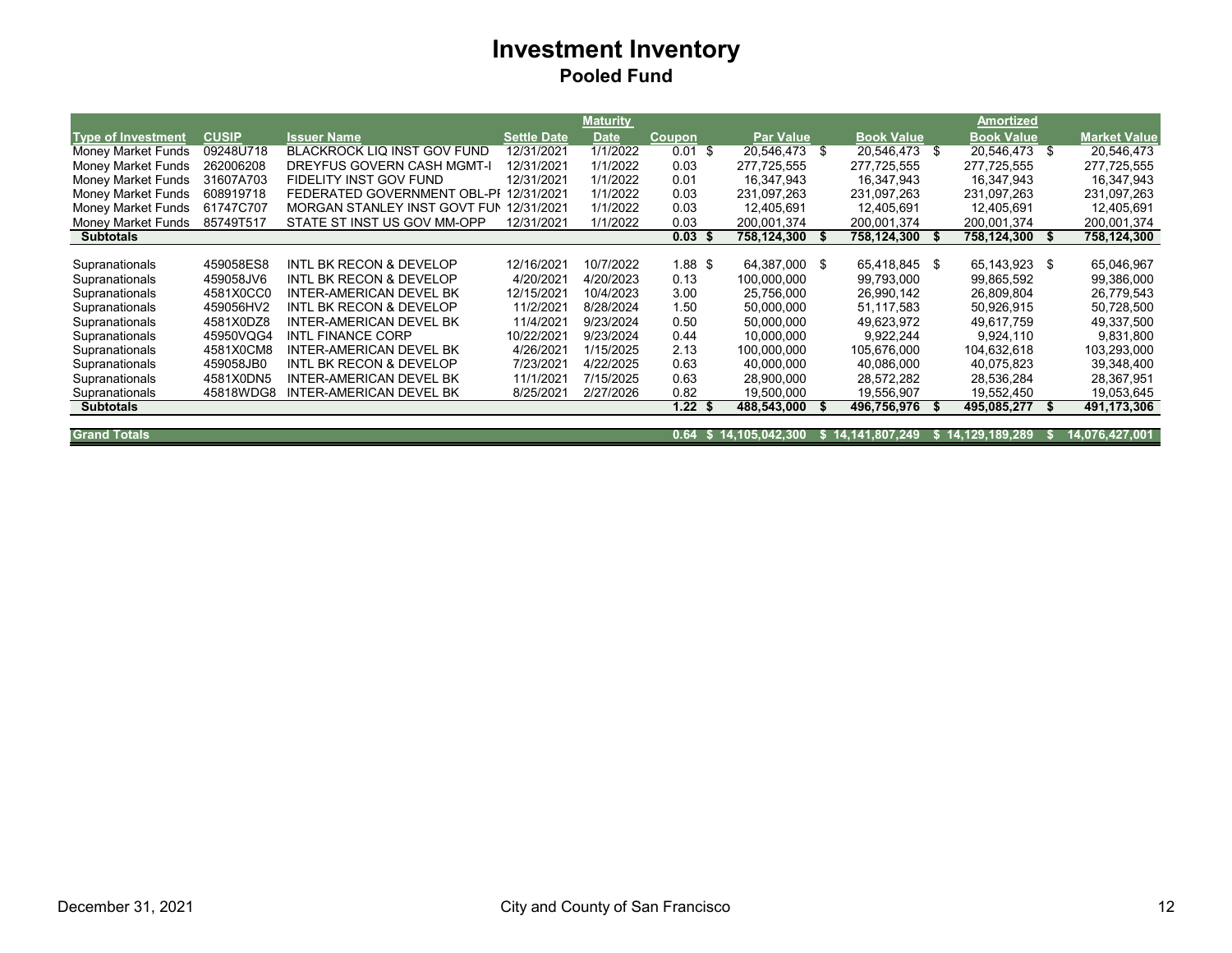# Investment Inventory

## Pooled Fund

| Type of Investment | CUSIP | Issuer Name | Settle Date | Maturity Date | Coupon | Par Value | Book Value | Amortized Book Value | Market Value |
|---|---|---|---|---|---|---|---|---|---|
| Money Market Funds | 09248U718 | BLACKROCK LIQ INST GOV FUND | 12/31/2021 | 1/1/2022 | 0.01 | $ 20,546,473 | $ 20,546,473 | $ 20,546,473 | $ 20,546,473 |
| Money Market Funds | 262006208 | DREYFUS GOVERN CASH MGMT-I | 12/31/2021 | 1/1/2022 | 0.03 | 277,725,555 | 277,725,555 | 277,725,555 | 277,725,555 |
| Money Market Funds | 31607A703 | FIDELITY INST GOV FUND | 12/31/2021 | 1/1/2022 | 0.01 | 16,347,943 | 16,347,943 | 16,347,943 | 16,347,943 |
| Money Market Funds | 608919718 | FEDERATED GOVERNMENT OBL-PI | 12/31/2021 | 1/1/2022 | 0.03 | 231,097,263 | 231,097,263 | 231,097,263 | 231,097,263 |
| Money Market Funds | 61747C707 | MORGAN STANLEY INST GOVT FUN | 12/31/2021 | 1/1/2022 | 0.03 | 12,405,691 | 12,405,691 | 12,405,691 | 12,405,691 |
| Money Market Funds | 85749T517 | STATE ST INST US GOV MM-OPP | 12/31/2021 | 1/1/2022 | 0.03 | 200,001,374 | 200,001,374 | 200,001,374 | 200,001,374 |
| **Subtotals** | | | | | **0.03** | **$ 758,124,300** | **$ 758,124,300** | **$ 758,124,300** | **$ 758,124,300** |
| | | | | | | | | | |
| Supranationals | 459058ES8 | INTL BK RECON & DEVELOP | 12/16/2021 | 10/7/2022 | 1.88 | $ 64,387,000 | $ 65,418,845 | $ 65,143,923 | $ 65,046,967 |
| Supranationals | 459058JV6 | INTL BK RECON & DEVELOP | 4/20/2021 | 4/20/2023 | 0.13 | 100,000,000 | 99,793,000 | 99,865,592 | 99,386,000 |
| Supranationals | 4581X0CC0 | INTER-AMERICAN DEVEL BK | 12/15/2021 | 10/4/2023 | 3.00 | 25,756,000 | 26,990,142 | 26,809,804 | 26,779,543 |
| Supranationals | 459056HV2 | INTL BK RECON & DEVELOP | 11/2/2021 | 8/28/2024 | 1.50 | 50,000,000 | 51,117,583 | 50,926,915 | 50,728,500 |
| Supranationals | 4581X0DZ8 | INTER-AMERICAN DEVEL BK | 11/4/2021 | 9/23/2024 | 0.50 | 50,000,000 | 49,623,972 | 49,617,759 | 49,337,500 |
| Supranationals | 45950VQG4 | INTL FINANCE CORP | 10/22/2021 | 9/23/2024 | 0.44 | 10,000,000 | 9,922,244 | 9,924,110 | 9,831,800 |
| Supranationals | 4581X0CM8 | INTER-AMERICAN DEVEL BK | 4/26/2021 | 1/15/2025 | 2.13 | 100,000,000 | 105,676,000 | 104,632,618 | 103,293,000 |
| Supranationals | 459058JB0 | INTL BK RECON & DEVELOP | 7/23/2021 | 4/22/2025 | 0.63 | 40,000,000 | 40,086,000 | 40,075,823 | 39,348,400 |
| Supranationals | 4581X0DN5 | INTER-AMERICAN DEVEL BK | 11/1/2021 | 7/15/2025 | 0.63 | 28,900,000 | 28,572,282 | 28,536,284 | 28,367,951 |
| Supranationals | 45818WDG8 | INTER-AMERICAN DEVEL BK | 8/25/2021 | 2/27/2026 | 0.82 | 19,500,000 | 19,556,907 | 19,552,450 | 19,053,645 |
| **Subtotals** | | | | | **1.22** | **$ 488,543,000** | **$ 496,756,976** | **$ 495,085,277** | **$ 491,173,306** |
| | | | | | | | | | |
| **Grand Totals** | | | | | **0.64** | **$ 14,105,042,300** | **$ 14,141,807,249** | **$ 14,129,189,289** | **$ 14,076,427,001** |

December 31, 2021 — City and County of San Francisco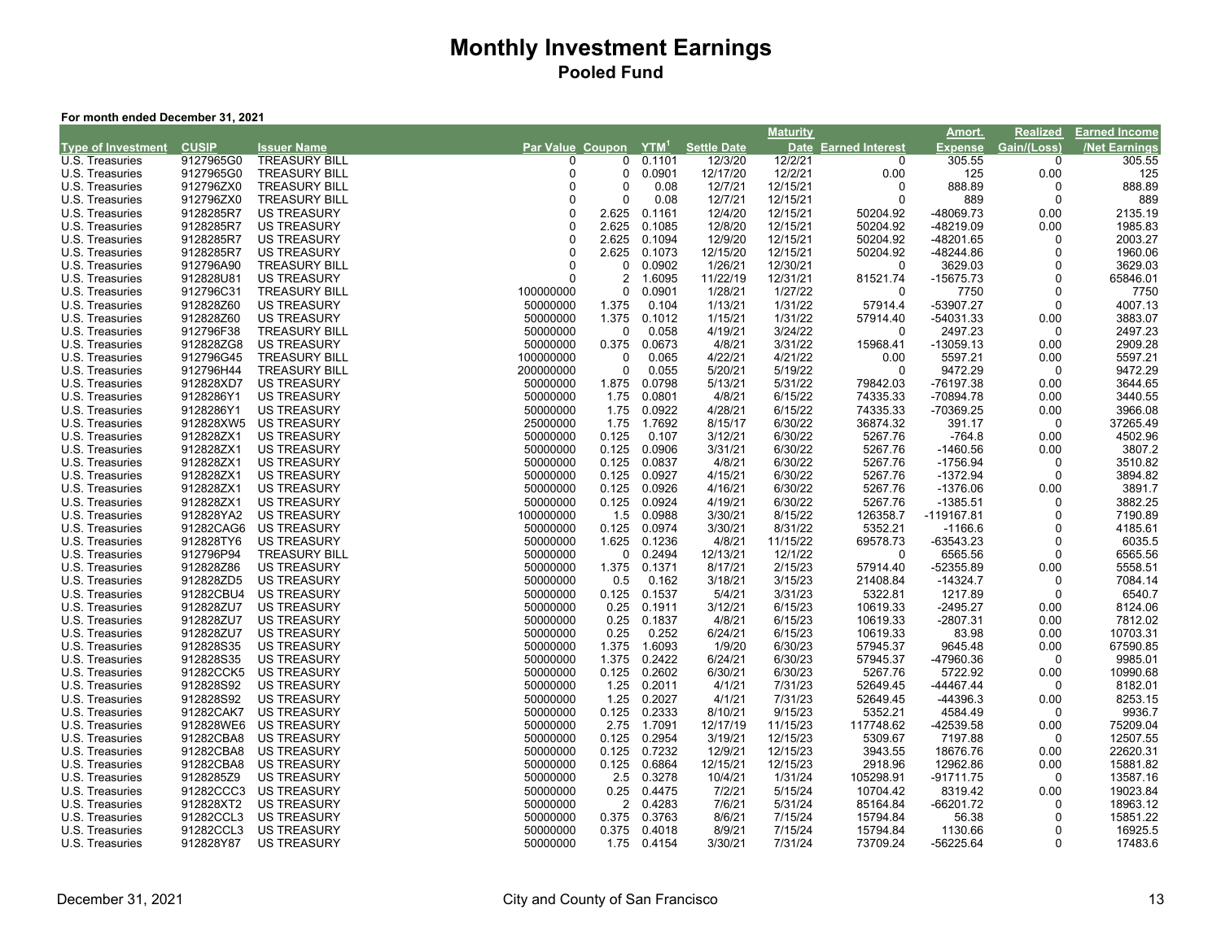# Monthly Investment Earnings

## Pooled Fund

**For month ended December 31, 2021**

| Type of Investment | CUSIP | Issuer Name | Par Value | Coupon | YTM[1] | Settle Date | Maturity Date | Earned Interest | Amort. Expense | Realized Gain/(Loss) | Earned Income /Net Earnings |
|---|---|---|---|---|---|---|---|---|---|---|---|
| U.S. Treasuries | 9127965G0 | TREASURY BILL | 0 | 0 | 0.1101 | 12/3/20 | 12/2/21 | 0 | 305.55 | 0 | 305.55 |
| U.S. Treasuries | 9127965G0 | TREASURY BILL | 0 | 0 | 0.0901 | 12/17/20 | 12/2/21 | 0.00 | 125 | 0.00 | 125 |
| U.S. Treasuries | 912796ZX0 | TREASURY BILL | 0 | 0 | 0.08 | 12/7/21 | 12/15/21 | 0 | 888.89 | 0 | 888.89 |
| U.S. Treasuries | 912796ZX0 | TREASURY BILL | 0 | 0 | 0.08 | 12/7/21 | 12/15/21 | 0 | 889 | 0 | 889 |
| U.S. Treasuries | 9128285R7 | US TREASURY | 0 | 2.625 | 0.1161 | 12/4/20 | 12/15/21 | 50204.92 | -48069.73 | 0.00 | 2135.19 |
| U.S. Treasuries | 9128285R7 | US TREASURY | 0 | 2.625 | 0.1085 | 12/8/20 | 12/15/21 | 50204.92 | -48219.09 | 0.00 | 1985.83 |
| U.S. Treasuries | 9128285R7 | US TREASURY | 0 | 2.625 | 0.1094 | 12/9/20 | 12/15/21 | 50204.92 | -48201.65 | 0 | 2003.27 |
| U.S. Treasuries | 9128285R7 | US TREASURY | 0 | 2.625 | 0.1073 | 12/15/20 | 12/15/21 | 50204.92 | -48244.86 | 0 | 1960.06 |
| U.S. Treasuries | 912796A90 | TREASURY BILL | 0 | 0 | 0.0902 | 1/26/21 | 12/30/21 | 0 | 3629.03 | 0 | 3629.03 |
| U.S. Treasuries | 912828U81 | US TREASURY | 0 | 2 | 1.6095 | 11/22/19 | 12/31/21 | 81521.74 | -15675.73 | 0 | 65846.01 |
| U.S. Treasuries | 912796C31 | TREASURY BILL | 100000000 | 0 | 0.0901 | 1/28/21 | 1/27/22 | 0 | 7750 | 0 | 7750 |
| U.S. Treasuries | 912828Z60 | US TREASURY | 50000000 | 1.375 | 0.104 | 1/13/21 | 1/31/22 | 57914.4 | -53907.27 | 0 | 4007.13 |
| U.S. Treasuries | 912828Z60 | US TREASURY | 50000000 | 1.375 | 0.1012 | 1/15/21 | 1/31/22 | 57914.40 | -54031.33 | 0.00 | 3883.07 |
| U.S. Treasuries | 912796F38 | TREASURY BILL | 50000000 | 0 | 0.058 | 4/19/21 | 3/24/22 | 0 | 2497.23 | 0 | 2497.23 |
| U.S. Treasuries | 912828ZG8 | US TREASURY | 50000000 | 0.375 | 0.0673 | 4/8/21 | 3/31/22 | 15968.41 | -13059.13 | 0.00 | 2909.28 |
| U.S. Treasuries | 912796G45 | TREASURY BILL | 100000000 | 0 | 0.065 | 4/22/21 | 4/21/22 | 0.00 | 5597.21 | 0.00 | 5597.21 |
| U.S. Treasuries | 912796H44 | TREASURY BILL | 200000000 | 0 | 0.055 | 5/20/21 | 5/19/22 | 0 | 9472.29 | 0 | 9472.29 |
| U.S. Treasuries | 912828XD7 | US TREASURY | 50000000 | 1.875 | 0.0798 | 5/13/21 | 5/31/22 | 79842.03 | -76197.38 | 0.00 | 3644.65 |
| U.S. Treasuries | 9128286Y1 | US TREASURY | 50000000 | 1.75 | 0.0801 | 4/8/21 | 6/15/22 | 74335.33 | -70894.78 | 0.00 | 3440.55 |
| U.S. Treasuries | 9128286Y1 | US TREASURY | 50000000 | 1.75 | 0.0922 | 4/28/21 | 6/15/22 | 74335.33 | -70369.25 | 0.00 | 3966.08 |
| U.S. Treasuries | 912828XW5 | US TREASURY | 25000000 | 1.75 | 1.7692 | 8/15/17 | 6/30/22 | 36874.32 | 391.17 | 0 | 37265.49 |
| U.S. Treasuries | 912828ZX1 | US TREASURY | 50000000 | 0.125 | 0.107 | 3/12/21 | 6/30/22 | 5267.76 | -764.8 | 0.00 | 4502.96 |
| U.S. Treasuries | 912828ZX1 | US TREASURY | 50000000 | 0.125 | 0.0906 | 3/31/21 | 6/30/22 | 5267.76 | -1460.56 | 0.00 | 3807.2 |
| U.S. Treasuries | 912828ZX1 | US TREASURY | 50000000 | 0.125 | 0.0837 | 4/8/21 | 6/30/22 | 5267.76 | -1756.94 | 0 | 3510.82 |
| U.S. Treasuries | 912828ZX1 | US TREASURY | 50000000 | 0.125 | 0.0927 | 4/15/21 | 6/30/22 | 5267.76 | -1372.94 | 0 | 3894.82 |
| U.S. Treasuries | 912828ZX1 | US TREASURY | 50000000 | 0.125 | 0.0926 | 4/16/21 | 6/30/22 | 5267.76 | -1376.06 | 0.00 | 3891.7 |
| U.S. Treasuries | 912828ZX1 | US TREASURY | 50000000 | 0.125 | 0.0924 | 4/19/21 | 6/30/22 | 5267.76 | -1385.51 | 0 | 3882.25 |
| U.S. Treasuries | 912828YA2 | US TREASURY | 100000000 | 1.5 | 0.0988 | 3/30/21 | 8/15/22 | 126358.7 | -119167.81 | 0 | 7190.89 |
| U.S. Treasuries | 91282CAG6 | US TREASURY | 50000000 | 0.125 | 0.0974 | 3/30/21 | 8/31/22 | 5352.21 | -1166.6 | 0 | 4185.61 |
| U.S. Treasuries | 912828TY6 | US TREASURY | 50000000 | 1.625 | 0.1236 | 4/8/21 | 11/15/22 | 69578.73 | -63543.23 | 0 | 6035.5 |
| U.S. Treasuries | 912796P94 | TREASURY BILL | 50000000 | 0 | 0.2494 | 12/13/21 | 12/1/22 | 0 | 6565.56 | 0 | 6565.56 |
| U.S. Treasuries | 912828Z86 | US TREASURY | 50000000 | 1.375 | 0.1371 | 8/17/21 | 2/15/23 | 57914.40 | -52355.89 | 0.00 | 5558.51 |
| U.S. Treasuries | 912828ZD5 | US TREASURY | 50000000 | 0.5 | 0.162 | 3/18/21 | 3/15/23 | 21408.84 | -14324.7 | 0 | 7084.14 |
| U.S. Treasuries | 91282CBU4 | US TREASURY | 50000000 | 0.125 | 0.1537 | 5/4/21 | 3/31/23 | 5322.81 | 1217.89 | 0 | 6540.7 |
| U.S. Treasuries | 912828ZU7 | US TREASURY | 50000000 | 0.25 | 0.1911 | 3/12/21 | 6/15/23 | 10619.33 | -2495.27 | 0.00 | 8124.06 |
| U.S. Treasuries | 912828ZU7 | US TREASURY | 50000000 | 0.25 | 0.1837 | 4/8/21 | 6/15/23 | 10619.33 | -2807.31 | 0.00 | 7812.02 |
| U.S. Treasuries | 912828ZU7 | US TREASURY | 50000000 | 0.25 | 0.252 | 6/24/21 | 6/15/23 | 10619.33 | 83.98 | 0.00 | 10703.31 |
| U.S. Treasuries | 912828S35 | US TREASURY | 50000000 | 1.375 | 1.6093 | 1/9/20 | 6/30/23 | 57945.37 | 9645.48 | 0.00 | 67590.85 |
| U.S. Treasuries | 912828S35 | US TREASURY | 50000000 | 1.375 | 0.2422 | 6/24/21 | 6/30/23 | 57945.37 | -47960.36 | 0 | 9985.01 |
| U.S. Treasuries | 91282CCK5 | US TREASURY | 50000000 | 0.125 | 0.2602 | 6/30/21 | 6/30/23 | 5267.76 | 5722.92 | 0.00 | 10990.68 |
| U.S. Treasuries | 912828S92 | US TREASURY | 50000000 | 1.25 | 0.2011 | 4/1/21 | 7/31/23 | 52649.45 | -44467.44 | 0 | 8182.01 |
| U.S. Treasuries | 912828S92 | US TREASURY | 50000000 | 1.25 | 0.2027 | 4/1/21 | 7/31/23 | 52649.45 | -44396.3 | 0.00 | 8253.15 |
| U.S. Treasuries | 91282CAK7 | US TREASURY | 50000000 | 0.125 | 0.2333 | 8/10/21 | 9/15/23 | 5352.21 | 4584.49 | 0 | 9936.7 |
| U.S. Treasuries | 912828WE6 | US TREASURY | 50000000 | 2.75 | 1.7091 | 12/17/19 | 11/15/23 | 117748.62 | -42539.58 | 0.00 | 75209.04 |
| U.S. Treasuries | 91282CBA8 | US TREASURY | 50000000 | 0.125 | 0.2954 | 3/19/21 | 12/15/23 | 5309.67 | 7197.88 | 0 | 12507.55 |
| U.S. Treasuries | 91282CBA8 | US TREASURY | 50000000 | 0.125 | 0.7232 | 12/9/21 | 12/15/23 | 3943.55 | 18676.76 | 0.00 | 22620.31 |
| U.S. Treasuries | 91282CBA8 | US TREASURY | 50000000 | 0.125 | 0.6864 | 12/15/21 | 12/15/23 | 2918.96 | 12962.86 | 0.00 | 15881.82 |
| U.S. Treasuries | 9128285Z9 | US TREASURY | 50000000 | 2.5 | 0.3278 | 10/4/21 | 1/31/24 | 105298.91 | -91711.75 | 0 | 13587.16 |
| U.S. Treasuries | 91282CCC3 | US TREASURY | 50000000 | 0.25 | 0.4475 | 7/2/21 | 5/15/24 | 10704.42 | 8319.42 | 0.00 | 19023.84 |
| U.S. Treasuries | 912828XT2 | US TREASURY | 50000000 | 2 | 0.4283 | 7/6/21 | 5/31/24 | 85164.84 | -66201.72 | 0 | 18963.12 |
| U.S. Treasuries | 91282CCL3 | US TREASURY | 50000000 | 0.375 | 0.3763 | 8/6/21 | 7/15/24 | 15794.84 | 56.38 | 0 | 15851.22 |
| U.S. Treasuries | 91282CCL3 | US TREASURY | 50000000 | 0.375 | 0.4018 | 8/9/21 | 7/15/24 | 15794.84 | 1130.66 | 0 | 16925.5 |
| U.S. Treasuries | 912828Y87 | US TREASURY | 50000000 | 1.75 | 0.4154 | 3/30/21 | 7/31/24 | 73709.24 | -56225.64 | 0 | 17483.6 |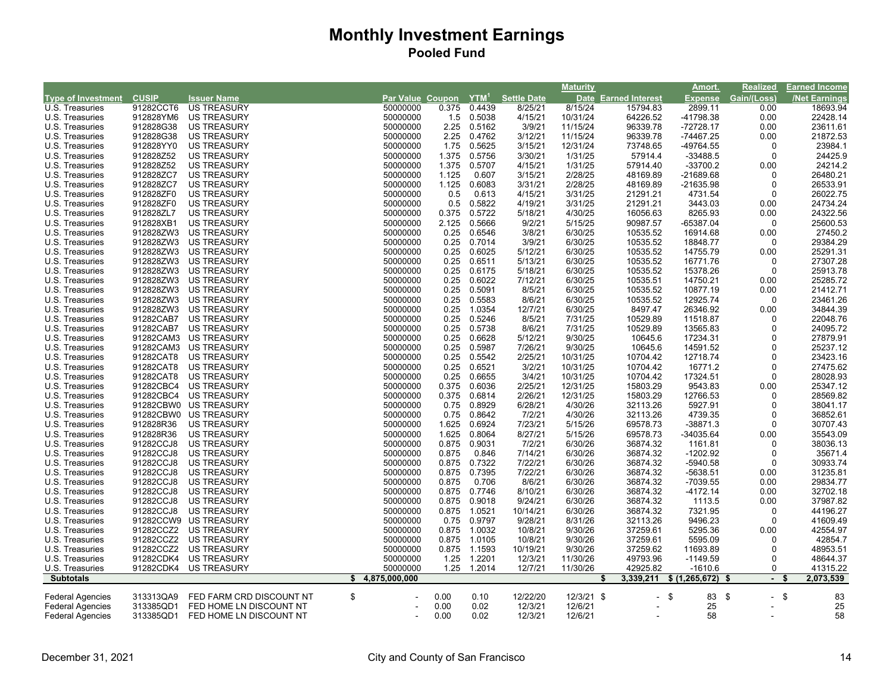# Monthly Investment Earnings

## Pooled Fund

| Type of Investment | CUSIP | Issuer Name | Par Value | Coupon | YTM[1] | Settle Date | Maturity Date | Earned Interest | Amort. Expense | Realized Gain/(Loss) | Earned Income /Net Earnings |
|---|---|---|---|---|---|---|---|---|---|---|---|
| U.S. Treasuries | 91282CCT6 | US TREASURY | 50000000 | 0.375 | 0.4439 | 8/25/21 | 8/15/24 | 15794.83 | 2899.11 | 0.00 | 18693.94 |
| U.S. Treasuries | 912828YM6 | US TREASURY | 50000000 | 1.5 | 0.5038 | 4/15/21 | 10/31/24 | 64226.52 | -41798.38 | 0.00 | 22428.14 |
| U.S. Treasuries | 912828G38 | US TREASURY | 50000000 | 2.25 | 0.5162 | 3/9/21 | 11/15/24 | 96339.78 | -72728.17 | 0.00 | 23611.61 |
| U.S. Treasuries | 912828G38 | US TREASURY | 50000000 | 2.25 | 0.4762 | 3/12/21 | 11/15/24 | 96339.78 | -74467.25 | 0.00 | 21872.53 |
| U.S. Treasuries | 912828YY0 | US TREASURY | 50000000 | 1.75 | 0.5625 | 3/15/21 | 12/31/24 | 73748.65 | -49764.55 | 0 | 23984.1 |
| U.S. Treasuries | 912828Z52 | US TREASURY | 50000000 | 1.375 | 0.5756 | 3/30/21 | 1/31/25 | 57914.4 | -33488.5 | 0 | 24425.9 |
| U.S. Treasuries | 912828Z52 | US TREASURY | 50000000 | 1.375 | 0.5707 | 4/15/21 | 1/31/25 | 57914.40 | -33700.2 | 0.00 | 24214.2 |
| U.S. Treasuries | 912828ZC7 | US TREASURY | 50000000 | 1.125 | 0.607 | 3/15/21 | 2/28/25 | 48169.89 | -21689.68 | 0 | 26480.21 |
| U.S. Treasuries | 912828ZC7 | US TREASURY | 50000000 | 1.125 | 0.6083 | 3/31/21 | 2/28/25 | 48169.89 | -21635.98 | 0 | 26533.91 |
| U.S. Treasuries | 912828ZF0 | US TREASURY | 50000000 | 0.5 | 0.613 | 4/15/21 | 3/31/25 | 21291.21 | 4731.54 | 0 | 26022.75 |
| U.S. Treasuries | 912828ZF0 | US TREASURY | 50000000 | 0.5 | 0.5822 | 4/19/21 | 3/31/25 | 21291.21 | 3443.03 | 0.00 | 24734.24 |
| U.S. Treasuries | 912828ZL7 | US TREASURY | 50000000 | 0.375 | 0.5722 | 5/18/21 | 4/30/25 | 16056.63 | 8265.93 | 0.00 | 24322.56 |
| U.S. Treasuries | 912828XB1 | US TREASURY | 50000000 | 2.125 | 0.5666 | 9/2/21 | 5/15/25 | 90987.57 | -65387.04 | 0 | 25600.53 |
| U.S. Treasuries | 912828ZW3 | US TREASURY | 50000000 | 0.25 | 0.6546 | 3/8/21 | 6/30/25 | 10535.52 | 16914.68 | 0.00 | 27450.2 |
| U.S. Treasuries | 912828ZW3 | US TREASURY | 50000000 | 0.25 | 0.7014 | 3/9/21 | 6/30/25 | 10535.52 | 18848.77 | 0 | 29384.29 |
| U.S. Treasuries | 912828ZW3 | US TREASURY | 50000000 | 0.25 | 0.6025 | 5/12/21 | 6/30/25 | 10535.52 | 14755.79 | 0.00 | 25291.31 |
| U.S. Treasuries | 912828ZW3 | US TREASURY | 50000000 | 0.25 | 0.6511 | 5/13/21 | 6/30/25 | 10535.52 | 16771.76 | 0 | 27307.28 |
| U.S. Treasuries | 912828ZW3 | US TREASURY | 50000000 | 0.25 | 0.6175 | 5/18/21 | 6/30/25 | 10535.52 | 15378.26 | 0 | 25913.78 |
| U.S. Treasuries | 912828ZW3 | US TREASURY | 50000000 | 0.25 | 0.6022 | 7/12/21 | 6/30/25 | 10535.51 | 14750.21 | 0.00 | 25285.72 |
| U.S. Treasuries | 912828ZW3 | US TREASURY | 50000000 | 0.25 | 0.5091 | 8/5/21 | 6/30/25 | 10535.52 | 10877.19 | 0.00 | 21412.71 |
| U.S. Treasuries | 912828ZW3 | US TREASURY | 50000000 | 0.25 | 0.5583 | 8/6/21 | 6/30/25 | 10535.52 | 12925.74 | 0 | 23461.26 |
| U.S. Treasuries | 912828ZW3 | US TREASURY | 50000000 | 0.25 | 1.0354 | 12/7/21 | 6/30/25 | 8497.47 | 26346.92 | 0.00 | 34844.39 |
| U.S. Treasuries | 91282CAB7 | US TREASURY | 50000000 | 0.25 | 0.5246 | 8/5/21 | 7/31/25 | 10529.89 | 11518.87 | 0 | 22048.76 |
| U.S. Treasuries | 91282CAB7 | US TREASURY | 50000000 | 0.25 | 0.5738 | 8/6/21 | 7/31/25 | 10529.89 | 13565.83 | 0 | 24095.72 |
| U.S. Treasuries | 91282CAM3 | US TREASURY | 50000000 | 0.25 | 0.6628 | 5/12/21 | 9/30/25 | 10645.6 | 17234.31 | 0 | 27879.91 |
| U.S. Treasuries | 91282CAM3 | US TREASURY | 50000000 | 0.25 | 0.5987 | 7/26/21 | 9/30/25 | 10645.6 | 14591.52 | 0 | 25237.12 |
| U.S. Treasuries | 91282CAT8 | US TREASURY | 50000000 | 0.25 | 0.5542 | 2/25/21 | 10/31/25 | 10704.42 | 12718.74 | 0 | 23423.16 |
| U.S. Treasuries | 91282CAT8 | US TREASURY | 50000000 | 0.25 | 0.6521 | 3/2/21 | 10/31/25 | 10704.42 | 16771.2 | 0 | 27475.62 |
| U.S. Treasuries | 91282CAT8 | US TREASURY | 50000000 | 0.25 | 0.6655 | 3/4/21 | 10/31/25 | 10704.42 | 17324.51 | 0 | 28028.93 |
| U.S. Treasuries | 91282CBC4 | US TREASURY | 50000000 | 0.375 | 0.6036 | 2/25/21 | 12/31/25 | 15803.29 | 9543.83 | 0.00 | 25347.12 |
| U.S. Treasuries | 91282CBC4 | US TREASURY | 50000000 | 0.375 | 0.6814 | 2/26/21 | 12/31/25 | 15803.29 | 12766.53 | 0 | 28569.82 |
| U.S. Treasuries | 91282CBW0 | US TREASURY | 50000000 | 0.75 | 0.8929 | 6/28/21 | 4/30/26 | 32113.26 | 5927.91 | 0 | 38041.17 |
| U.S. Treasuries | 91282CBW0 | US TREASURY | 50000000 | 0.75 | 0.8642 | 7/2/21 | 4/30/26 | 32113.26 | 4739.35 | 0 | 36852.61 |
| U.S. Treasuries | 912828R36 | US TREASURY | 50000000 | 1.625 | 0.6924 | 7/23/21 | 5/15/26 | 69578.73 | -38871.3 | 0 | 30707.43 |
| U.S. Treasuries | 912828R36 | US TREASURY | 50000000 | 1.625 | 0.8064 | 8/27/21 | 5/15/26 | 69578.73 | -34035.64 | 0.00 | 35543.09 |
| U.S. Treasuries | 91282CCJ8 | US TREASURY | 50000000 | 0.875 | 0.9031 | 7/2/21 | 6/30/26 | 36874.32 | 1161.81 | 0 | 38036.13 |
| U.S. Treasuries | 91282CCJ8 | US TREASURY | 50000000 | 0.875 | 0.846 | 7/14/21 | 6/30/26 | 36874.32 | -1202.92 | 0 | 35671.4 |
| U.S. Treasuries | 91282CCJ8 | US TREASURY | 50000000 | 0.875 | 0.7322 | 7/22/21 | 6/30/26 | 36874.32 | -5940.58 | 0 | 30933.74 |
| U.S. Treasuries | 91282CCJ8 | US TREASURY | 50000000 | 0.875 | 0.7395 | 7/22/21 | 6/30/26 | 36874.32 | -5638.51 | 0.00 | 31235.81 |
| U.S. Treasuries | 91282CCJ8 | US TREASURY | 50000000 | 0.875 | 0.706 | 8/6/21 | 6/30/26 | 36874.32 | -7039.55 | 0.00 | 29834.77 |
| U.S. Treasuries | 91282CCJ8 | US TREASURY | 50000000 | 0.875 | 0.7746 | 8/10/21 | 6/30/26 | 36874.32 | -4172.14 | 0.00 | 32702.18 |
| U.S. Treasuries | 91282CCJ8 | US TREASURY | 50000000 | 0.875 | 0.9018 | 9/24/21 | 6/30/26 | 36874.32 | 1113.5 | 0.00 | 37987.82 |
| U.S. Treasuries | 91282CCJ8 | US TREASURY | 50000000 | 0.875 | 1.0521 | 10/14/21 | 6/30/26 | 36874.32 | 7321.95 | 0 | 44196.27 |
| U.S. Treasuries | 91282CCW9 | US TREASURY | 50000000 | 0.75 | 0.9797 | 9/28/21 | 8/31/26 | 32113.26 | 9496.23 | 0 | 41609.49 |
| U.S. Treasuries | 91282CCZ2 | US TREASURY | 50000000 | 0.875 | 1.0032 | 10/8/21 | 9/30/26 | 37259.61 | 5295.36 | 0.00 | 42554.97 |
| U.S. Treasuries | 91282CCZ2 | US TREASURY | 50000000 | 0.875 | 1.0105 | 10/8/21 | 9/30/26 | 37259.61 | 5595.09 | 0 | 42854.7 |
| U.S. Treasuries | 91282CCZ2 | US TREASURY | 50000000 | 0.875 | 1.1593 | 10/19/21 | 9/30/26 | 37259.62 | 11693.89 | 0 | 48953.51 |
| U.S. Treasuries | 91282CDK4 | US TREASURY | 50000000 | 1.25 | 1.2201 | 12/3/21 | 11/30/26 | 49793.96 | -1149.59 | 0 | 48644.37 |
| U.S. Treasuries | 91282CDK4 | US TREASURY | 50000000 | 1.25 | 1.2014 | 12/7/21 | 11/30/26 | 42925.82 | -1610.6 | 0 | 41315.22 |
| **Subtotals** | | | **$ 4,875,000,000** | | | | | **$ 3,339,211** | **$ (1,265,672)** | **$ -** | **$ 2,073,539** |
| | | | | | | | | | | | |
| Federal Agencies | 313313QA9 | FED FARM CRD DISCOUNT NT | $ - | 0.00 | 0.10 | 12/22/20 | 12/3/21 | $ - | $ 83 | $ - | $ 83 |
| Federal Agencies | 313385QD1 | FED HOME LN DISCOUNT NT | - | 0.00 | 0.02 | 12/3/21 | 12/6/21 | - | 25 | - | 25 |
| Federal Agencies | 313385QD1 | FED HOME LN DISCOUNT NT | - | 0.00 | 0.02 | 12/3/21 | 12/6/21 | - | 58 | - | 58 |

December 31, 2021 — City and County of San Francisco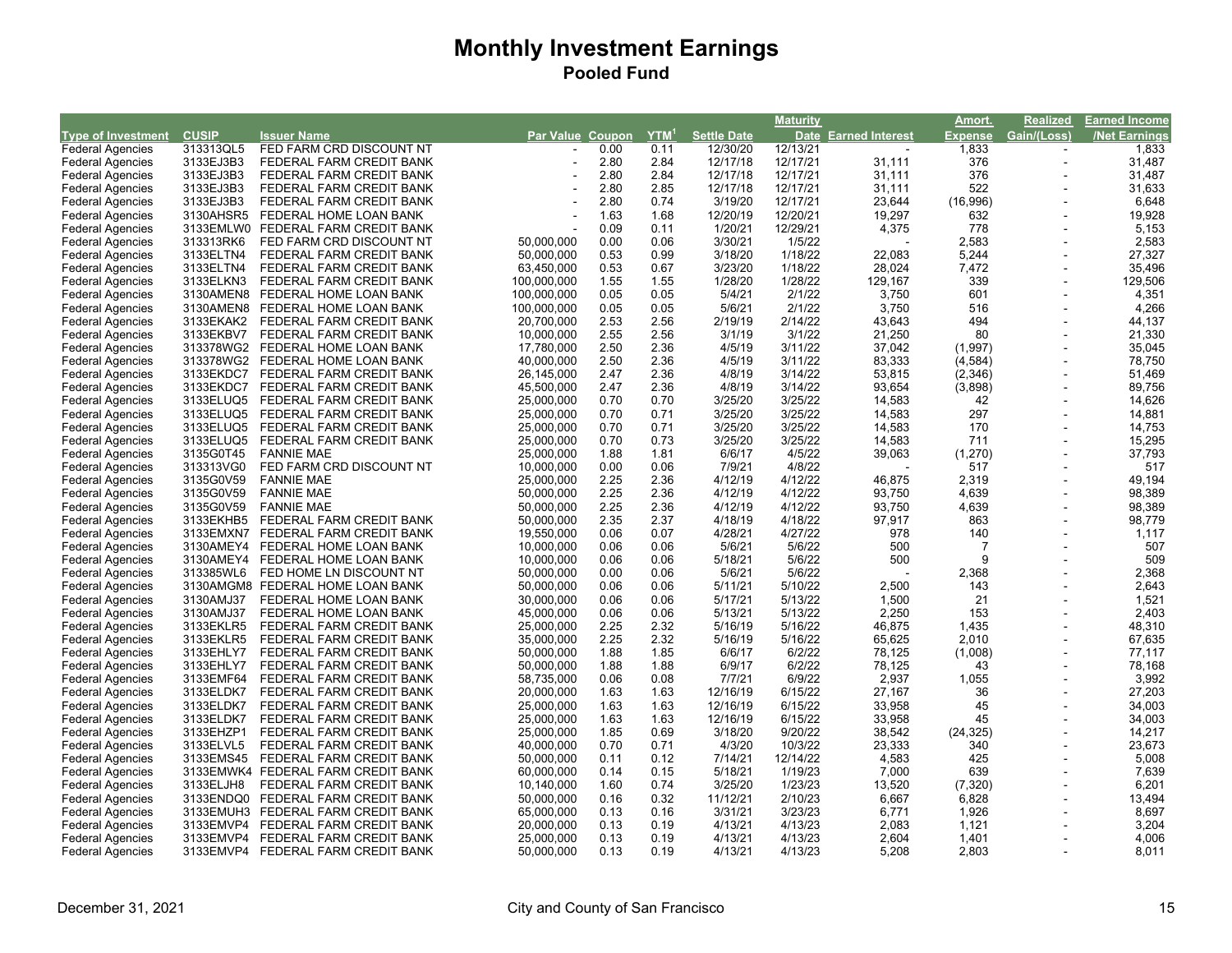# Monthly Investment Earnings

## Pooled Fund

| Type of Investment | CUSIP | Issuer Name | Par Value | Coupon | YTM[1] | Settle Date | Maturity Date | Earned Interest | Amort. Expense | Realized Gain/(Loss) | Earned Income /Net Earnings |
|---|---|---|---|---|---|---|---|---|---|---|---|
| Federal Agencies | 313313QL5 | FED FARM CRD DISCOUNT NT | - | 0.00 | 0.11 | 12/30/20 | 12/13/21 | - | 1,833 | - | 1,833 |
| Federal Agencies | 3133EJ3B3 | FEDERAL FARM CREDIT BANK | - | 2.80 | 2.84 | 12/17/18 | 12/17/21 | 31,111 | 376 | - | 31,487 |
| Federal Agencies | 3133EJ3B3 | FEDERAL FARM CREDIT BANK | - | 2.80 | 2.84 | 12/17/18 | 12/17/21 | 31,111 | 376 | - | 31,487 |
| Federal Agencies | 3133EJ3B3 | FEDERAL FARM CREDIT BANK | - | 2.80 | 2.85 | 12/17/18 | 12/17/21 | 31,111 | 522 | - | 31,633 |
| Federal Agencies | 3133EJ3B3 | FEDERAL FARM CREDIT BANK | - | 2.80 | 0.74 | 3/19/20 | 12/17/21 | 23,644 | (16,996) | - | 6,648 |
| Federal Agencies | 3130AHSR5 | FEDERAL HOME LOAN BANK | - | 1.63 | 1.68 | 12/20/19 | 12/20/21 | 19,297 | 632 | - | 19,928 |
| Federal Agencies | 3133EMLW0 | FEDERAL FARM CREDIT BANK | - | 0.09 | 0.11 | 1/20/21 | 12/29/21 | 4,375 | 778 | - | 5,153 |
| Federal Agencies | 313313RK6 | FED FARM CRD DISCOUNT NT | 50,000,000 | 0.00 | 0.06 | 3/30/21 | 1/5/22 | - | 2,583 | - | 2,583 |
| Federal Agencies | 3133ELTN4 | FEDERAL FARM CREDIT BANK | 50,000,000 | 0.53 | 0.99 | 3/18/20 | 1/18/22 | 22,083 | 5,244 | - | 27,327 |
| Federal Agencies | 3133ELTN4 | FEDERAL FARM CREDIT BANK | 63,450,000 | 0.53 | 0.67 | 3/23/20 | 1/18/22 | 28,024 | 7,472 | - | 35,496 |
| Federal Agencies | 3133ELKN3 | FEDERAL FARM CREDIT BANK | 100,000,000 | 1.55 | 1.55 | 1/28/20 | 1/28/22 | 129,167 | 339 | - | 129,506 |
| Federal Agencies | 3130AMEN8 | FEDERAL HOME LOAN BANK | 100,000,000 | 0.05 | 0.05 | 5/4/21 | 2/1/22 | 3,750 | 601 | - | 4,351 |
| Federal Agencies | 3130AMEN8 | FEDERAL HOME LOAN BANK | 100,000,000 | 0.05 | 0.05 | 5/6/21 | 2/1/22 | 3,750 | 516 | - | 4,266 |
| Federal Agencies | 3133EKAK2 | FEDERAL FARM CREDIT BANK | 20,700,000 | 2.53 | 2.56 | 2/19/19 | 2/14/22 | 43,643 | 494 | - | 44,137 |
| Federal Agencies | 3133EKBV7 | FEDERAL FARM CREDIT BANK | 10,000,000 | 2.55 | 2.56 | 3/1/19 | 3/1/22 | 21,250 | 80 | - | 21,330 |
| Federal Agencies | 313378WG2 | FEDERAL HOME LOAN BANK | 17,780,000 | 2.50 | 2.36 | 4/5/19 | 3/11/22 | 37,042 | (1,997) | - | 35,045 |
| Federal Agencies | 313378WG2 | FEDERAL HOME LOAN BANK | 40,000,000 | 2.50 | 2.36 | 4/5/19 | 3/11/22 | 83,333 | (4,584) | - | 78,750 |
| Federal Agencies | 3133EKDC7 | FEDERAL FARM CREDIT BANK | 26,145,000 | 2.47 | 2.36 | 4/8/19 | 3/14/22 | 53,815 | (2,346) | - | 51,469 |
| Federal Agencies | 3133EKDC7 | FEDERAL FARM CREDIT BANK | 45,500,000 | 2.47 | 2.36 | 4/8/19 | 3/14/22 | 93,654 | (3,898) | - | 89,756 |
| Federal Agencies | 3133ELUQ5 | FEDERAL FARM CREDIT BANK | 25,000,000 | 0.70 | 0.70 | 3/25/20 | 3/25/22 | 14,583 | 42 | - | 14,626 |
| Federal Agencies | 3133ELUQ5 | FEDERAL FARM CREDIT BANK | 25,000,000 | 0.70 | 0.71 | 3/25/20 | 3/25/22 | 14,583 | 297 | - | 14,881 |
| Federal Agencies | 3133ELUQ5 | FEDERAL FARM CREDIT BANK | 25,000,000 | 0.70 | 0.71 | 3/25/20 | 3/25/22 | 14,583 | 170 | - | 14,753 |
| Federal Agencies | 3133ELUQ5 | FEDERAL FARM CREDIT BANK | 25,000,000 | 0.70 | 0.73 | 3/25/20 | 3/25/22 | 14,583 | 711 | - | 15,295 |
| Federal Agencies | 3135G0T45 | FANNIE MAE | 25,000,000 | 1.88 | 1.81 | 6/6/17 | 4/5/22 | 39,063 | (1,270) | - | 37,793 |
| Federal Agencies | 313313VG0 | FED FARM CRD DISCOUNT NT | 10,000,000 | 0.00 | 0.06 | 7/9/21 | 4/8/22 | - | 517 | - | 517 |
| Federal Agencies | 3135G0V59 | FANNIE MAE | 25,000,000 | 2.25 | 2.36 | 4/12/19 | 4/12/22 | 46,875 | 2,319 | - | 49,194 |
| Federal Agencies | 3135G0V59 | FANNIE MAE | 50,000,000 | 2.25 | 2.36 | 4/12/19 | 4/12/22 | 93,750 | 4,639 | - | 98,389 |
| Federal Agencies | 3135G0V59 | FANNIE MAE | 50,000,000 | 2.25 | 2.36 | 4/12/19 | 4/12/22 | 93,750 | 4,639 | - | 98,389 |
| Federal Agencies | 3133EKHB5 | FEDERAL FARM CREDIT BANK | 50,000,000 | 2.35 | 2.37 | 4/18/19 | 4/18/22 | 97,917 | 863 | - | 98,779 |
| Federal Agencies | 3133EMXN7 | FEDERAL FARM CREDIT BANK | 19,550,000 | 0.06 | 0.07 | 4/28/21 | 4/27/22 | 978 | 140 | - | 1,117 |
| Federal Agencies | 3130AMEY4 | FEDERAL HOME LOAN BANK | 10,000,000 | 0.06 | 0.06 | 5/6/21 | 5/6/22 | 500 | 7 | - | 507 |
| Federal Agencies | 3130AMEY4 | FEDERAL HOME LOAN BANK | 10,000,000 | 0.06 | 0.06 | 5/18/21 | 5/6/22 | 500 | 9 | - | 509 |
| Federal Agencies | 313385WL6 | FED HOME LN DISCOUNT NT | 50,000,000 | 0.00 | 0.06 | 5/6/21 | 5/6/22 | - | 2,368 | - | 2,368 |
| Federal Agencies | 3130AMGM8 | FEDERAL HOME LOAN BANK | 50,000,000 | 0.06 | 0.06 | 5/11/21 | 5/10/22 | 2,500 | 143 | - | 2,643 |
| Federal Agencies | 3130AMJ37 | FEDERAL HOME LOAN BANK | 30,000,000 | 0.06 | 0.06 | 5/17/21 | 5/13/22 | 1,500 | 21 | - | 1,521 |
| Federal Agencies | 3130AMJ37 | FEDERAL HOME LOAN BANK | 45,000,000 | 0.06 | 0.06 | 5/13/21 | 5/13/22 | 2,250 | 153 | - | 2,403 |
| Federal Agencies | 3133EKLR5 | FEDERAL FARM CREDIT BANK | 25,000,000 | 2.25 | 2.32 | 5/16/19 | 5/16/22 | 46,875 | 1,435 | - | 48,310 |
| Federal Agencies | 3133EKLR5 | FEDERAL FARM CREDIT BANK | 35,000,000 | 2.25 | 2.32 | 5/16/19 | 5/16/22 | 65,625 | 2,010 | - | 67,635 |
| Federal Agencies | 3133EHLY7 | FEDERAL FARM CREDIT BANK | 50,000,000 | 1.88 | 1.85 | 6/6/17 | 6/2/22 | 78,125 | (1,008) | - | 77,117 |
| Federal Agencies | 3133EHLY7 | FEDERAL FARM CREDIT BANK | 50,000,000 | 1.88 | 1.88 | 6/9/17 | 6/2/22 | 78,125 | 43 | - | 78,168 |
| Federal Agencies | 3133EMF64 | FEDERAL FARM CREDIT BANK | 58,735,000 | 0.06 | 0.08 | 7/7/21 | 6/9/22 | 2,937 | 1,055 | - | 3,992 |
| Federal Agencies | 3133ELDK7 | FEDERAL FARM CREDIT BANK | 20,000,000 | 1.63 | 1.63 | 12/16/19 | 6/15/22 | 27,167 | 36 | - | 27,203 |
| Federal Agencies | 3133ELDK7 | FEDERAL FARM CREDIT BANK | 25,000,000 | 1.63 | 1.63 | 12/16/19 | 6/15/22 | 33,958 | 45 | - | 34,003 |
| Federal Agencies | 3133ELDK7 | FEDERAL FARM CREDIT BANK | 25,000,000 | 1.63 | 1.63 | 12/16/19 | 6/15/22 | 33,958 | 45 | - | 34,003 |
| Federal Agencies | 3133EHZP1 | FEDERAL FARM CREDIT BANK | 25,000,000 | 1.85 | 0.69 | 3/18/20 | 9/20/22 | 38,542 | (24,325) | - | 14,217 |
| Federal Agencies | 3133ELVL5 | FEDERAL FARM CREDIT BANK | 40,000,000 | 0.70 | 0.71 | 4/3/20 | 10/3/22 | 23,333 | 340 | - | 23,673 |
| Federal Agencies | 3133EMS45 | FEDERAL FARM CREDIT BANK | 50,000,000 | 0.11 | 0.12 | 7/14/21 | 12/14/22 | 4,583 | 425 | - | 5,008 |
| Federal Agencies | 3133EMWK4 | FEDERAL FARM CREDIT BANK | 60,000,000 | 0.14 | 0.15 | 5/18/21 | 1/19/23 | 7,000 | 639 | - | 7,639 |
| Federal Agencies | 3133ELJH8 | FEDERAL FARM CREDIT BANK | 10,140,000 | 1.60 | 0.74 | 3/25/20 | 1/23/23 | 13,520 | (7,320) | - | 6,201 |
| Federal Agencies | 3133ENDQ0 | FEDERAL FARM CREDIT BANK | 50,000,000 | 0.16 | 0.32 | 11/12/21 | 2/10/23 | 6,667 | 6,828 | - | 13,494 |
| Federal Agencies | 3133EMUH3 | FEDERAL FARM CREDIT BANK | 65,000,000 | 0.13 | 0.16 | 3/31/21 | 3/23/23 | 6,771 | 1,926 | - | 8,697 |
| Federal Agencies | 3133EMVP4 | FEDERAL FARM CREDIT BANK | 20,000,000 | 0.13 | 0.19 | 4/13/21 | 4/13/23 | 2,083 | 1,121 | - | 3,204 |
| Federal Agencies | 3133EMVP4 | FEDERAL FARM CREDIT BANK | 25,000,000 | 0.13 | 0.19 | 4/13/21 | 4/13/23 | 2,604 | 1,401 | - | 4,006 |
| Federal Agencies | 3133EMVP4 | FEDERAL FARM CREDIT BANK | 50,000,000 | 0.13 | 0.19 | 4/13/21 | 4/13/23 | 5,208 | 2,803 | - | 8,011 |

December 31, 2021 City and County of San Francisco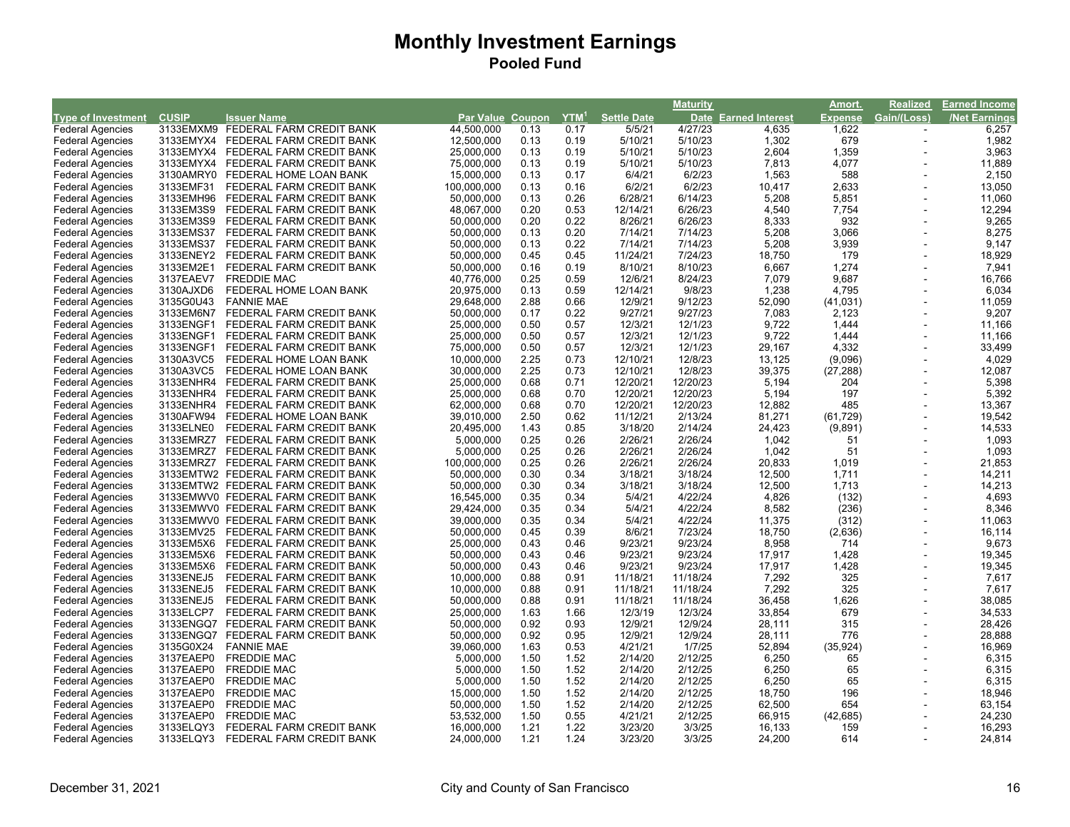# Monthly Investment Earnings

## Pooled Fund

| Type of Investment | CUSIP | Issuer Name | Par Value | Coupon | YTM[1] | Settle Date | Maturity Date | Earned Interest | Amort. Expense | Realized Gain/(Loss) | Earned Income /Net Earnings |
|---|---|---|---|---|---|---|---|---|---|---|---|
| Federal Agencies | 3133EMXM9 | FEDERAL FARM CREDIT BANK | 44,500,000 | 0.13 | 0.17 | 5/5/21 | 4/27/23 | 4,635 | 1,622 | - | 6,257 |
| Federal Agencies | 3133EMYX4 | FEDERAL FARM CREDIT BANK | 12,500,000 | 0.13 | 0.19 | 5/10/21 | 5/10/23 | 1,302 | 679 | - | 1,982 |
| Federal Agencies | 3133EMYX4 | FEDERAL FARM CREDIT BANK | 25,000,000 | 0.13 | 0.19 | 5/10/21 | 5/10/23 | 2,604 | 1,359 | - | 3,963 |
| Federal Agencies | 3133EMYX4 | FEDERAL FARM CREDIT BANK | 75,000,000 | 0.13 | 0.19 | 5/10/21 | 5/10/23 | 7,813 | 4,077 | - | 11,889 |
| Federal Agencies | 3130AMRY0 | FEDERAL HOME LOAN BANK | 15,000,000 | 0.13 | 0.17 | 6/4/21 | 6/2/23 | 1,563 | 588 | - | 2,150 |
| Federal Agencies | 3133EMF31 | FEDERAL FARM CREDIT BANK | 100,000,000 | 0.13 | 0.16 | 6/2/21 | 6/2/23 | 10,417 | 2,633 | - | 13,050 |
| Federal Agencies | 3133EMH96 | FEDERAL FARM CREDIT BANK | 50,000,000 | 0.13 | 0.26 | 6/28/21 | 6/14/23 | 5,208 | 5,851 | - | 11,060 |
| Federal Agencies | 3133EM3S9 | FEDERAL FARM CREDIT BANK | 48,067,000 | 0.20 | 0.53 | 12/14/21 | 6/26/23 | 4,540 | 7,754 | - | 12,294 |
| Federal Agencies | 3133EM3S9 | FEDERAL FARM CREDIT BANK | 50,000,000 | 0.20 | 0.22 | 8/26/21 | 6/26/23 | 8,333 | 932 | - | 9,265 |
| Federal Agencies | 3133EMS37 | FEDERAL FARM CREDIT BANK | 50,000,000 | 0.13 | 0.20 | 7/14/21 | 7/14/23 | 5,208 | 3,066 | - | 8,275 |
| Federal Agencies | 3133EMS37 | FEDERAL FARM CREDIT BANK | 50,000,000 | 0.13 | 0.22 | 7/14/21 | 7/14/23 | 5,208 | 3,939 | - | 9,147 |
| Federal Agencies | 3133ENEY2 | FEDERAL FARM CREDIT BANK | 50,000,000 | 0.45 | 0.45 | 11/24/21 | 7/24/23 | 18,750 | 179 | - | 18,929 |
| Federal Agencies | 3133EM2E1 | FEDERAL FARM CREDIT BANK | 50,000,000 | 0.16 | 0.19 | 8/10/21 | 8/10/23 | 6,667 | 1,274 | - | 7,941 |
| Federal Agencies | 3137EAEV7 | FREDDIE MAC | 40,776,000 | 0.25 | 0.59 | 12/6/21 | 8/24/23 | 7,079 | 9,687 | - | 16,766 |
| Federal Agencies | 3130AJXD6 | FEDERAL HOME LOAN BANK | 20,975,000 | 0.13 | 0.59 | 12/14/21 | 9/8/23 | 1,238 | 4,795 | - | 6,034 |
| Federal Agencies | 3135G0U43 | FANNIE MAE | 29,648,000 | 2.88 | 0.66 | 12/9/21 | 9/12/23 | 52,090 | (41,031) | - | 11,059 |
| Federal Agencies | 3133EM6N7 | FEDERAL FARM CREDIT BANK | 50,000,000 | 0.17 | 0.22 | 9/27/21 | 9/27/23 | 7,083 | 2,123 | - | 9,207 |
| Federal Agencies | 3133ENGF1 | FEDERAL FARM CREDIT BANK | 25,000,000 | 0.50 | 0.57 | 12/3/21 | 12/1/23 | 9,722 | 1,444 | - | 11,166 |
| Federal Agencies | 3133ENGF1 | FEDERAL FARM CREDIT BANK | 25,000,000 | 0.50 | 0.57 | 12/3/21 | 12/1/23 | 9,722 | 1,444 | - | 11,166 |
| Federal Agencies | 3133ENGF1 | FEDERAL FARM CREDIT BANK | 75,000,000 | 0.50 | 0.57 | 12/3/21 | 12/1/23 | 29,167 | 4,332 | - | 33,499 |
| Federal Agencies | 3130A3VC5 | FEDERAL HOME LOAN BANK | 10,000,000 | 2.25 | 0.73 | 12/10/21 | 12/8/23 | 13,125 | (9,096) | - | 4,029 |
| Federal Agencies | 3130A3VC5 | FEDERAL HOME LOAN BANK | 30,000,000 | 2.25 | 0.73 | 12/10/21 | 12/8/23 | 39,375 | (27,288) | - | 12,087 |
| Federal Agencies | 3133ENHR4 | FEDERAL FARM CREDIT BANK | 25,000,000 | 0.68 | 0.71 | 12/20/21 | 12/20/23 | 5,194 | 204 | - | 5,398 |
| Federal Agencies | 3133ENHR4 | FEDERAL FARM CREDIT BANK | 25,000,000 | 0.68 | 0.70 | 12/20/21 | 12/20/23 | 5,194 | 197 | - | 5,392 |
| Federal Agencies | 3133ENHR4 | FEDERAL FARM CREDIT BANK | 62,000,000 | 0.68 | 0.70 | 12/20/21 | 12/20/23 | 12,882 | 485 | - | 13,367 |
| Federal Agencies | 3130AFW94 | FEDERAL HOME LOAN BANK | 39,010,000 | 2.50 | 0.62 | 11/12/21 | 2/13/24 | 81,271 | (61,729) | - | 19,542 |
| Federal Agencies | 3133ELNE0 | FEDERAL FARM CREDIT BANK | 20,495,000 | 1.43 | 0.85 | 3/18/20 | 2/14/24 | 24,423 | (9,891) | - | 14,533 |
| Federal Agencies | 3133EMRZ7 | FEDERAL FARM CREDIT BANK | 5,000,000 | 0.25 | 0.26 | 2/26/21 | 2/26/24 | 1,042 | 51 | - | 1,093 |
| Federal Agencies | 3133EMRZ7 | FEDERAL FARM CREDIT BANK | 5,000,000 | 0.25 | 0.26 | 2/26/21 | 2/26/24 | 1,042 | 51 | - | 1,093 |
| Federal Agencies | 3133EMRZ7 | FEDERAL FARM CREDIT BANK | 100,000,000 | 0.25 | 0.26 | 2/26/21 | 2/26/24 | 20,833 | 1,019 | - | 21,853 |
| Federal Agencies | 3133EMTW2 | FEDERAL FARM CREDIT BANK | 50,000,000 | 0.30 | 0.34 | 3/18/21 | 3/18/24 | 12,500 | 1,711 | - | 14,211 |
| Federal Agencies | 3133EMTW2 | FEDERAL FARM CREDIT BANK | 50,000,000 | 0.30 | 0.34 | 3/18/21 | 3/18/24 | 12,500 | 1,713 | - | 14,213 |
| Federal Agencies | 3133EMWV0 | FEDERAL FARM CREDIT BANK | 16,545,000 | 0.35 | 0.34 | 5/4/21 | 4/22/24 | 4,826 | (132) | - | 4,693 |
| Federal Agencies | 3133EMWV0 | FEDERAL FARM CREDIT BANK | 29,424,000 | 0.35 | 0.34 | 5/4/21 | 4/22/24 | 8,582 | (236) | - | 8,346 |
| Federal Agencies | 3133EMWV0 | FEDERAL FARM CREDIT BANK | 39,000,000 | 0.35 | 0.34 | 5/4/21 | 4/22/24 | 11,375 | (312) | - | 11,063 |
| Federal Agencies | 3133EMV25 | FEDERAL FARM CREDIT BANK | 50,000,000 | 0.45 | 0.39 | 8/6/21 | 7/23/24 | 18,750 | (2,636) | - | 16,114 |
| Federal Agencies | 3133EM5X6 | FEDERAL FARM CREDIT BANK | 25,000,000 | 0.43 | 0.46 | 9/23/21 | 9/23/24 | 8,958 | 714 | - | 9,673 |
| Federal Agencies | 3133EM5X6 | FEDERAL FARM CREDIT BANK | 50,000,000 | 0.43 | 0.46 | 9/23/21 | 9/23/24 | 17,917 | 1,428 | - | 19,345 |
| Federal Agencies | 3133EM5X6 | FEDERAL FARM CREDIT BANK | 50,000,000 | 0.43 | 0.46 | 9/23/21 | 9/23/24 | 17,917 | 1,428 | - | 19,345 |
| Federal Agencies | 3133ENEJ5 | FEDERAL FARM CREDIT BANK | 10,000,000 | 0.88 | 0.91 | 11/18/21 | 11/18/24 | 7,292 | 325 | - | 7,617 |
| Federal Agencies | 3133ENEJ5 | FEDERAL FARM CREDIT BANK | 10,000,000 | 0.88 | 0.91 | 11/18/21 | 11/18/24 | 7,292 | 325 | - | 7,617 |
| Federal Agencies | 3133ENEJ5 | FEDERAL FARM CREDIT BANK | 50,000,000 | 0.88 | 0.91 | 11/18/21 | 11/18/24 | 36,458 | 1,626 | - | 38,085 |
| Federal Agencies | 3133ELCP7 | FEDERAL FARM CREDIT BANK | 25,000,000 | 1.63 | 1.66 | 12/3/19 | 12/3/24 | 33,854 | 679 | - | 34,533 |
| Federal Agencies | 3133ENGQ7 | FEDERAL FARM CREDIT BANK | 50,000,000 | 0.92 | 0.93 | 12/9/21 | 12/9/24 | 28,111 | 315 | - | 28,426 |
| Federal Agencies | 3133ENGQ7 | FEDERAL FARM CREDIT BANK | 50,000,000 | 0.92 | 0.95 | 12/9/21 | 12/9/24 | 28,111 | 776 | - | 28,888 |
| Federal Agencies | 3135G0X24 | FANNIE MAE | 39,060,000 | 1.63 | 0.53 | 4/21/21 | 1/7/25 | 52,894 | (35,924) | - | 16,969 |
| Federal Agencies | 3137EAEP0 | FREDDIE MAC | 5,000,000 | 1.50 | 1.52 | 2/14/20 | 2/12/25 | 6,250 | 65 | - | 6,315 |
| Federal Agencies | 3137EAEP0 | FREDDIE MAC | 5,000,000 | 1.50 | 1.52 | 2/14/20 | 2/12/25 | 6,250 | 65 | - | 6,315 |
| Federal Agencies | 3137EAEP0 | FREDDIE MAC | 5,000,000 | 1.50 | 1.52 | 2/14/20 | 2/12/25 | 6,250 | 65 | - | 6,315 |
| Federal Agencies | 3137EAEP0 | FREDDIE MAC | 15,000,000 | 1.50 | 1.52 | 2/14/20 | 2/12/25 | 18,750 | 196 | - | 18,946 |
| Federal Agencies | 3137EAEP0 | FREDDIE MAC | 50,000,000 | 1.50 | 1.52 | 2/14/20 | 2/12/25 | 62,500 | 654 | - | 63,154 |
| Federal Agencies | 3137EAEP0 | FREDDIE MAC | 53,532,000 | 1.50 | 0.55 | 4/21/21 | 2/12/25 | 66,915 | (42,685) | - | 24,230 |
| Federal Agencies | 3133ELQY3 | FEDERAL FARM CREDIT BANK | 16,000,000 | 1.21 | 1.22 | 3/23/20 | 3/3/25 | 16,133 | 159 | - | 16,293 |
| Federal Agencies | 3133ELQY3 | FEDERAL FARM CREDIT BANK | 24,000,000 | 1.21 | 1.24 | 3/23/20 | 3/3/25 | 24,200 | 614 | - | 24,814 |

December 31, 2021 — City and County of San Francisco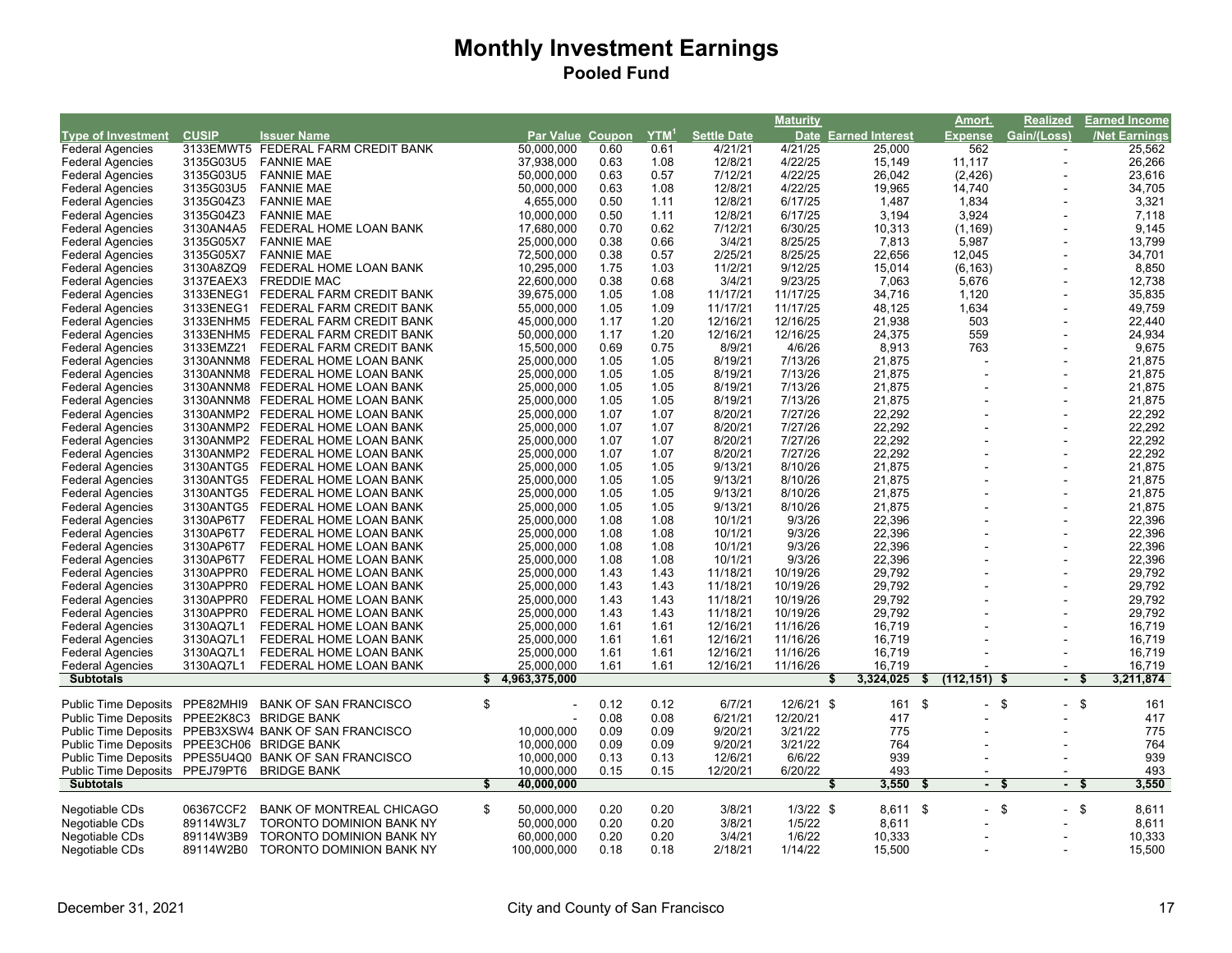# Monthly Investment Earnings

## Pooled Fund

| Type of Investment | CUSIP | Issuer Name | Par Value | Coupon | YTM[1] | Settle Date | Maturity Date | Earned Interest | Amort. Expense | Realized Gain/(Loss) | Earned Income /Net Earnings |
|---|---|---|---|---|---|---|---|---|---|---|---|
| Federal Agencies | 3133EMWT5 | FEDERAL FARM CREDIT BANK | 50,000,000 | 0.60 | 0.61 | 4/21/21 | 4/21/25 | 25,000 | 562 | - | 25,562 |
| Federal Agencies | 3135G03U5 | FANNIE MAE | 37,938,000 | 0.63 | 1.08 | 12/8/21 | 4/22/25 | 15,149 | 11,117 | - | 26,266 |
| Federal Agencies | 3135G03U5 | FANNIE MAE | 50,000,000 | 0.63 | 0.57 | 7/12/21 | 4/22/25 | 26,042 | (2,426) | - | 23,616 |
| Federal Agencies | 3135G03U5 | FANNIE MAE | 50,000,000 | 0.63 | 1.08 | 12/8/21 | 4/22/25 | 19,965 | 14,740 | - | 34,705 |
| Federal Agencies | 3135G04Z3 | FANNIE MAE | 4,655,000 | 0.50 | 1.11 | 12/8/21 | 6/17/25 | 1,487 | 1,834 | - | 3,321 |
| Federal Agencies | 3135G04Z3 | FANNIE MAE | 10,000,000 | 0.50 | 1.11 | 12/8/21 | 6/17/25 | 3,194 | 3,924 | - | 7,118 |
| Federal Agencies | 3130AN4A5 | FEDERAL HOME LOAN BANK | 17,680,000 | 0.70 | 0.62 | 7/12/21 | 6/30/25 | 10,313 | (1,169) | - | 9,145 |
| Federal Agencies | 3135G05X7 | FANNIE MAE | 25,000,000 | 0.38 | 0.66 | 3/4/21 | 8/25/25 | 7,813 | 5,987 | - | 13,799 |
| Federal Agencies | 3135G05X7 | FANNIE MAE | 72,500,000 | 0.38 | 0.57 | 2/25/21 | 8/25/25 | 22,656 | 12,045 | - | 34,701 |
| Federal Agencies | 3130A8ZQ9 | FEDERAL HOME LOAN BANK | 10,295,000 | 1.75 | 1.03 | 11/2/21 | 9/12/25 | 15,014 | (6,163) | - | 8,850 |
| Federal Agencies | 3137EAEX3 | FREDDIE MAC | 22,600,000 | 0.38 | 0.68 | 3/4/21 | 9/23/25 | 7,063 | 5,676 | - | 12,738 |
| Federal Agencies | 3133ENEG1 | FEDERAL FARM CREDIT BANK | 39,675,000 | 1.05 | 1.08 | 11/17/21 | 11/17/25 | 34,716 | 1,120 | - | 35,835 |
| Federal Agencies | 3133ENEG1 | FEDERAL FARM CREDIT BANK | 55,000,000 | 1.05 | 1.09 | 11/17/21 | 11/17/25 | 48,125 | 1,634 | - | 49,759 |
| Federal Agencies | 3133ENHM5 | FEDERAL FARM CREDIT BANK | 45,000,000 | 1.17 | 1.20 | 12/16/21 | 12/16/25 | 21,938 | 503 | - | 22,440 |
| Federal Agencies | 3133ENHM5 | FEDERAL FARM CREDIT BANK | 50,000,000 | 1.17 | 1.20 | 12/16/21 | 12/16/25 | 24,375 | 559 | - | 24,934 |
| Federal Agencies | 3133EMZ21 | FEDERAL FARM CREDIT BANK | 15,500,000 | 0.69 | 0.75 | 8/9/21 | 4/6/26 | 8,913 | 763 | - | 9,675 |
| Federal Agencies | 3130ANNM8 | FEDERAL HOME LOAN BANK | 25,000,000 | 1.05 | 1.05 | 8/19/21 | 7/13/26 | 21,875 | - | - | 21,875 |
| Federal Agencies | 3130ANNM8 | FEDERAL HOME LOAN BANK | 25,000,000 | 1.05 | 1.05 | 8/19/21 | 7/13/26 | 21,875 | - | - | 21,875 |
| Federal Agencies | 3130ANNM8 | FEDERAL HOME LOAN BANK | 25,000,000 | 1.05 | 1.05 | 8/19/21 | 7/13/26 | 21,875 | - | - | 21,875 |
| Federal Agencies | 3130ANNM8 | FEDERAL HOME LOAN BANK | 25,000,000 | 1.05 | 1.05 | 8/19/21 | 7/13/26 | 21,875 | - | - | 21,875 |
| Federal Agencies | 3130ANMP2 | FEDERAL HOME LOAN BANK | 25,000,000 | 1.07 | 1.07 | 8/20/21 | 7/27/26 | 22,292 | - | - | 22,292 |
| Federal Agencies | 3130ANMP2 | FEDERAL HOME LOAN BANK | 25,000,000 | 1.07 | 1.07 | 8/20/21 | 7/27/26 | 22,292 | - | - | 22,292 |
| Federal Agencies | 3130ANMP2 | FEDERAL HOME LOAN BANK | 25,000,000 | 1.07 | 1.07 | 8/20/21 | 7/27/26 | 22,292 | - | - | 22,292 |
| Federal Agencies | 3130ANMP2 | FEDERAL HOME LOAN BANK | 25,000,000 | 1.07 | 1.07 | 8/20/21 | 7/27/26 | 22,292 | - | - | 22,292 |
| Federal Agencies | 3130ANTG5 | FEDERAL HOME LOAN BANK | 25,000,000 | 1.05 | 1.05 | 9/13/21 | 8/10/26 | 21,875 | - | - | 21,875 |
| Federal Agencies | 3130ANTG5 | FEDERAL HOME LOAN BANK | 25,000,000 | 1.05 | 1.05 | 9/13/21 | 8/10/26 | 21,875 | - | - | 21,875 |
| Federal Agencies | 3130ANTG5 | FEDERAL HOME LOAN BANK | 25,000,000 | 1.05 | 1.05 | 9/13/21 | 8/10/26 | 21,875 | - | - | 21,875 |
| Federal Agencies | 3130ANTG5 | FEDERAL HOME LOAN BANK | 25,000,000 | 1.05 | 1.05 | 9/13/21 | 8/10/26 | 21,875 | - | - | 21,875 |
| Federal Agencies | 3130AP6T7 | FEDERAL HOME LOAN BANK | 25,000,000 | 1.08 | 1.08 | 10/1/21 | 9/3/26 | 22,396 | - | - | 22,396 |
| Federal Agencies | 3130AP6T7 | FEDERAL HOME LOAN BANK | 25,000,000 | 1.08 | 1.08 | 10/1/21 | 9/3/26 | 22,396 | - | - | 22,396 |
| Federal Agencies | 3130AP6T7 | FEDERAL HOME LOAN BANK | 25,000,000 | 1.08 | 1.08 | 10/1/21 | 9/3/26 | 22,396 | - | - | 22,396 |
| Federal Agencies | 3130AP6T7 | FEDERAL HOME LOAN BANK | 25,000,000 | 1.08 | 1.08 | 10/1/21 | 9/3/26 | 22,396 | - | - | 22,396 |
| Federal Agencies | 3130APPR0 | FEDERAL HOME LOAN BANK | 25,000,000 | 1.43 | 1.43 | 11/18/21 | 10/19/26 | 29,792 | - | - | 29,792 |
| Federal Agencies | 3130APPR0 | FEDERAL HOME LOAN BANK | 25,000,000 | 1.43 | 1.43 | 11/18/21 | 10/19/26 | 29,792 | - | - | 29,792 |
| Federal Agencies | 3130APPR0 | FEDERAL HOME LOAN BANK | 25,000,000 | 1.43 | 1.43 | 11/18/21 | 10/19/26 | 29,792 | - | - | 29,792 |
| Federal Agencies | 3130APPR0 | FEDERAL HOME LOAN BANK | 25,000,000 | 1.43 | 1.43 | 11/18/21 | 10/19/26 | 29,792 | - | - | 29,792 |
| Federal Agencies | 3130AQ7L1 | FEDERAL HOME LOAN BANK | 25,000,000 | 1.61 | 1.61 | 12/16/21 | 11/16/26 | 16,719 | - | - | 16,719 |
| Federal Agencies | 3130AQ7L1 | FEDERAL HOME LOAN BANK | 25,000,000 | 1.61 | 1.61 | 12/16/21 | 11/16/26 | 16,719 | - | - | 16,719 |
| Federal Agencies | 3130AQ7L1 | FEDERAL HOME LOAN BANK | 25,000,000 | 1.61 | 1.61 | 12/16/21 | 11/16/26 | 16,719 | - | - | 16,719 |
| Federal Agencies | 3130AQ7L1 | FEDERAL HOME LOAN BANK | 25,000,000 | 1.61 | 1.61 | 12/16/21 | 11/16/26 | 16,719 | - | - | 16,719 |
| **Subtotals** | | | **$ 4,963,375,000** | | | | | **$ 3,324,025** | **$ (112,151)** | **$ -** | **$ 3,211,874** |
| | | | | | | | | | | | |
| Public Time Deposits | PPE82MHI9 | BANK OF SAN FRANCISCO | $ - | 0.12 | 0.12 | 6/7/21 | 12/6/21 | $ 161 | $ - | $ - | $ 161 |
| Public Time Deposits | PPEE2K8C3 | BRIDGE BANK | - | 0.08 | 0.08 | 6/21/21 | 12/20/21 | 417 | - | - | 417 |
| Public Time Deposits | PPEB3XSW4 | BANK OF SAN FRANCISCO | 10,000,000 | 0.09 | 0.09 | 9/20/21 | 3/21/22 | 775 | - | - | 775 |
| Public Time Deposits | PPEE3CH06 | BRIDGE BANK | 10,000,000 | 0.09 | 0.09 | 9/20/21 | 3/21/22 | 764 | - | - | 764 |
| Public Time Deposits | PPES5U4Q0 | BANK OF SAN FRANCISCO | 10,000,000 | 0.13 | 0.13 | 12/6/21 | 6/6/22 | 939 | - | - | 939 |
| Public Time Deposits | PPEJ79PT6 | BRIDGE BANK | 10,000,000 | 0.15 | 0.15 | 12/20/21 | 6/20/22 | 493 | - | - | 493 |
| **Subtotals** | | | **$ 40,000,000** | | | | | **$ 3,550** | **$ -** | **$ -** | **$ 3,550** |
| | | | | | | | | | | | |
| Negotiable CDs | 06367CCF2 | BANK OF MONTREAL CHICAGO | $ 50,000,000 | 0.20 | 0.20 | 3/8/21 | 1/3/22 | $ 8,611 | $ - | $ - | $ 8,611 |
| Negotiable CDs | 89114W3L7 | TORONTO DOMINION BANK NY | 50,000,000 | 0.20 | 0.20 | 3/8/21 | 1/5/22 | 8,611 | - | - | 8,611 |
| Negotiable CDs | 89114W3B9 | TORONTO DOMINION BANK NY | 60,000,000 | 0.20 | 0.20 | 3/4/21 | 1/6/22 | 10,333 | - | - | 10,333 |
| Negotiable CDs | 89114W2B0 | TORONTO DOMINION BANK NY | 100,000,000 | 0.18 | 0.18 | 2/18/21 | 1/14/22 | 15,500 | - | - | 15,500 |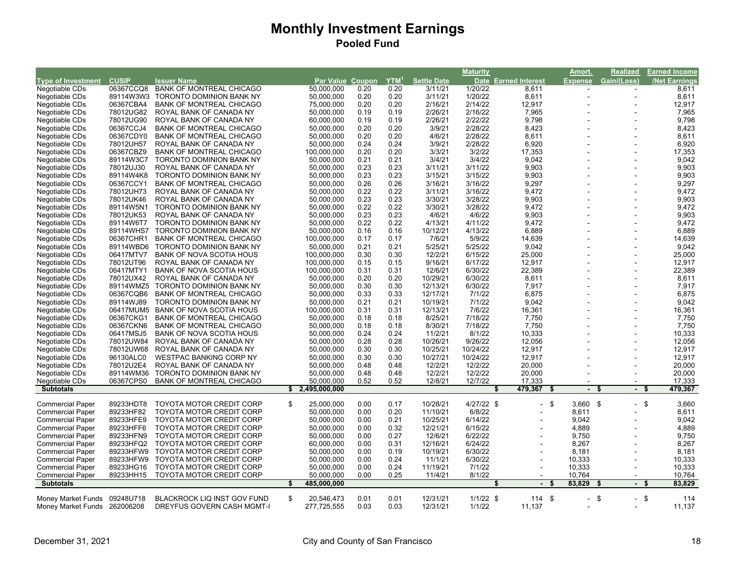# Monthly Investment Earnings

## Pooled Fund

| Type of Investment | CUSIP | Issuer Name | Par Value | Coupon | YTM[1] | Settle Date | Maturity Date | Earned Interest | Amort. Expense | Realized Gain/(Loss) | Earned Income /Net Earnings |
|---|---|---|---|---|---|---|---|---|---|---|---|
| Negotiable CDs | 06367CCQ8 | BANK OF MONTREAL CHICAGO | 50,000,000 | 0.20 | 0.20 | 3/11/21 | 1/20/22 | 8,611 | - | - | 8,611 |
| Negotiable CDs | 89114W3W3 | TORONTO DOMINION BANK NY | 50,000,000 | 0.20 | 0.20 | 3/11/21 | 1/20/22 | 8,611 | - | - | 8,611 |
| Negotiable CDs | 06367CBA4 | BANK OF MONTREAL CHICAGO | 75,000,000 | 0.20 | 0.20 | 2/16/21 | 2/14/22 | 12,917 | - | - | 12,917 |
| Negotiable CDs | 78012UG82 | ROYAL BANK OF CANADA NY | 50,000,000 | 0.19 | 0.19 | 2/26/21 | 2/16/22 | 7,965 | - | - | 7,965 |
| Negotiable CDs | 78012UG90 | ROYAL BANK OF CANADA NY | 60,000,000 | 0.19 | 0.19 | 2/26/21 | 2/22/22 | 9,798 | - | - | 9,798 |
| Negotiable CDs | 06367CCJ4 | BANK OF MONTREAL CHICAGO | 50,000,000 | 0.20 | 0.20 | 3/9/21 | 2/28/22 | 8,423 | - | - | 8,423 |
| Negotiable CDs | 06367CDY0 | BANK OF MONTREAL CHICAGO | 50,000,000 | 0.20 | 0.20 | 4/6/21 | 2/28/22 | 8,611 | - | - | 8,611 |
| Negotiable CDs | 78012UH57 | ROYAL BANK OF CANADA NY | 50,000,000 | 0.24 | 0.24 | 3/9/21 | 2/28/22 | 6,920 | - | - | 6,920 |
| Negotiable CDs | 06367CBZ9 | BANK OF MONTREAL CHICAGO | 100,000,000 | 0.20 | 0.20 | 3/3/21 | 3/2/22 | 17,353 | - | - | 17,353 |
| Negotiable CDs | 89114W3C7 | TORONTO DOMINION BANK NY | 50,000,000 | 0.21 | 0.21 | 3/4/21 | 3/4/22 | 9,042 | - | - | 9,042 |
| Negotiable CDs | 78012UJ30 | ROYAL BANK OF CANADA NY | 50,000,000 | 0.23 | 0.23 | 3/11/21 | 3/11/22 | 9,903 | - | - | 9,903 |
| Negotiable CDs | 89114W4K8 | TORONTO DOMINION BANK NY | 50,000,000 | 0.23 | 0.23 | 3/15/21 | 3/15/22 | 9,903 | - | - | 9,903 |
| Negotiable CDs | 06367CCY1 | BANK OF MONTREAL CHICAGO | 50,000,000 | 0.26 | 0.26 | 3/16/21 | 3/16/22 | 9,297 | - | - | 9,297 |
| Negotiable CDs | 78012UH73 | ROYAL BANK OF CANADA NY | 50,000,000 | 0.22 | 0.22 | 3/11/21 | 3/16/22 | 9,472 | - | - | 9,472 |
| Negotiable CDs | 78012UK46 | ROYAL BANK OF CANADA NY | 50,000,000 | 0.23 | 0.23 | 3/30/21 | 3/28/22 | 9,903 | - | - | 9,903 |
| Negotiable CDs | 89114W5N1 | TORONTO DOMINION BANK NY | 50,000,000 | 0.22 | 0.22 | 3/30/21 | 3/28/22 | 9,472 | - | - | 9,472 |
| Negotiable CDs | 78012UK53 | ROYAL BANK OF CANADA NY | 50,000,000 | 0.23 | 0.23 | 4/6/21 | 4/6/22 | 9,903 | - | - | 9,903 |
| Negotiable CDs | 89114W6T7 | TORONTO DOMINION BANK NY | 50,000,000 | 0.22 | 0.22 | 4/13/21 | 4/11/22 | 9,472 | - | - | 9,472 |
| Negotiable CDs | 89114WHS7 | TORONTO DOMINION BANK NY | 50,000,000 | 0.16 | 0.16 | 10/12/21 | 4/13/22 | 6,889 | - | - | 6,889 |
| Negotiable CDs | 06367CHR1 | BANK OF MONTREAL CHICAGO | 100,000,000 | 0.17 | 0.17 | 7/6/21 | 5/9/22 | 14,639 | - | - | 14,639 |
| Negotiable CDs | 89114WBD6 | TORONTO DOMINION BANK NY | 50,000,000 | 0.21 | 0.21 | 5/25/21 | 5/25/22 | 9,042 | - | - | 9,042 |
| Negotiable CDs | 06417MTV7 | BANK OF NOVA SCOTIA HOUS | 100,000,000 | 0.30 | 0.30 | 12/2/21 | 6/15/22 | 25,000 | - | - | 25,000 |
| Negotiable CDs | 78012UT96 | ROYAL BANK OF CANADA NY | 100,000,000 | 0.15 | 0.15 | 9/16/21 | 6/17/22 | 12,917 | - | - | 12,917 |
| Negotiable CDs | 06417MTY1 | BANK OF NOVA SCOTIA HOUS | 100,000,000 | 0.31 | 0.31 | 12/6/21 | 6/30/22 | 22,389 | - | - | 22,389 |
| Negotiable CDs | 78012UX42 | ROYAL BANK OF CANADA NY | 50,000,000 | 0.20 | 0.20 | 10/29/21 | 6/30/22 | 8,611 | - | - | 8,611 |
| Negotiable CDs | 89114WMZ5 | TORONTO DOMINION BANK NY | 50,000,000 | 0.30 | 0.30 | 12/13/21 | 6/30/22 | 7,917 | - | - | 7,917 |
| Negotiable CDs | 06367CQB6 | BANK OF MONTREAL CHICAGO | 50,000,000 | 0.33 | 0.33 | 12/17/21 | 7/1/22 | 6,875 | - | - | 6,875 |
| Negotiable CDs | 89114WJ89 | TORONTO DOMINION BANK NY | 50,000,000 | 0.21 | 0.21 | 10/19/21 | 7/1/22 | 9,042 | - | - | 9,042 |
| Negotiable CDs | 06417MUM5 | BANK OF NOVA SCOTIA HOUS | 100,000,000 | 0.31 | 0.31 | 12/13/21 | 7/6/22 | 16,361 | - | - | 16,361 |
| Negotiable CDs | 06367CKG1 | BANK OF MONTREAL CHICAGO | 50,000,000 | 0.18 | 0.18 | 8/25/21 | 7/18/22 | 7,750 | - | - | 7,750 |
| Negotiable CDs | 06367CKN6 | BANK OF MONTREAL CHICAGO | 50,000,000 | 0.18 | 0.18 | 8/30/21 | 7/18/22 | 7,750 | - | - | 7,750 |
| Negotiable CDs | 06417MSJ5 | BANK OF NOVA SCOTIA HOUS | 50,000,000 | 0.24 | 0.24 | 11/2/21 | 8/1/22 | 10,333 | - | - | 10,333 |
| Negotiable CDs | 78012UW84 | ROYAL BANK OF CANADA NY | 50,000,000 | 0.28 | 0.28 | 10/26/21 | 9/26/22 | 12,056 | - | - | 12,056 |
| Negotiable CDs | 78012UW68 | ROYAL BANK OF CANADA NY | 50,000,000 | 0.30 | 0.30 | 10/25/21 | 10/24/22 | 12,917 | - | - | 12,917 |
| Negotiable CDs | 96130ALC0 | WESTPAC BANKING CORP NY | 50,000,000 | 0.30 | 0.30 | 10/27/21 | 10/24/22 | 12,917 | - | - | 12,917 |
| Negotiable CDs | 78012U2E4 | ROYAL BANK OF CANADA NY | 50,000,000 | 0.48 | 0.48 | 12/2/21 | 12/2/22 | 20,000 | - | - | 20,000 |
| Negotiable CDs | 89114WM36 | TORONTO DOMINION BANK NY | 50,000,000 | 0.48 | 0.48 | 12/2/21 | 12/2/22 | 20,000 | - | - | 20,000 |
| Negotiable CDs | 06367CPS0 | BANK OF MONTREAL CHICAGO | 50,000,000 | 0.52 | 0.52 | 12/8/21 | 12/7/22 | 17,333 | - | - | 17,333 |
| **Subtotals** | | | **$ 2,495,000,000** | | | | | **$ 479,367** | **$ -** | **$ -** | **$ 479,367** |
| Commercial Paper | 89233HDT8 | TOYOTA MOTOR CREDIT CORP | $ 25,000,000 | 0.00 | 0.17 | 10/28/21 | 4/27/22 | $ - | $ 3,660 | $ - | $ 3,660 |
| Commercial Paper | 89233HF82 | TOYOTA MOTOR CREDIT CORP | 50,000,000 | 0.00 | 0.20 | 11/10/21 | 6/8/22 | - | 8,611 | - | 8,611 |
| Commercial Paper | 89233HFE9 | TOYOTA MOTOR CREDIT CORP | 50,000,000 | 0.00 | 0.21 | 10/25/21 | 6/14/22 | - | 9,042 | - | 9,042 |
| Commercial Paper | 89233HFF6 | TOYOTA MOTOR CREDIT CORP | 50,000,000 | 0.00 | 0.32 | 12/21/21 | 6/15/22 | - | 4,889 | - | 4,889 |
| Commercial Paper | 89233HFN9 | TOYOTA MOTOR CREDIT CORP | 50,000,000 | 0.00 | 0.27 | 12/6/21 | 6/22/22 | - | 9,750 | - | 9,750 |
| Commercial Paper | 89233HFQ2 | TOYOTA MOTOR CREDIT CORP | 60,000,000 | 0.00 | 0.31 | 12/16/21 | 6/24/22 | - | 8,267 | - | 8,267 |
| Commercial Paper | 89233HFW9 | TOYOTA MOTOR CREDIT CORP | 50,000,000 | 0.00 | 0.19 | 10/19/21 | 6/30/22 | - | 8,181 | - | 8,181 |
| Commercial Paper | 89233HFW9 | TOYOTA MOTOR CREDIT CORP | 50,000,000 | 0.00 | 0.24 | 11/1/21 | 6/30/22 | - | 10,333 | - | 10,333 |
| Commercial Paper | 89233HG16 | TOYOTA MOTOR CREDIT CORP | 50,000,000 | 0.00 | 0.24 | 11/19/21 | 7/1/22 | - | 10,333 | - | 10,333 |
| Commercial Paper | 89233HH15 | TOYOTA MOTOR CREDIT CORP | 50,000,000 | 0.00 | 0.25 | 11/4/21 | 8/1/22 | - | 10,764 | - | 10,764 |
| **Subtotals** | | | **$ 485,000,000** | | | | | **$ -** | **$ 83,829** | **$ -** | **$ 83,829** |
| Money Market Funds | 09248U718 | BLACKROCK LIQ INST GOV FUND | $ 20,546,473 | 0.01 | 0.01 | 12/31/21 | 1/1/22 | $ 114 | $ - | $ - | $ 114 |
| Money Market Funds | 262006208 | DREYFUS GOVERN CASH MGMT-I | 277,725,555 | 0.03 | 0.03 | 12/31/21 | 1/1/22 | 11,137 | - | - | 11,137 |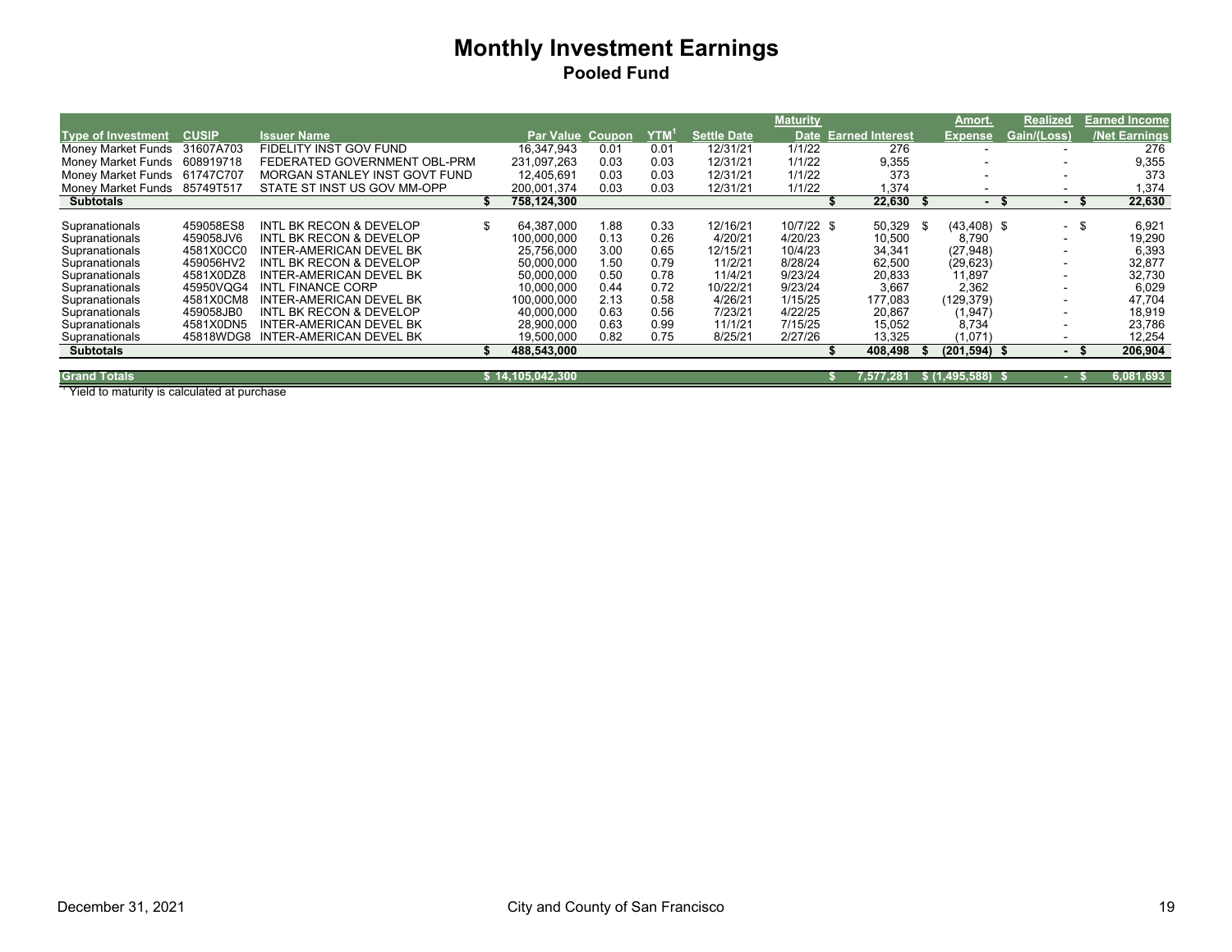# Monthly Investment Earnings

## Pooled Fund

| Type of Investment | CUSIP | Issuer Name | Par Value | Coupon | YTM[1] | Settle Date | Maturity Date | Earned Interest | Amort. Expense | Realized Gain/(Loss) | Earned Income /Net Earnings |
|---|---|---|---|---|---|---|---|---|---|---|---|
| Money Market Funds | 31607A703 | FIDELITY INST GOV FUND | 16,347,943 | 0.01 | 0.01 | 12/31/21 | 1/1/22 | 276 | - | - | 276 |
| Money Market Funds | 608919718 | FEDERATED GOVERNMENT OBL-PRM | 231,097,263 | 0.03 | 0.03 | 12/31/21 | 1/1/22 | 9,355 | - | - | 9,355 |
| Money Market Funds | 61747C707 | MORGAN STANLEY INST GOVT FUND | 12,405,691 | 0.03 | 0.03 | 12/31/21 | 1/1/22 | 373 | - | - | 373 |
| Money Market Funds | 85749T517 | STATE ST INST US GOV MM-OPP | 200,001,374 | 0.03 | 0.03 | 12/31/21 | 1/1/22 | 1,374 | - | - | 1,374 |
| **Subtotals** | | | **$ 758,124,300** | | | | | **$ 22,630** | **$ -** | **$ -** | **$ 22,630** |
| Supranationals | 459058ES8 | INTL BK RECON & DEVELOP | $ 64,387,000 | 1.88 | 0.33 | 12/16/21 | 10/7/22 | $ 50,329 | $ (43,408) | $ - | $ 6,921 |
| Supranationals | 459058JV6 | INTL BK RECON & DEVELOP | 100,000,000 | 0.13 | 0.26 | 4/20/21 | 4/20/23 | 10,500 | 8,790 | - | 19,290 |
| Supranationals | 4581X0CC0 | INTER-AMERICAN DEVEL BK | 25,756,000 | 3.00 | 0.65 | 12/15/21 | 10/4/23 | 34,341 | (27,948) | - | 6,393 |
| Supranationals | 459056HV2 | INTL BK RECON & DEVELOP | 50,000,000 | 1.50 | 0.79 | 11/2/21 | 8/28/24 | 62,500 | (29,623) | - | 32,877 |
| Supranationals | 4581X0DZ8 | INTER-AMERICAN DEVEL BK | 50,000,000 | 0.50 | 0.78 | 11/4/21 | 9/23/24 | 20,833 | 11,897 | - | 32,730 |
| Supranationals | 45950VQG4 | INTL FINANCE CORP | 10,000,000 | 0.44 | 0.72 | 10/22/21 | 9/23/24 | 3,667 | 2,362 | - | 6,029 |
| Supranationals | 4581X0CM8 | INTER-AMERICAN DEVEL BK | 100,000,000 | 2.13 | 0.58 | 4/26/21 | 1/15/25 | 177,083 | (129,379) | - | 47,704 |
| Supranationals | 459058JB0 | INTL BK RECON & DEVELOP | 40,000,000 | 0.63 | 0.56 | 7/23/21 | 4/22/25 | 20,867 | (1,947) | - | 18,919 |
| Supranationals | 4581X0DN5 | INTER-AMERICAN DEVEL BK | 28,900,000 | 0.63 | 0.99 | 11/1/21 | 7/15/25 | 15,052 | 8,734 | - | 23,786 |
| Supranationals | 45818WDG8 | INTER-AMERICAN DEVEL BK | 19,500,000 | 0.82 | 0.75 | 8/25/21 | 2/27/26 | 13,325 | (1,071) | - | 12,254 |
| **Subtotals** | | | **$ 488,543,000** | | | | | **$ 408,498** | **$ (201,594)** | **$ -** | **$ 206,904** |
| **Grand Totals** | | | **$ 14,105,042,300** | | | | | **$ 7,577,281** | **$ (1,495,588)** | **$ -** | **$ 6,081,693** |

[1] Yield to maturity is calculated at purchase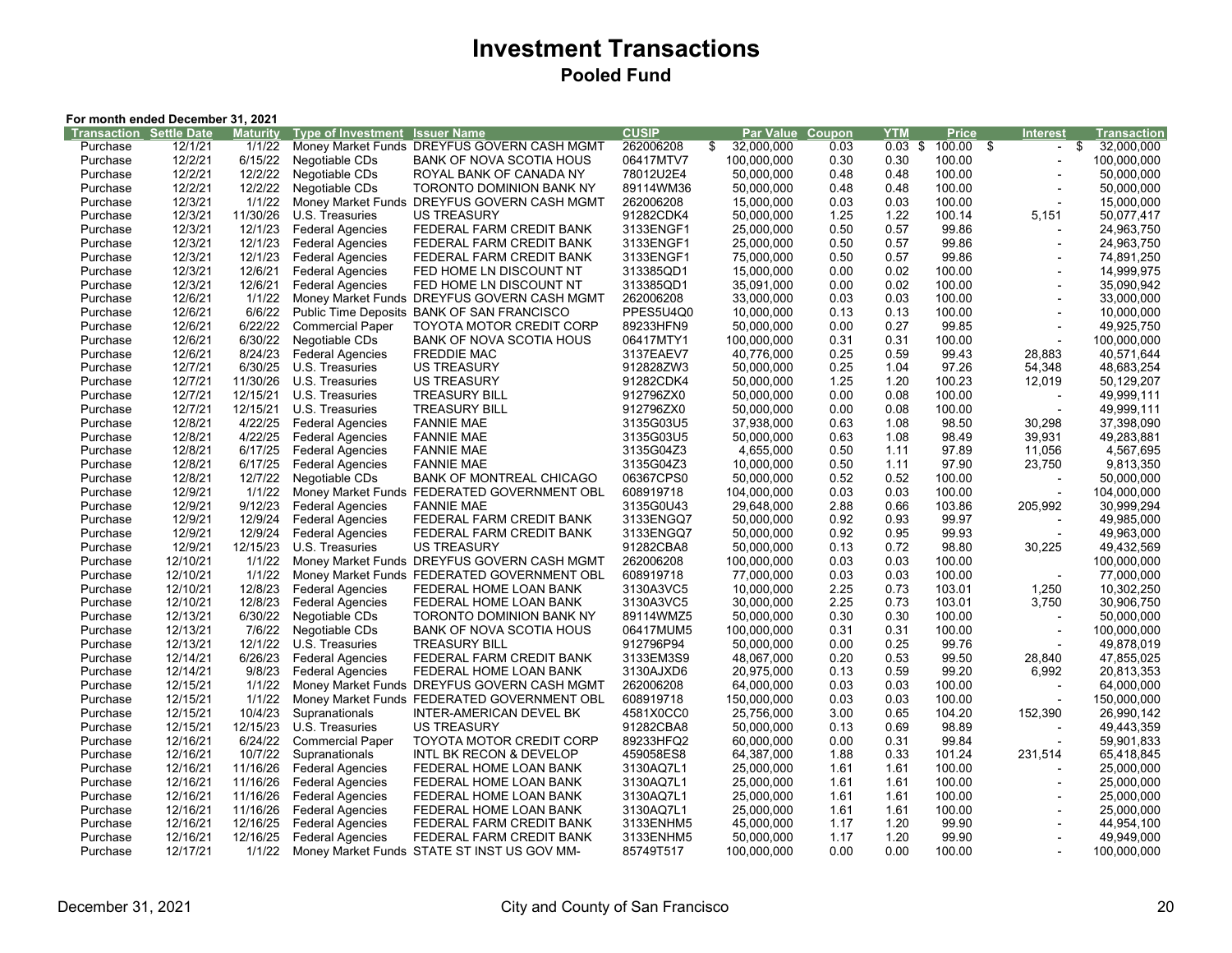# Investment Transactions

## Pooled Fund

**For month ended December 31, 2021**

| Transaction | Settle Date | Maturity | Type of Investment | Issuer Name | CUSIP | Par Value | Coupon | YTM | Price | Interest | Transaction |
|---|---|---|---|---|---|---|---|---|---|---|---|
| Purchase | 12/1/21 | 1/1/22 | Money Market Funds | DREYFUS GOVERN CASH MGMT | 262006208 | $ 32,000,000 | 0.03 | 0.03 | $ 100.00 | $ - | $ 32,000,000 |
| Purchase | 12/2/21 | 6/15/22 | Negotiable CDs | BANK OF NOVA SCOTIA HOUS | 06417MTV7 | 100,000,000 | 0.30 | 0.30 | 100.00 | - | 100,000,000 |
| Purchase | 12/2/21 | 12/2/22 | Negotiable CDs | ROYAL BANK OF CANADA NY | 78012U2E4 | 50,000,000 | 0.48 | 0.48 | 100.00 | - | 50,000,000 |
| Purchase | 12/2/21 | 12/2/22 | Negotiable CDs | TORONTO DOMINION BANK NY | 89114WM36 | 50,000,000 | 0.48 | 0.48 | 100.00 | - | 50,000,000 |
| Purchase | 12/3/21 | 1/1/22 | Money Market Funds | DREYFUS GOVERN CASH MGMT | 262006208 | 15,000,000 | 0.03 | 0.03 | 100.00 | - | 15,000,000 |
| Purchase | 12/3/21 | 11/30/26 | U.S. Treasuries | US TREASURY | 91282CDK4 | 50,000,000 | 1.25 | 1.22 | 100.14 | 5,151 | 50,077,417 |
| Purchase | 12/3/21 | 12/1/23 | Federal Agencies | FEDERAL FARM CREDIT BANK | 3133ENGF1 | 25,000,000 | 0.50 | 0.57 | 99.86 | - | 24,963,750 |
| Purchase | 12/3/21 | 12/1/23 | Federal Agencies | FEDERAL FARM CREDIT BANK | 3133ENGF1 | 25,000,000 | 0.50 | 0.57 | 99.86 | - | 24,963,750 |
| Purchase | 12/3/21 | 12/1/23 | Federal Agencies | FEDERAL FARM CREDIT BANK | 3133ENGF1 | 75,000,000 | 0.50 | 0.57 | 99.86 | - | 74,891,250 |
| Purchase | 12/3/21 | 12/6/21 | Federal Agencies | FED HOME LN DISCOUNT NT | 313385QD1 | 15,000,000 | 0.00 | 0.02 | 100.00 | - | 14,999,975 |
| Purchase | 12/3/21 | 12/6/21 | Federal Agencies | FED HOME LN DISCOUNT NT | 313385QD1 | 35,091,000 | 0.00 | 0.02 | 100.00 | - | 35,090,942 |
| Purchase | 12/6/21 | 1/1/22 | Money Market Funds | DREYFUS GOVERN CASH MGMT | 262006208 | 33,000,000 | 0.03 | 0.03 | 100.00 | - | 33,000,000 |
| Purchase | 12/6/21 | 6/6/22 | Public Time Deposits | BANK OF SAN FRANCISCO | PPES5U4Q0 | 10,000,000 | 0.13 | 0.13 | 100.00 | - | 10,000,000 |
| Purchase | 12/6/21 | 6/22/22 | Commercial Paper | TOYOTA MOTOR CREDIT CORP | 89233HFN9 | 50,000,000 | 0.00 | 0.27 | 99.85 | - | 49,925,750 |
| Purchase | 12/6/21 | 6/30/22 | Negotiable CDs | BANK OF NOVA SCOTIA HOUS | 06417MTY1 | 100,000,000 | 0.31 | 0.31 | 100.00 | - | 100,000,000 |
| Purchase | 12/6/21 | 8/24/23 | Federal Agencies | FREDDIE MAC | 3137EAEV7 | 40,776,000 | 0.25 | 0.59 | 99.43 | 28,883 | 40,571,644 |
| Purchase | 12/7/21 | 6/30/25 | U.S. Treasuries | US TREASURY | 912828ZW3 | 50,000,000 | 0.25 | 1.04 | 97.26 | 54,348 | 48,683,254 |
| Purchase | 12/7/21 | 11/30/26 | U.S. Treasuries | US TREASURY | 91282CDK4 | 50,000,000 | 1.25 | 1.20 | 100.23 | 12,019 | 50,129,207 |
| Purchase | 12/7/21 | 12/15/21 | U.S. Treasuries | TREASURY BILL | 912796ZX0 | 50,000,000 | 0.00 | 0.08 | 100.00 | - | 49,999,111 |
| Purchase | 12/7/21 | 12/15/21 | U.S. Treasuries | TREASURY BILL | 912796ZX0 | 50,000,000 | 0.00 | 0.08 | 100.00 | - | 49,999,111 |
| Purchase | 12/8/21 | 4/22/25 | Federal Agencies | FANNIE MAE | 3135G03U5 | 37,938,000 | 0.63 | 1.08 | 98.50 | 30,298 | 37,398,090 |
| Purchase | 12/8/21 | 4/22/25 | Federal Agencies | FANNIE MAE | 3135G03U5 | 50,000,000 | 0.63 | 1.08 | 98.49 | 39,931 | 49,283,881 |
| Purchase | 12/8/21 | 6/17/25 | Federal Agencies | FANNIE MAE | 3135G04Z3 | 4,655,000 | 0.50 | 1.11 | 97.89 | 11,056 | 4,567,695 |
| Purchase | 12/8/21 | 6/17/25 | Federal Agencies | FANNIE MAE | 3135G04Z3 | 10,000,000 | 0.50 | 1.11 | 97.90 | 23,750 | 9,813,350 |
| Purchase | 12/8/21 | 12/7/22 | Negotiable CDs | BANK OF MONTREAL CHICAGO | 06367CPS0 | 50,000,000 | 0.52 | 0.52 | 100.00 | - | 50,000,000 |
| Purchase | 12/9/21 | 1/1/22 | Money Market Funds | FEDERATED GOVERNMENT OBL | 608919718 | 104,000,000 | 0.03 | 0.03 | 100.00 | - | 104,000,000 |
| Purchase | 12/9/21 | 9/12/23 | Federal Agencies | FANNIE MAE | 3135G0U43 | 29,648,000 | 2.88 | 0.66 | 103.86 | 205,992 | 30,999,294 |
| Purchase | 12/9/21 | 12/9/24 | Federal Agencies | FEDERAL FARM CREDIT BANK | 3133ENGQ7 | 50,000,000 | 0.92 | 0.93 | 99.97 | - | 49,985,000 |
| Purchase | 12/9/21 | 12/9/24 | Federal Agencies | FEDERAL FARM CREDIT BANK | 3133ENGQ7 | 50,000,000 | 0.92 | 0.95 | 99.93 | - | 49,963,000 |
| Purchase | 12/9/21 | 12/15/23 | U.S. Treasuries | US TREASURY | 91282CBA8 | 50,000,000 | 0.13 | 0.72 | 98.80 | 30,225 | 49,432,569 |
| Purchase | 12/10/21 | 1/1/22 | Money Market Funds | DREYFUS GOVERN CASH MGMT | 262006208 | 100,000,000 | 0.03 | 0.03 | 100.00 | | 100,000,000 |
| Purchase | 12/10/21 | 1/1/22 | Money Market Funds | FEDERATED GOVERNMENT OBL | 608919718 | 77,000,000 | 0.03 | 0.03 | 100.00 | - | 77,000,000 |
| Purchase | 12/10/21 | 12/8/23 | Federal Agencies | FEDERAL HOME LOAN BANK | 3130A3VC5 | 10,000,000 | 2.25 | 0.73 | 103.01 | 1,250 | 10,302,250 |
| Purchase | 12/10/21 | 12/8/23 | Federal Agencies | FEDERAL HOME LOAN BANK | 3130A3VC5 | 30,000,000 | 2.25 | 0.73 | 103.01 | 3,750 | 30,906,750 |
| Purchase | 12/13/21 | 6/30/22 | Negotiable CDs | TORONTO DOMINION BANK NY | 89114WMZ5 | 50,000,000 | 0.30 | 0.30 | 100.00 | - | 50,000,000 |
| Purchase | 12/13/21 | 7/6/22 | Negotiable CDs | BANK OF NOVA SCOTIA HOUS | 06417MUM5 | 100,000,000 | 0.31 | 0.31 | 100.00 | - | 100,000,000 |
| Purchase | 12/13/21 | 12/1/22 | U.S. Treasuries | TREASURY BILL | 912796P94 | 50,000,000 | 0.00 | 0.25 | 99.76 | - | 49,878,019 |
| Purchase | 12/14/21 | 6/26/23 | Federal Agencies | FEDERAL FARM CREDIT BANK | 3133EM3S9 | 48,067,000 | 0.20 | 0.53 | 99.50 | 28,840 | 47,855,025 |
| Purchase | 12/14/21 | 9/8/23 | Federal Agencies | FEDERAL HOME LOAN BANK | 3130AJXD6 | 20,975,000 | 0.13 | 0.59 | 99.20 | 6,992 | 20,813,353 |
| Purchase | 12/15/21 | 1/1/22 | Money Market Funds | DREYFUS GOVERN CASH MGMT | 262006208 | 64,000,000 | 0.03 | 0.03 | 100.00 | - | 64,000,000 |
| Purchase | 12/15/21 | 1/1/22 | Money Market Funds | FEDERATED GOVERNMENT OBL | 608919718 | 150,000,000 | 0.03 | 0.03 | 100.00 | - | 150,000,000 |
| Purchase | 12/15/21 | 10/4/23 | Supranationals | INTER-AMERICAN DEVEL BK | 4581X0CC0 | 25,756,000 | 3.00 | 0.65 | 104.20 | 152,390 | 26,990,142 |
| Purchase | 12/15/21 | 12/15/23 | U.S. Treasuries | US TREASURY | 91282CBA8 | 50,000,000 | 0.13 | 0.69 | 98.89 | - | 49,443,359 |
| Purchase | 12/16/21 | 6/24/22 | Commercial Paper | TOYOTA MOTOR CREDIT CORP | 89233HFQ2 | 60,000,000 | 0.00 | 0.31 | 99.84 | - | 59,901,833 |
| Purchase | 12/16/21 | 10/7/22 | Supranationals | INTL BK RECON & DEVELOP | 459058ES8 | 64,387,000 | 1.88 | 0.33 | 101.24 | 231,514 | 65,418,845 |
| Purchase | 12/16/21 | 11/16/26 | Federal Agencies | FEDERAL HOME LOAN BANK | 3130AQ7L1 | 25,000,000 | 1.61 | 1.61 | 100.00 | - | 25,000,000 |
| Purchase | 12/16/21 | 11/16/26 | Federal Agencies | FEDERAL HOME LOAN BANK | 3130AQ7L1 | 25,000,000 | 1.61 | 1.61 | 100.00 | - | 25,000,000 |
| Purchase | 12/16/21 | 11/16/26 | Federal Agencies | FEDERAL HOME LOAN BANK | 3130AQ7L1 | 25,000,000 | 1.61 | 1.61 | 100.00 | - | 25,000,000 |
| Purchase | 12/16/21 | 11/16/26 | Federal Agencies | FEDERAL HOME LOAN BANK | 3130AQ7L1 | 25,000,000 | 1.61 | 1.61 | 100.00 | - | 25,000,000 |
| Purchase | 12/16/21 | 12/16/25 | Federal Agencies | FEDERAL FARM CREDIT BANK | 3133ENHM5 | 45,000,000 | 1.17 | 1.20 | 99.90 | - | 44,954,100 |
| Purchase | 12/16/21 | 12/16/25 | Federal Agencies | FEDERAL FARM CREDIT BANK | 3133ENHM5 | 50,000,000 | 1.17 | 1.20 | 99.90 | - | 49,949,000 |
| Purchase | 12/17/21 | 1/1/22 | Money Market Funds | STATE ST INST US GOV MM- | 85749T517 | 100,000,000 | 0.00 | 0.00 | 100.00 | - | 100,000,000 |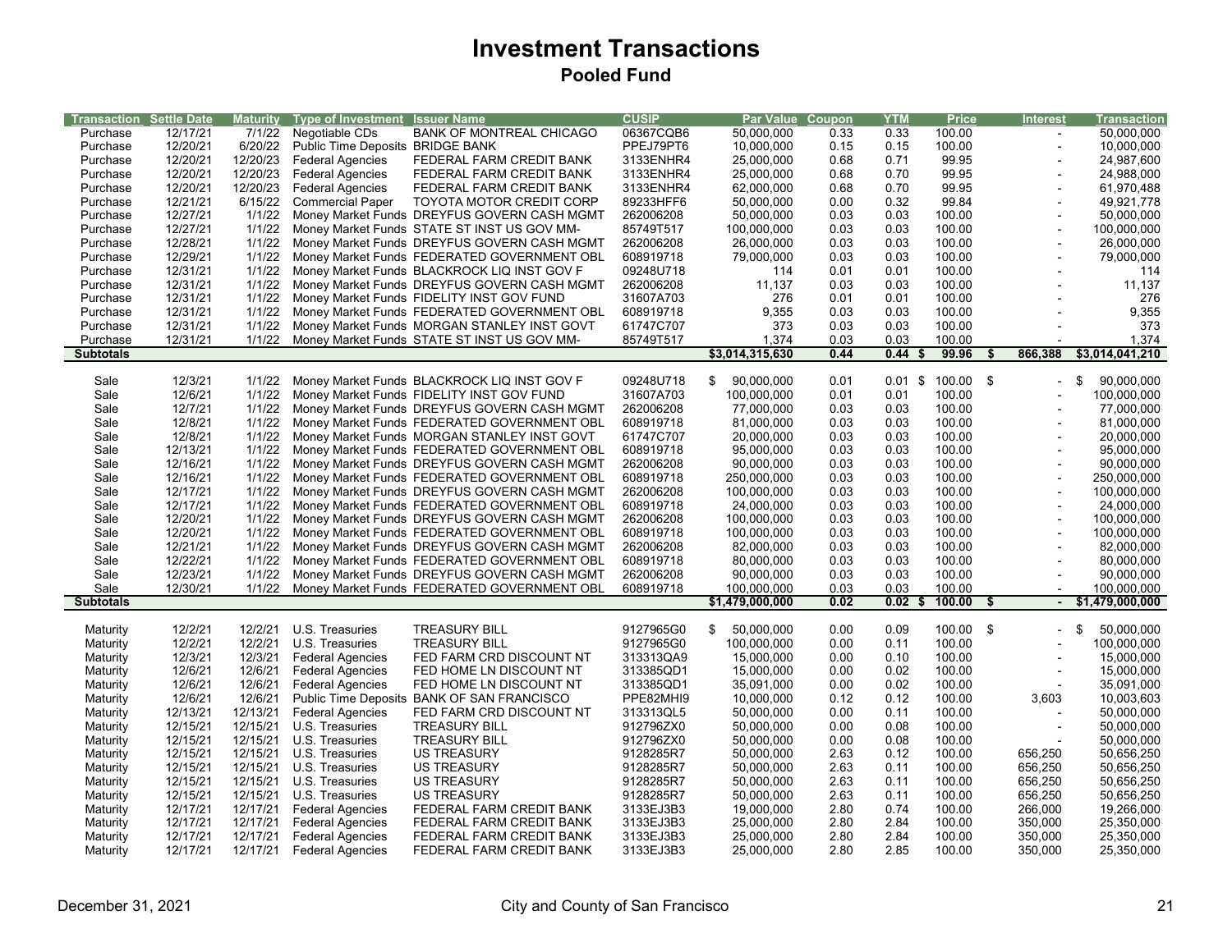# Investment Transactions

## Pooled Fund

| Transaction | Settle Date | Maturity | Type of Investment | Issuer Name | CUSIP | Par Value | Coupon | YTM | Price | Interest | Transaction |
|---|---|---|---|---|---|---|---|---|---|---|---|
| Purchase | 12/17/21 | 7/1/22 | Negotiable CDs | BANK OF MONTREAL CHICAGO | 06367CQB6 | 50,000,000 | 0.33 | 0.33 | 100.00 | - | 50,000,000 |
| Purchase | 12/20/21 | 6/20/22 | Public Time Deposits | BRIDGE BANK | PPEJ79PT6 | 10,000,000 | 0.15 | 0.15 | 100.00 | - | 10,000,000 |
| Purchase | 12/20/21 | 12/20/23 | Federal Agencies | FEDERAL FARM CREDIT BANK | 3133ENHR4 | 25,000,000 | 0.68 | 0.71 | 99.95 | - | 24,987,600 |
| Purchase | 12/20/21 | 12/20/23 | Federal Agencies | FEDERAL FARM CREDIT BANK | 3133ENHR4 | 25,000,000 | 0.68 | 0.70 | 99.95 | - | 24,988,000 |
| Purchase | 12/20/21 | 12/20/23 | Federal Agencies | FEDERAL FARM CREDIT BANK | 3133ENHR4 | 62,000,000 | 0.68 | 0.70 | 99.95 | - | 61,970,488 |
| Purchase | 12/21/21 | 6/15/22 | Commercial Paper | TOYOTA MOTOR CREDIT CORP | 89233HFF6 | 50,000,000 | 0.00 | 0.32 | 99.84 | - | 49,921,778 |
| Purchase | 12/27/21 | 1/1/22 | Money Market Funds | DREYFUS GOVERN CASH MGMT | 262006208 | 50,000,000 | 0.03 | 0.03 | 100.00 | - | 50,000,000 |
| Purchase | 12/27/21 | 1/1/22 | Money Market Funds | STATE ST INST US GOV MM- | 85749T517 | 100,000,000 | 0.03 | 0.03 | 100.00 | - | 100,000,000 |
| Purchase | 12/28/21 | 1/1/22 | Money Market Funds | DREYFUS GOVERN CASH MGMT | 262006208 | 26,000,000 | 0.03 | 0.03 | 100.00 | - | 26,000,000 |
| Purchase | 12/29/21 | 1/1/22 | Money Market Funds | FEDERATED GOVERNMENT OBL | 608919718 | 79,000,000 | 0.03 | 0.03 | 100.00 | - | 79,000,000 |
| Purchase | 12/31/21 | 1/1/22 | Money Market Funds | BLACKROCK LIQ INST GOV F | 09248U718 | 114 | 0.01 | 0.01 | 100.00 | - | 114 |
| Purchase | 12/31/21 | 1/1/22 | Money Market Funds | DREYFUS GOVERN CASH MGMT | 262006208 | 11,137 | 0.03 | 0.03 | 100.00 | - | 11,137 |
| Purchase | 12/31/21 | 1/1/22 | Money Market Funds | FIDELITY INST GOV FUND | 31607A703 | 276 | 0.01 | 0.01 | 100.00 | - | 276 |
| Purchase | 12/31/21 | 1/1/22 | Money Market Funds | FEDERATED GOVERNMENT OBL | 608919718 | 9,355 | 0.03 | 0.03 | 100.00 | - | 9,355 |
| Purchase | 12/31/21 | 1/1/22 | Money Market Funds | MORGAN STANLEY INST GOVT | 61747C707 | 373 | 0.03 | 0.03 | 100.00 | - | 373 |
| Purchase | 12/31/21 | 1/1/22 | Money Market Funds | STATE ST INST US GOV MM- | 85749T517 | 1,374 | 0.03 | 0.03 | 100.00 | - | 1,374 |
| **Subtotals** | | | | | | **$3,014,315,630** | **0.44** | **0.44** | **$ 99.96** | **$ 866,388** | **$3,014,041,210** |
| | | | | | | | | | | | |
| Sale | 12/3/21 | 1/1/22 | Money Market Funds | BLACKROCK LIQ INST GOV F | 09248U718 | $ 90,000,000 | 0.01 | 0.01 | $ 100.00 | $ - | $ 90,000,000 |
| Sale | 12/6/21 | 1/1/22 | Money Market Funds | FIDELITY INST GOV FUND | 31607A703 | 100,000,000 | 0.01 | 0.01 | 100.00 | - | 100,000,000 |
| Sale | 12/7/21 | 1/1/22 | Money Market Funds | DREYFUS GOVERN CASH MGMT | 262006208 | 77,000,000 | 0.03 | 0.03 | 100.00 | - | 77,000,000 |
| Sale | 12/8/21 | 1/1/22 | Money Market Funds | FEDERATED GOVERNMENT OBL | 608919718 | 81,000,000 | 0.03 | 0.03 | 100.00 | - | 81,000,000 |
| Sale | 12/8/21 | 1/1/22 | Money Market Funds | MORGAN STANLEY INST GOVT | 61747C707 | 20,000,000 | 0.03 | 0.03 | 100.00 | - | 20,000,000 |
| Sale | 12/13/21 | 1/1/22 | Money Market Funds | FEDERATED GOVERNMENT OBL | 608919718 | 95,000,000 | 0.03 | 0.03 | 100.00 | - | 95,000,000 |
| Sale | 12/16/21 | 1/1/22 | Money Market Funds | DREYFUS GOVERN CASH MGMT | 262006208 | 90,000,000 | 0.03 | 0.03 | 100.00 | - | 90,000,000 |
| Sale | 12/16/21 | 1/1/22 | Money Market Funds | FEDERATED GOVERNMENT OBL | 608919718 | 250,000,000 | 0.03 | 0.03 | 100.00 | - | 250,000,000 |
| Sale | 12/17/21 | 1/1/22 | Money Market Funds | DREYFUS GOVERN CASH MGMT | 262006208 | 100,000,000 | 0.03 | 0.03 | 100.00 | - | 100,000,000 |
| Sale | 12/17/21 | 1/1/22 | Money Market Funds | FEDERATED GOVERNMENT OBL | 608919718 | 24,000,000 | 0.03 | 0.03 | 100.00 | - | 24,000,000 |
| Sale | 12/20/21 | 1/1/22 | Money Market Funds | DREYFUS GOVERN CASH MGMT | 262006208 | 100,000,000 | 0.03 | 0.03 | 100.00 | - | 100,000,000 |
| Sale | 12/20/21 | 1/1/22 | Money Market Funds | FEDERATED GOVERNMENT OBL | 608919718 | 100,000,000 | 0.03 | 0.03 | 100.00 | - | 100,000,000 |
| Sale | 12/21/21 | 1/1/22 | Money Market Funds | DREYFUS GOVERN CASH MGMT | 262006208 | 82,000,000 | 0.03 | 0.03 | 100.00 | - | 82,000,000 |
| Sale | 12/22/21 | 1/1/22 | Money Market Funds | FEDERATED GOVERNMENT OBL | 608919718 | 80,000,000 | 0.03 | 0.03 | 100.00 | - | 80,000,000 |
| Sale | 12/23/21 | 1/1/22 | Money Market Funds | DREYFUS GOVERN CASH MGMT | 262006208 | 90,000,000 | 0.03 | 0.03 | 100.00 | - | 90,000,000 |
| Sale | 12/30/21 | 1/1/22 | Money Market Funds | FEDERATED GOVERNMENT OBL | 608919718 | 100,000,000 | 0.03 | 0.03 | 100.00 | - | 100,000,000 |
| **Subtotals** | | | | | | **$1,479,000,000** | **0.02** | **0.02** | **$ 100.00** | **$ -** | **$1,479,000,000** |
| | | | | | | | | | | | |
| Maturity | 12/2/21 | 12/2/21 | U.S. Treasuries | TREASURY BILL | 9127965G0 | $ 50,000,000 | 0.00 | 0.09 | 100.00 | $ - | $ 50,000,000 |
| Maturity | 12/2/21 | 12/2/21 | U.S. Treasuries | TREASURY BILL | 9127965G0 | 100,000,000 | 0.00 | 0.11 | 100.00 | - | 100,000,000 |
| Maturity | 12/3/21 | 12/3/21 | Federal Agencies | FED FARM CRD DISCOUNT NT | 313313QA9 | 15,000,000 | 0.00 | 0.10 | 100.00 | - | 15,000,000 |
| Maturity | 12/6/21 | 12/6/21 | Federal Agencies | FED HOME LN DISCOUNT NT | 313385QD1 | 15,000,000 | 0.00 | 0.02 | 100.00 | - | 15,000,000 |
| Maturity | 12/6/21 | 12/6/21 | Federal Agencies | FED HOME LN DISCOUNT NT | 313385QD1 | 35,091,000 | 0.00 | 0.02 | 100.00 | - | 35,091,000 |
| Maturity | 12/6/21 | 12/6/21 | Public Time Deposits | BANK OF SAN FRANCISCO | PPE82MHI9 | 10,000,000 | 0.12 | 0.12 | 100.00 | 3,603 | 10,003,603 |
| Maturity | 12/13/21 | 12/13/21 | Federal Agencies | FED FARM CRD DISCOUNT NT | 313313QL5 | 50,000,000 | 0.00 | 0.11 | 100.00 | - | 50,000,000 |
| Maturity | 12/15/21 | 12/15/21 | U.S. Treasuries | TREASURY BILL | 912796ZX0 | 50,000,000 | 0.00 | 0.08 | 100.00 | - | 50,000,000 |
| Maturity | 12/15/21 | 12/15/21 | U.S. Treasuries | TREASURY BILL | 912796ZX0 | 50,000,000 | 0.00 | 0.08 | 100.00 | - | 50,000,000 |
| Maturity | 12/15/21 | 12/15/21 | U.S. Treasuries | US TREASURY | 9128285R7 | 50,000,000 | 2.63 | 0.12 | 100.00 | 656,250 | 50,656,250 |
| Maturity | 12/15/21 | 12/15/21 | U.S. Treasuries | US TREASURY | 9128285R7 | 50,000,000 | 2.63 | 0.11 | 100.00 | 656,250 | 50,656,250 |
| Maturity | 12/15/21 | 12/15/21 | U.S. Treasuries | US TREASURY | 9128285R7 | 50,000,000 | 2.63 | 0.11 | 100.00 | 656,250 | 50,656,250 |
| Maturity | 12/15/21 | 12/15/21 | U.S. Treasuries | US TREASURY | 9128285R7 | 50,000,000 | 2.63 | 0.11 | 100.00 | 656,250 | 50,656,250 |
| Maturity | 12/17/21 | 12/17/21 | Federal Agencies | FEDERAL FARM CREDIT BANK | 3133EJ3B3 | 19,000,000 | 2.80 | 0.74 | 100.00 | 266,000 | 19,266,000 |
| Maturity | 12/17/21 | 12/17/21 | Federal Agencies | FEDERAL FARM CREDIT BANK | 3133EJ3B3 | 25,000,000 | 2.80 | 2.84 | 100.00 | 350,000 | 25,350,000 |
| Maturity | 12/17/21 | 12/17/21 | Federal Agencies | FEDERAL FARM CREDIT BANK | 3133EJ3B3 | 25,000,000 | 2.80 | 2.84 | 100.00 | 350,000 | 25,350,000 |
| Maturity | 12/17/21 | 12/17/21 | Federal Agencies | FEDERAL FARM CREDIT BANK | 3133EJ3B3 | 25,000,000 | 2.80 | 2.85 | 100.00 | 350,000 | 25,350,000 |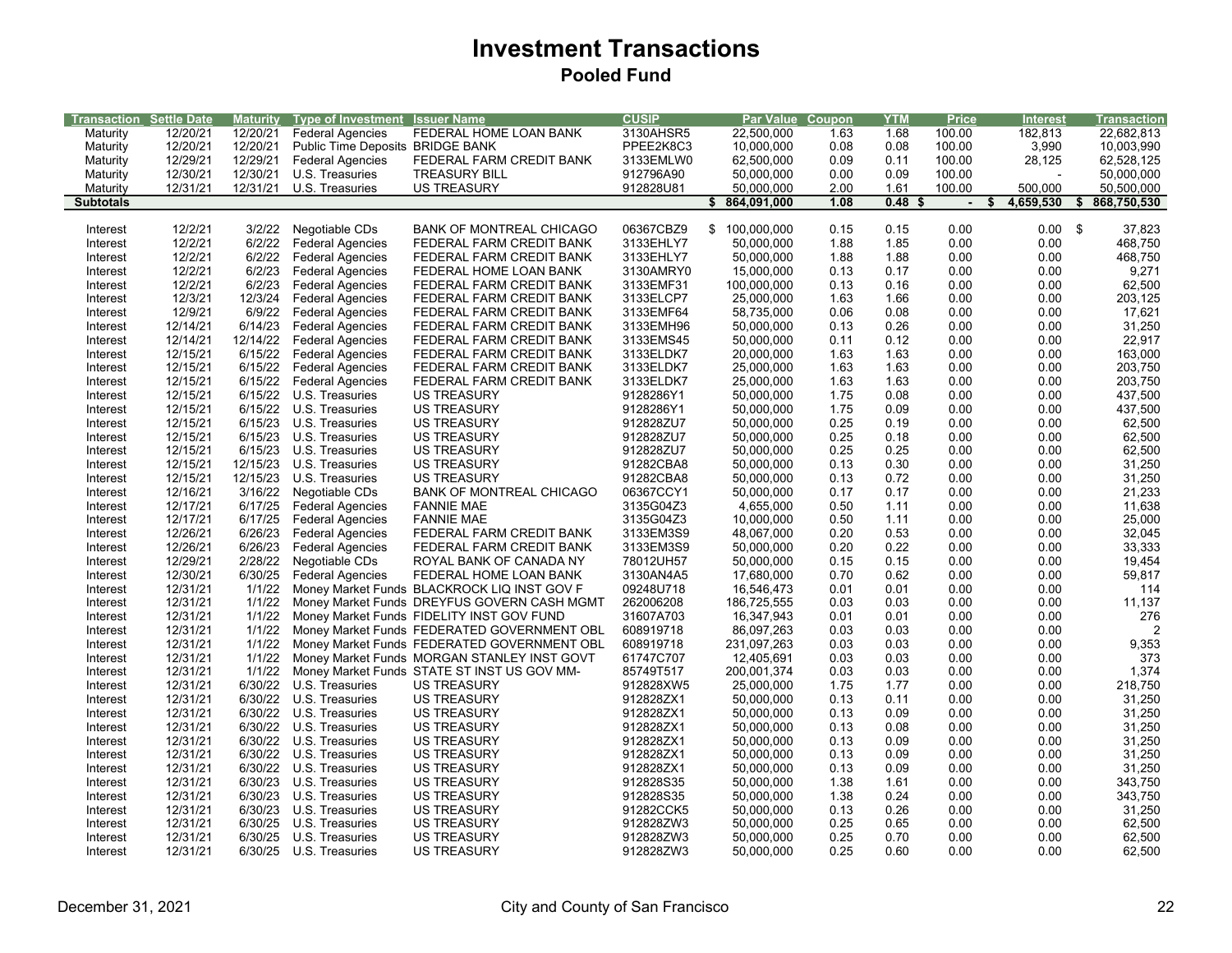# Investment Transactions

## Pooled Fund

| Transaction | Settle Date | Maturity | Type of Investment | Issuer Name | CUSIP | Par Value | Coupon | YTM | Price | Interest | Transaction |
|---|---|---|---|---|---|---|---|---|---|---|---|
| Maturity | 12/20/21 | 12/20/21 | Federal Agencies | FEDERAL HOME LOAN BANK | 3130AHSR5 | 22,500,000 | 1.63 | 1.68 | 100.00 | 182,813 | 22,682,813 |
| Maturity | 12/20/21 | 12/20/21 | Public Time Deposits | BRIDGE BANK | PPEE2K8C3 | 10,000,000 | 0.08 | 0.08 | 100.00 | 3,990 | 10,003,990 |
| Maturity | 12/29/21 | 12/29/21 | Federal Agencies | FEDERAL FARM CREDIT BANK | 3133EMLW0 | 62,500,000 | 0.09 | 0.11 | 100.00 | 28,125 | 62,528,125 |
| Maturity | 12/30/21 | 12/30/21 | U.S. Treasuries | TREASURY BILL | 912796A90 | 50,000,000 | 0.00 | 0.09 | 100.00 | - | 50,000,000 |
| Maturity | 12/31/21 | 12/31/21 | U.S. Treasuries | US TREASURY | 912828U81 | 50,000,000 | 2.00 | 1.61 | 100.00 | 500,000 | 50,500,000 |
| **Subtotals** | | | | | | **$ 864,091,000** | **1.08** | **0.48** | **$ -** | **$ 4,659,530** | **$ 868,750,530** |
| | | | | | | | | | | | |
| Interest | 12/2/21 | 3/2/22 | Negotiable CDs | BANK OF MONTREAL CHICAGO | 06367CBZ9 | $ 100,000,000 | 0.15 | 0.15 | 0.00 | 0.00 | $ 37,823 |
| Interest | 12/2/21 | 6/2/22 | Federal Agencies | FEDERAL FARM CREDIT BANK | 3133EHLY7 | 50,000,000 | 1.88 | 1.85 | 0.00 | 0.00 | 468,750 |
| Interest | 12/2/21 | 6/2/22 | Federal Agencies | FEDERAL FARM CREDIT BANK | 3133EHLY7 | 50,000,000 | 1.88 | 1.88 | 0.00 | 0.00 | 468,750 |
| Interest | 12/2/21 | 6/2/23 | Federal Agencies | FEDERAL HOME LOAN BANK | 3130AMRY0 | 15,000,000 | 0.13 | 0.17 | 0.00 | 0.00 | 9,271 |
| Interest | 12/2/21 | 6/2/23 | Federal Agencies | FEDERAL FARM CREDIT BANK | 3133EMF31 | 100,000,000 | 0.13 | 0.16 | 0.00 | 0.00 | 62,500 |
| Interest | 12/3/21 | 12/3/24 | Federal Agencies | FEDERAL FARM CREDIT BANK | 3133ELCP7 | 25,000,000 | 1.63 | 1.66 | 0.00 | 0.00 | 203,125 |
| Interest | 12/9/21 | 6/9/22 | Federal Agencies | FEDERAL FARM CREDIT BANK | 3133EMF64 | 58,735,000 | 0.06 | 0.08 | 0.00 | 0.00 | 17,621 |
| Interest | 12/14/21 | 6/14/23 | Federal Agencies | FEDERAL FARM CREDIT BANK | 3133EMH96 | 50,000,000 | 0.13 | 0.26 | 0.00 | 0.00 | 31,250 |
| Interest | 12/14/21 | 12/14/22 | Federal Agencies | FEDERAL FARM CREDIT BANK | 3133EMS45 | 50,000,000 | 0.11 | 0.12 | 0.00 | 0.00 | 22,917 |
| Interest | 12/15/21 | 6/15/22 | Federal Agencies | FEDERAL FARM CREDIT BANK | 3133ELDK7 | 20,000,000 | 1.63 | 1.63 | 0.00 | 0.00 | 163,000 |
| Interest | 12/15/21 | 6/15/22 | Federal Agencies | FEDERAL FARM CREDIT BANK | 3133ELDK7 | 25,000,000 | 1.63 | 1.63 | 0.00 | 0.00 | 203,750 |
| Interest | 12/15/21 | 6/15/22 | Federal Agencies | FEDERAL FARM CREDIT BANK | 3133ELDK7 | 25,000,000 | 1.63 | 1.63 | 0.00 | 0.00 | 203,750 |
| Interest | 12/15/21 | 6/15/22 | U.S. Treasuries | US TREASURY | 9128286Y1 | 50,000,000 | 1.75 | 0.08 | 0.00 | 0.00 | 437,500 |
| Interest | 12/15/21 | 6/15/22 | U.S. Treasuries | US TREASURY | 9128286Y1 | 50,000,000 | 1.75 | 0.09 | 0.00 | 0.00 | 437,500 |
| Interest | 12/15/21 | 6/15/23 | U.S. Treasuries | US TREASURY | 912828ZU7 | 50,000,000 | 0.25 | 0.19 | 0.00 | 0.00 | 62,500 |
| Interest | 12/15/21 | 6/15/23 | U.S. Treasuries | US TREASURY | 912828ZU7 | 50,000,000 | 0.25 | 0.18 | 0.00 | 0.00 | 62,500 |
| Interest | 12/15/21 | 6/15/23 | U.S. Treasuries | US TREASURY | 912828ZU7 | 50,000,000 | 0.25 | 0.25 | 0.00 | 0.00 | 62,500 |
| Interest | 12/15/21 | 12/15/23 | U.S. Treasuries | US TREASURY | 91282CBA8 | 50,000,000 | 0.13 | 0.30 | 0.00 | 0.00 | 31,250 |
| Interest | 12/15/21 | 12/15/23 | U.S. Treasuries | US TREASURY | 91282CBA8 | 50,000,000 | 0.13 | 0.72 | 0.00 | 0.00 | 31,250 |
| Interest | 12/16/21 | 3/16/22 | Negotiable CDs | BANK OF MONTREAL CHICAGO | 06367CCY1 | 50,000,000 | 0.17 | 0.17 | 0.00 | 0.00 | 21,233 |
| Interest | 12/17/21 | 6/17/25 | Federal Agencies | FANNIE MAE | 3135G04Z3 | 4,655,000 | 0.50 | 1.11 | 0.00 | 0.00 | 11,638 |
| Interest | 12/17/21 | 6/17/25 | Federal Agencies | FANNIE MAE | 3135G04Z3 | 10,000,000 | 0.50 | 1.11 | 0.00 | 0.00 | 25,000 |
| Interest | 12/26/21 | 6/26/23 | Federal Agencies | FEDERAL FARM CREDIT BANK | 3133EM3S9 | 48,067,000 | 0.20 | 0.53 | 0.00 | 0.00 | 32,045 |
| Interest | 12/26/21 | 6/26/23 | Federal Agencies | FEDERAL FARM CREDIT BANK | 3133EM3S9 | 50,000,000 | 0.20 | 0.22 | 0.00 | 0.00 | 33,333 |
| Interest | 12/29/21 | 2/28/22 | Negotiable CDs | ROYAL BANK OF CANADA NY | 78012UH57 | 50,000,000 | 0.15 | 0.15 | 0.00 | 0.00 | 19,454 |
| Interest | 12/30/21 | 6/30/25 | Federal Agencies | FEDERAL HOME LOAN BANK | 3130AN4A5 | 17,680,000 | 0.70 | 0.62 | 0.00 | 0.00 | 59,817 |
| Interest | 12/31/21 | 1/1/22 | Money Market Funds | BLACKROCK LIQ INST GOV F | 09248U718 | 16,546,473 | 0.01 | 0.01 | 0.00 | 0.00 | 114 |
| Interest | 12/31/21 | 1/1/22 | Money Market Funds | DREYFUS GOVERN CASH MGMT | 262006208 | 186,725,555 | 0.03 | 0.03 | 0.00 | 0.00 | 11,137 |
| Interest | 12/31/21 | 1/1/22 | Money Market Funds | FIDELITY INST GOV FUND | 31607A703 | 16,347,943 | 0.01 | 0.01 | 0.00 | 0.00 | 276 |
| Interest | 12/31/21 | 1/1/22 | Money Market Funds | FEDERATED GOVERNMENT OBL | 608919718 | 86,097,263 | 0.03 | 0.03 | 0.00 | 0.00 | 2 |
| Interest | 12/31/21 | 1/1/22 | Money Market Funds | FEDERATED GOVERNMENT OBL | 608919718 | 231,097,263 | 0.03 | 0.03 | 0.00 | 0.00 | 9,353 |
| Interest | 12/31/21 | 1/1/22 | Money Market Funds | MORGAN STANLEY INST GOVT | 61747C707 | 12,405,691 | 0.03 | 0.03 | 0.00 | 0.00 | 373 |
| Interest | 12/31/21 | 1/1/22 | Money Market Funds | STATE ST INST US GOV MM- | 85749T517 | 200,001,374 | 0.03 | 0.03 | 0.00 | 0.00 | 1,374 |
| Interest | 12/31/21 | 6/30/22 | U.S. Treasuries | US TREASURY | 912828XW5 | 25,000,000 | 1.75 | 1.77 | 0.00 | 0.00 | 218,750 |
| Interest | 12/31/21 | 6/30/22 | U.S. Treasuries | US TREASURY | 912828ZX1 | 50,000,000 | 0.13 | 0.11 | 0.00 | 0.00 | 31,250 |
| Interest | 12/31/21 | 6/30/22 | U.S. Treasuries | US TREASURY | 912828ZX1 | 50,000,000 | 0.13 | 0.09 | 0.00 | 0.00 | 31,250 |
| Interest | 12/31/21 | 6/30/22 | U.S. Treasuries | US TREASURY | 912828ZX1 | 50,000,000 | 0.13 | 0.08 | 0.00 | 0.00 | 31,250 |
| Interest | 12/31/21 | 6/30/22 | U.S. Treasuries | US TREASURY | 912828ZX1 | 50,000,000 | 0.13 | 0.09 | 0.00 | 0.00 | 31,250 |
| Interest | 12/31/21 | 6/30/22 | U.S. Treasuries | US TREASURY | 912828ZX1 | 50,000,000 | 0.13 | 0.09 | 0.00 | 0.00 | 31,250 |
| Interest | 12/31/21 | 6/30/22 | U.S. Treasuries | US TREASURY | 912828ZX1 | 50,000,000 | 0.13 | 0.09 | 0.00 | 0.00 | 31,250 |
| Interest | 12/31/21 | 6/30/23 | U.S. Treasuries | US TREASURY | 912828S35 | 50,000,000 | 1.38 | 1.61 | 0.00 | 0.00 | 343,750 |
| Interest | 12/31/21 | 6/30/23 | U.S. Treasuries | US TREASURY | 912828S35 | 50,000,000 | 1.38 | 0.24 | 0.00 | 0.00 | 343,750 |
| Interest | 12/31/21 | 6/30/23 | U.S. Treasuries | US TREASURY | 91282CCK5 | 50,000,000 | 0.13 | 0.26 | 0.00 | 0.00 | 31,250 |
| Interest | 12/31/21 | 6/30/25 | U.S. Treasuries | US TREASURY | 912828ZW3 | 50,000,000 | 0.25 | 0.65 | 0.00 | 0.00 | 62,500 |
| Interest | 12/31/21 | 6/30/25 | U.S. Treasuries | US TREASURY | 912828ZW3 | 50,000,000 | 0.25 | 0.70 | 0.00 | 0.00 | 62,500 |
| Interest | 12/31/21 | 6/30/25 | U.S. Treasuries | US TREASURY | 912828ZW3 | 50,000,000 | 0.25 | 0.60 | 0.00 | 0.00 | 62,500 |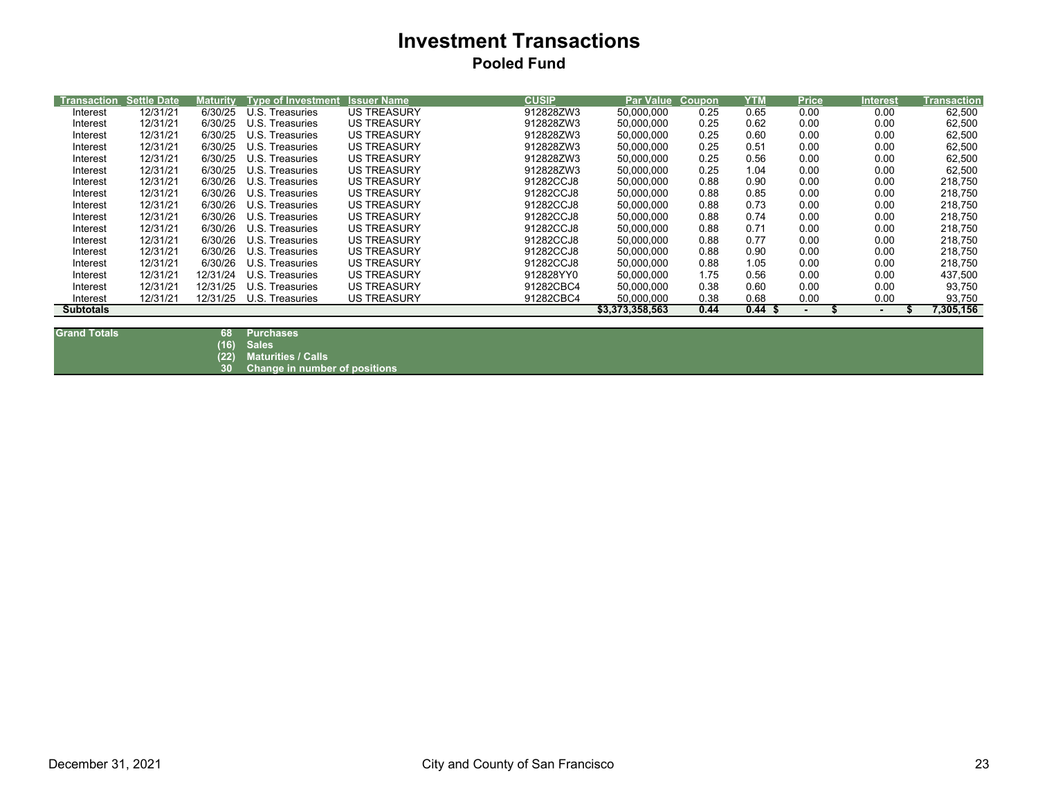# Investment Transactions

## Pooled Fund

| Transaction | Settle Date | Maturity | Type of Investment | Issuer Name | CUSIP | Par Value | Coupon | YTM | Price | Interest | Transaction |
|---|---|---|---|---|---|---|---|---|---|---|---|
| Interest | 12/31/21 | 6/30/25 | U.S. Treasuries | US TREASURY | 912828ZW3 | 50,000,000 | 0.25 | 0.65 | 0.00 | 0.00 | 62,500 |
| Interest | 12/31/21 | 6/30/25 | U.S. Treasuries | US TREASURY | 912828ZW3 | 50,000,000 | 0.25 | 0.62 | 0.00 | 0.00 | 62,500 |
| Interest | 12/31/21 | 6/30/25 | U.S. Treasuries | US TREASURY | 912828ZW3 | 50,000,000 | 0.25 | 0.60 | 0.00 | 0.00 | 62,500 |
| Interest | 12/31/21 | 6/30/25 | U.S. Treasuries | US TREASURY | 912828ZW3 | 50,000,000 | 0.25 | 0.51 | 0.00 | 0.00 | 62,500 |
| Interest | 12/31/21 | 6/30/25 | U.S. Treasuries | US TREASURY | 912828ZW3 | 50,000,000 | 0.25 | 0.56 | 0.00 | 0.00 | 62,500 |
| Interest | 12/31/21 | 6/30/25 | U.S. Treasuries | US TREASURY | 912828ZW3 | 50,000,000 | 0.25 | 1.04 | 0.00 | 0.00 | 62,500 |
| Interest | 12/31/21 | 6/30/26 | U.S. Treasuries | US TREASURY | 91282CCJ8 | 50,000,000 | 0.88 | 0.90 | 0.00 | 0.00 | 218,750 |
| Interest | 12/31/21 | 6/30/26 | U.S. Treasuries | US TREASURY | 91282CCJ8 | 50,000,000 | 0.88 | 0.85 | 0.00 | 0.00 | 218,750 |
| Interest | 12/31/21 | 6/30/26 | U.S. Treasuries | US TREASURY | 91282CCJ8 | 50,000,000 | 0.88 | 0.73 | 0.00 | 0.00 | 218,750 |
| Interest | 12/31/21 | 6/30/26 | U.S. Treasuries | US TREASURY | 91282CCJ8 | 50,000,000 | 0.88 | 0.74 | 0.00 | 0.00 | 218,750 |
| Interest | 12/31/21 | 6/30/26 | U.S. Treasuries | US TREASURY | 91282CCJ8 | 50,000,000 | 0.88 | 0.71 | 0.00 | 0.00 | 218,750 |
| Interest | 12/31/21 | 6/30/26 | U.S. Treasuries | US TREASURY | 91282CCJ8 | 50,000,000 | 0.88 | 0.77 | 0.00 | 0.00 | 218,750 |
| Interest | 12/31/21 | 6/30/26 | U.S. Treasuries | US TREASURY | 91282CCJ8 | 50,000,000 | 0.88 | 0.90 | 0.00 | 0.00 | 218,750 |
| Interest | 12/31/21 | 6/30/26 | U.S. Treasuries | US TREASURY | 91282CCJ8 | 50,000,000 | 0.88 | 1.05 | 0.00 | 0.00 | 218,750 |
| Interest | 12/31/21 | 12/31/24 | U.S. Treasuries | US TREASURY | 912828YY0 | 50,000,000 | 1.75 | 0.56 | 0.00 | 0.00 | 437,500 |
| Interest | 12/31/21 | 12/31/25 | U.S. Treasuries | US TREASURY | 91282CBC4 | 50,000,000 | 0.38 | 0.60 | 0.00 | 0.00 | 93,750 |
| Interest | 12/31/21 | 12/31/25 | U.S. Treasuries | US TREASURY | 91282CBC4 | 50,000,000 | 0.38 | 0.68 | 0.00 | 0.00 | 93,750 |
| **Subtotals** | | | | | | **$3,373,358,563** | **0.44** | **0.44** | **$ -** | **$ -** | **$ 7,305,156** |

| | | |
|---|---|---|
| **Grand Totals** | **68** | **Purchases** |
| | **(16)** | **Sales** |
| | **(22)** | **Maturities / Calls** |
| | **30** | **Change in number of positions** |